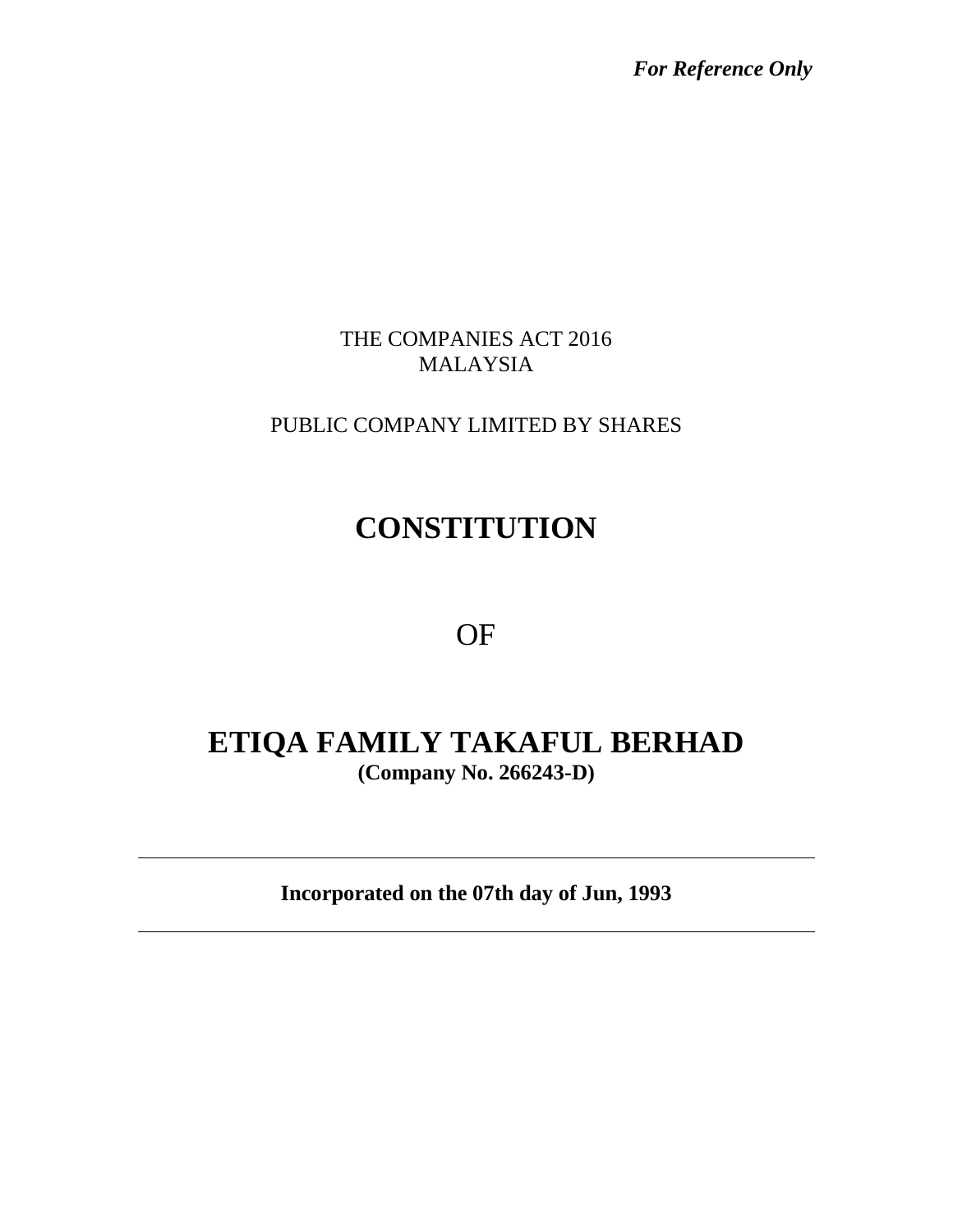*For Reference Only*

THE COMPANIES ACT 2016
MALAYSIA

PUBLIC COMPANY LIMITED BY SHARES

# CONSTITUTION

OF

# ETIQA FAMILY TAKAFUL BERHAD

**(Company No. 266243-D)**

---

**Incorporated on the 07th day of Jun, 1993**

---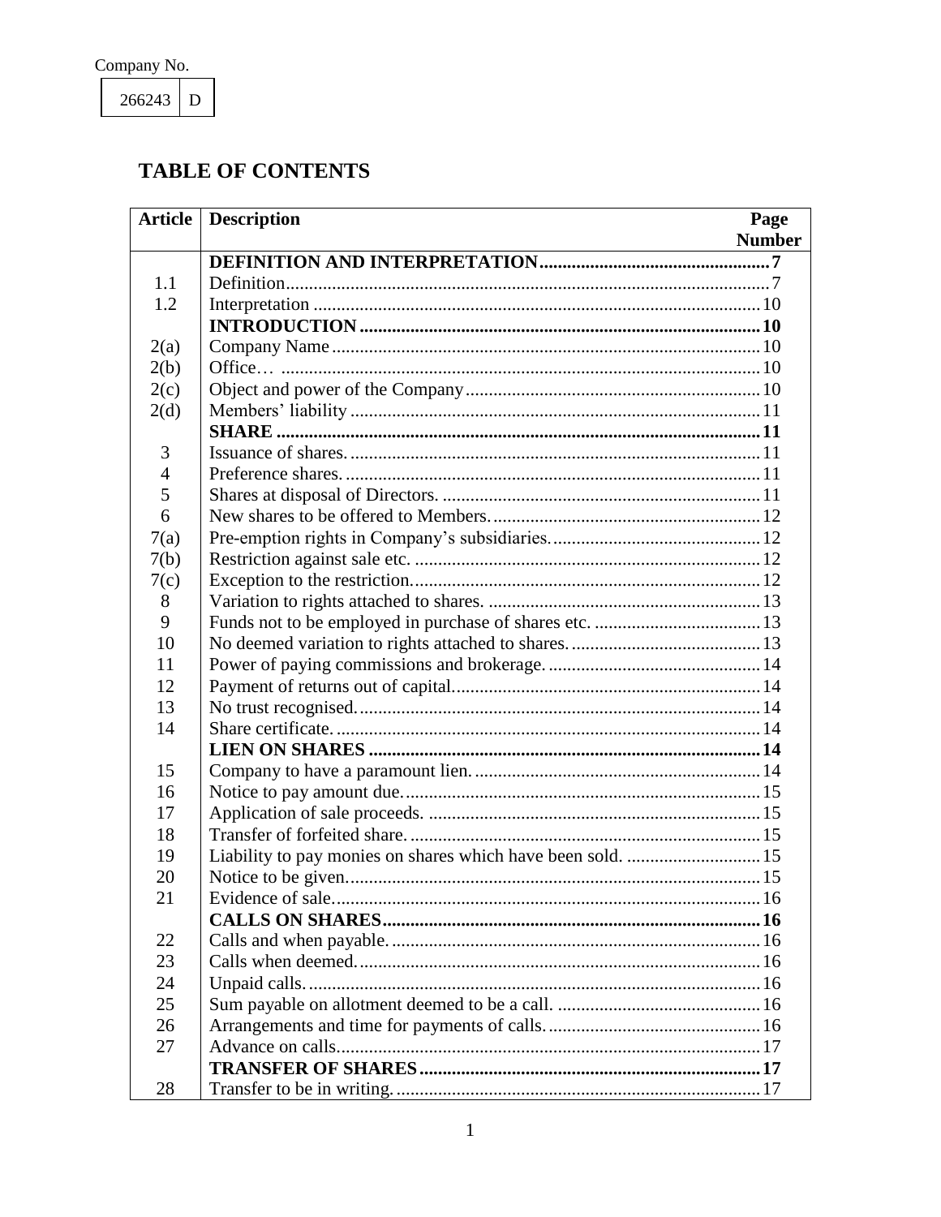Company No.

| 266243 | D |
|---|---|

# TABLE OF CONTENTS

| Article | Description | Page Number |
|---|---|---|
| | **DEFINITION AND INTERPRETATION** | **7** |
| 1.1 | Definition | 7 |
| 1.2 | Interpretation | 10 |
| | **INTRODUCTION** | **10** |
| 2(a) | Company Name | 10 |
| 2(b) | Office… | 10 |
| 2(c) | Object and power of the Company | 10 |
| 2(d) | Members' liability | 11 |
| | **SHARE** | **11** |
| 3 | Issuance of shares. | 11 |
| 4 | Preference shares. | 11 |
| 5 | Shares at disposal of Directors. | 11 |
| 6 | New shares to be offered to Members. | 12 |
| 7(a) | Pre-emption rights in Company's subsidiaries. | 12 |
| 7(b) | Restriction against sale etc. | 12 |
| 7(c) | Exception to the restriction. | 12 |
| 8 | Variation to rights attached to shares. | 13 |
| 9 | Funds not to be employed in purchase of shares etc. | 13 |
| 10 | No deemed variation to rights attached to shares. | 13 |
| 11 | Power of paying commissions and brokerage. | 14 |
| 12 | Payment of returns out of capital. | 14 |
| 13 | No trust recognised. | 14 |
| 14 | Share certificate. | 14 |
| | **LIEN ON SHARES** | **14** |
| 15 | Company to have a paramount lien. | 14 |
| 16 | Notice to pay amount due. | 15 |
| 17 | Application of sale proceeds. | 15 |
| 18 | Transfer of forfeited share. | 15 |
| 19 | Liability to pay monies on shares which have been sold. | 15 |
| 20 | Notice to be given. | 15 |
| 21 | Evidence of sale. | 16 |
| | **CALLS ON SHARES** | **16** |
| 22 | Calls and when payable. | 16 |
| 23 | Calls when deemed. | 16 |
| 24 | Unpaid calls. | 16 |
| 25 | Sum payable on allotment deemed to be a call. | 16 |
| 26 | Arrangements and time for payments of calls. | 16 |
| 27 | Advance on calls. | 17 |
| | **TRANSFER OF SHARES** | **17** |
| 28 | Transfer to be in writing. | 17 |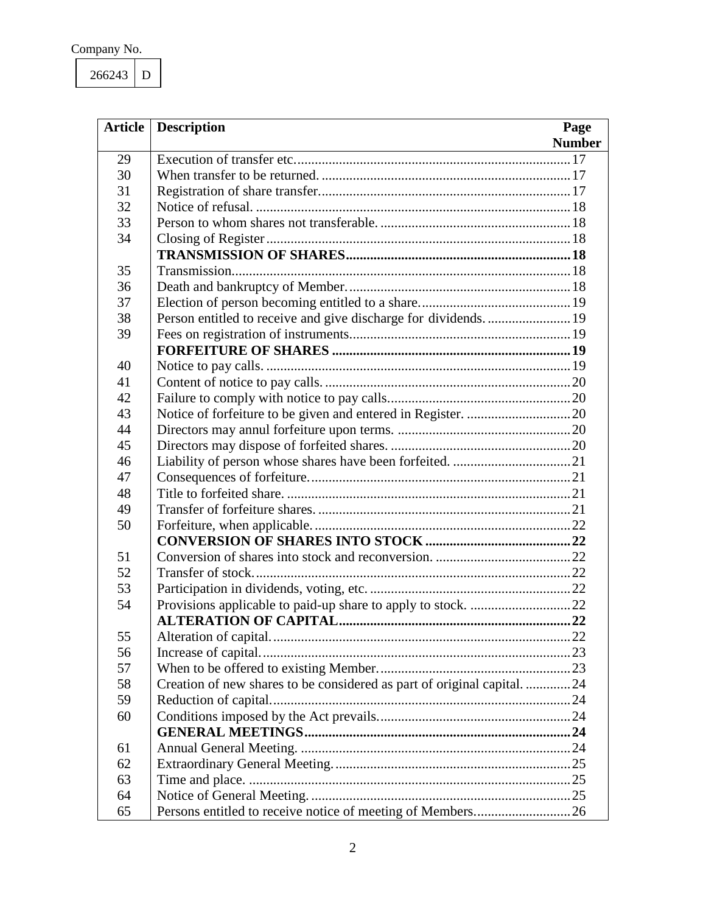Company No.

| 266243 | D |
|---|---|

| Article | Description | Page Number |
|---|---|---|
| 29 | Execution of transfer etc. | 17 |
| 30 | When transfer to be returned. | 17 |
| 31 | Registration of share transfer. | 17 |
| 32 | Notice of refusal. | 18 |
| 33 | Person to whom shares not transferable. | 18 |
| 34 | Closing of Register | 18 |
| | **TRANSMISSION OF SHARES** | **18** |
| 35 | Transmission. | 18 |
| 36 | Death and bankruptcy of Member. | 18 |
| 37 | Election of person becoming entitled to a share. | 19 |
| 38 | Person entitled to receive and give discharge for dividends. | 19 |
| 39 | Fees on registration of instruments. | 19 |
| | **FORFEITURE OF SHARES** | **19** |
| 40 | Notice to pay calls. | 19 |
| 41 | Content of notice to pay calls. | 20 |
| 42 | Failure to comply with notice to pay calls. | 20 |
| 43 | Notice of forfeiture to be given and entered in Register. | 20 |
| 44 | Directors may annul forfeiture upon terms. | 20 |
| 45 | Directors may dispose of forfeited shares. | 20 |
| 46 | Liability of person whose shares have been forfeited. | 21 |
| 47 | Consequences of forfeiture. | 21 |
| 48 | Title to forfeited share. | 21 |
| 49 | Transfer of forfeiture shares. | 21 |
| 50 | Forfeiture, when applicable. | 22 |
| | **CONVERSION OF SHARES INTO STOCK** | **22** |
| 51 | Conversion of shares into stock and reconversion. | 22 |
| 52 | Transfer of stock. | 22 |
| 53 | Participation in dividends, voting, etc. | 22 |
| 54 | Provisions applicable to paid-up share to apply to stock. | 22 |
| | **ALTERATION OF CAPITAL** | **22** |
| 55 | Alteration of capital. | 22 |
| 56 | Increase of capital. | 23 |
| 57 | When to be offered to existing Member. | 23 |
| 58 | Creation of new shares to be considered as part of original capital. | 24 |
| 59 | Reduction of capital. | 24 |
| 60 | Conditions imposed by the Act prevails. | 24 |
| | **GENERAL MEETINGS** | **24** |
| 61 | Annual General Meeting. | 24 |
| 62 | Extraordinary General Meeting. | 25 |
| 63 | Time and place. | 25 |
| 64 | Notice of General Meeting. | 25 |
| 65 | Persons entitled to receive notice of meeting of Members. | 26 |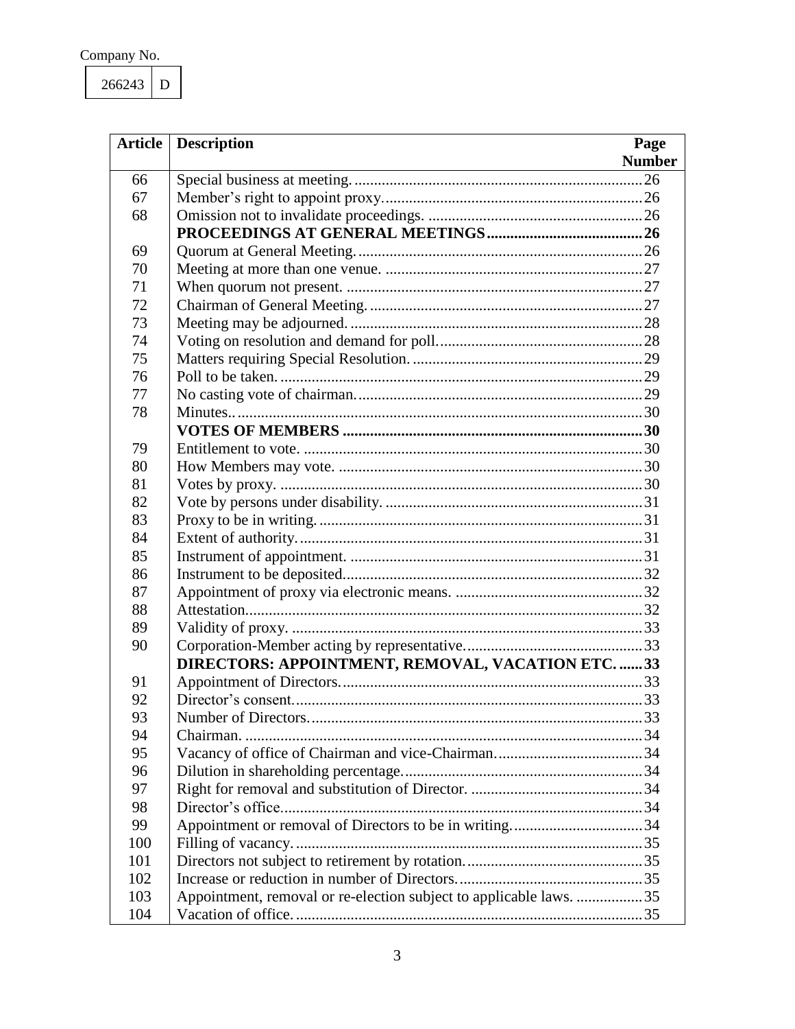Company No.

| 266243 | D |
|---|---|

| Article | Description | Page Number |
|---|---|---|
| 66 | Special business at meeting. | 26 |
| 67 | Member's right to appoint proxy. | 26 |
| 68 | Omission not to invalidate proceedings. | 26 |
| | **PROCEEDINGS AT GENERAL MEETINGS** | **26** |
| 69 | Quorum at General Meeting. | 26 |
| 70 | Meeting at more than one venue. | 27 |
| 71 | When quorum not present. | 27 |
| 72 | Chairman of General Meeting. | 27 |
| 73 | Meeting may be adjourned. | 28 |
| 74 | Voting on resolution and demand for poll. | 28 |
| 75 | Matters requiring Special Resolution. | 29 |
| 76 | Poll to be taken. | 29 |
| 77 | No casting vote of chairman. | 29 |
| 78 | Minutes.. | 30 |
| | **VOTES OF MEMBERS** | **30** |
| 79 | Entitlement to vote. | 30 |
| 80 | How Members may vote. | 30 |
| 81 | Votes by proxy. | 30 |
| 82 | Vote by persons under disability. | 31 |
| 83 | Proxy to be in writing. | 31 |
| 84 | Extent of authority. | 31 |
| 85 | Instrument of appointment. | 31 |
| 86 | Instrument to be deposited. | 32 |
| 87 | Appointment of proxy via electronic means. | 32 |
| 88 | Attestation. | 32 |
| 89 | Validity of proxy. | 33 |
| 90 | Corporation-Member acting by representative. | 33 |
| | **DIRECTORS: APPOINTMENT, REMOVAL, VACATION ETC.** | **33** |
| 91 | Appointment of Directors. | 33 |
| 92 | Director's consent. | 33 |
| 93 | Number of Directors. | 33 |
| 94 | Chairman. | 34 |
| 95 | Vacancy of office of Chairman and vice-Chairman. | 34 |
| 96 | Dilution in shareholding percentage. | 34 |
| 97 | Right for removal and substitution of Director. | 34 |
| 98 | Director's office. | 34 |
| 99 | Appointment or removal of Directors to be in writing. | 34 |
| 100 | Filling of vacancy. | 35 |
| 101 | Directors not subject to retirement by rotation. | 35 |
| 102 | Increase or reduction in number of Directors. | 35 |
| 103 | Appointment, removal or re-election subject to applicable laws. | 35 |
| 104 | Vacation of office. | 35 |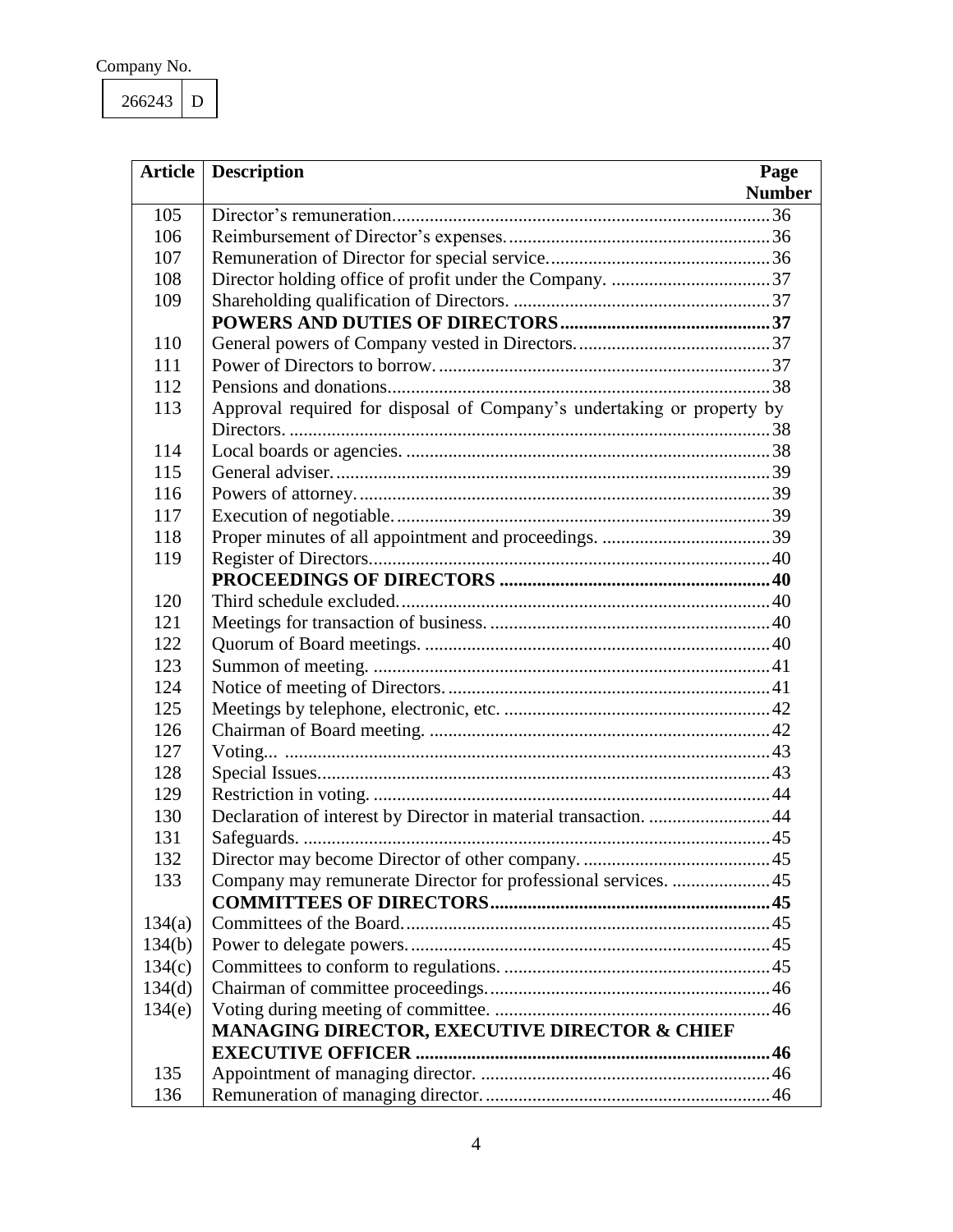Company No.

| 266243 | D |
|---|---|

| Article | Description | Page Number |
|---|---|---|
| 105 | Director's remuneration | 36 |
| 106 | Reimbursement of Director's expenses | 36 |
| 107 | Remuneration of Director for special service | 36 |
| 108 | Director holding office of profit under the Company. | 37 |
| 109 | Shareholding qualification of Directors. | 37 |
| | **POWERS AND DUTIES OF DIRECTORS** | **37** |
| 110 | General powers of Company vested in Directors. | 37 |
| 111 | Power of Directors to borrow. | 37 |
| 112 | Pensions and donations | 38 |
| 113 | Approval required for disposal of Company's undertaking or property by Directors. | 38 |
| 114 | Local boards or agencies. | 38 |
| 115 | General adviser. | 39 |
| 116 | Powers of attorney. | 39 |
| 117 | Execution of negotiable. | 39 |
| 118 | Proper minutes of all appointment and proceedings. | 39 |
| 119 | Register of Directors | 40 |
| | **PROCEEDINGS OF DIRECTORS** | **40** |
| 120 | Third schedule excluded. | 40 |
| 121 | Meetings for transaction of business. | 40 |
| 122 | Quorum of Board meetings. | 40 |
| 123 | Summon of meeting. | 41 |
| 124 | Notice of meeting of Directors. | 41 |
| 125 | Meetings by telephone, electronic, etc. | 42 |
| 126 | Chairman of Board meeting. | 42 |
| 127 | Voting... | 43 |
| 128 | Special Issues | 43 |
| 129 | Restriction in voting. | 44 |
| 130 | Declaration of interest by Director in material transaction. | 44 |
| 131 | Safeguards. | 45 |
| 132 | Director may become Director of other company. | 45 |
| 133 | Company may remunerate Director for professional services. | 45 |
| | **COMMITTEES OF DIRECTORS** | **45** |
| 134(a) | Committees of the Board. | 45 |
| 134(b) | Power to delegate powers. | 45 |
| 134(c) | Committees to conform to regulations. | 45 |
| 134(d) | Chairman of committee proceedings. | 46 |
| 134(e) | Voting during meeting of committee. | 46 |
| | **MANAGING DIRECTOR, EXECUTIVE DIRECTOR & CHIEF EXECUTIVE OFFICER** | **46** |
| 135 | Appointment of managing director. | 46 |
| 136 | Remuneration of managing director. | 46 |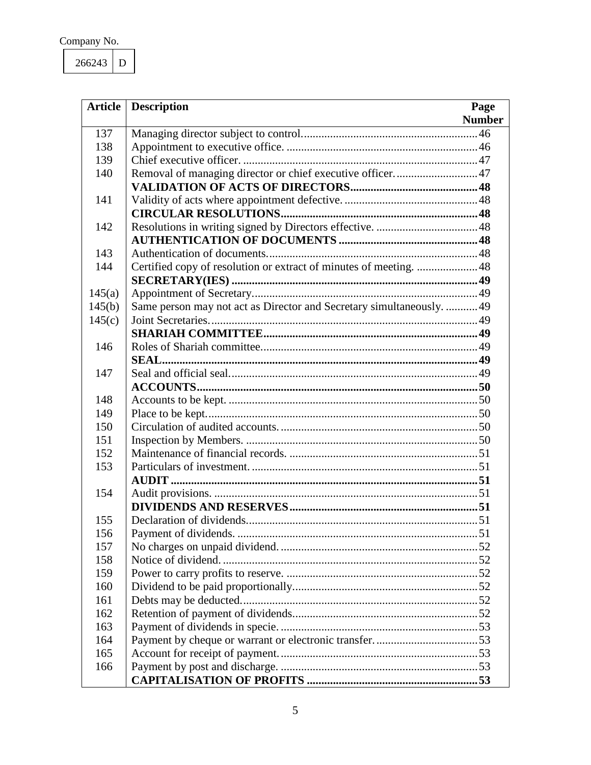Company No.

| 266243 | D |
|---|---|

| Article | Description | Page Number |
|---|---|---|
| 137 | Managing director subject to control. | 46 |
| 138 | Appointment to executive office. | 46 |
| 139 | Chief executive officer. | 47 |
| 140 | Removal of managing director or chief executive officer. | 47 |
| | **VALIDATION OF ACTS OF DIRECTORS** | **48** |
| 141 | Validity of acts where appointment defective. | 48 |
| | **CIRCULAR RESOLUTIONS** | **48** |
| 142 | Resolutions in writing signed by Directors effective. | 48 |
| | **AUTHENTICATION OF DOCUMENTS** | **48** |
| 143 | Authentication of documents. | 48 |
| 144 | Certified copy of resolution or extract of minutes of meeting. | 48 |
| | **SECRETARY(IES)** | **49** |
| 145(a) | Appointment of Secretary. | 49 |
| 145(b) | Same person may not act as Director and Secretary simultaneously. | 49 |
| 145(c) | Joint Secretaries. | 49 |
| | **SHARIAH COMMITTEE** | **49** |
| 146 | Roles of Shariah committee. | 49 |
| | **SEAL** | **49** |
| 147 | Seal and official seal. | 49 |
| | **ACCOUNTS** | **50** |
| 148 | Accounts to be kept. | 50 |
| 149 | Place to be kept. | 50 |
| 150 | Circulation of audited accounts. | 50 |
| 151 | Inspection by Members. | 50 |
| 152 | Maintenance of financial records. | 51 |
| 153 | Particulars of investment. | 51 |
| | **AUDIT** | **51** |
| 154 | Audit provisions. | 51 |
| | **DIVIDENDS AND RESERVES** | **51** |
| 155 | Declaration of dividends. | 51 |
| 156 | Payment of dividends. | 51 |
| 157 | No charges on unpaid dividend. | 52 |
| 158 | Notice of dividend. | 52 |
| 159 | Power to carry profits to reserve. | 52 |
| 160 | Dividend to be paid proportionally. | 52 |
| 161 | Debts may be deducted. | 52 |
| 162 | Retention of payment of dividends. | 52 |
| 163 | Payment of dividends in specie. | 53 |
| 164 | Payment by cheque or warrant or electronic transfer. | 53 |
| 165 | Account for receipt of payment. | 53 |
| 166 | Payment by post and discharge. | 53 |
| | **CAPITALISATION OF PROFITS** | **53** |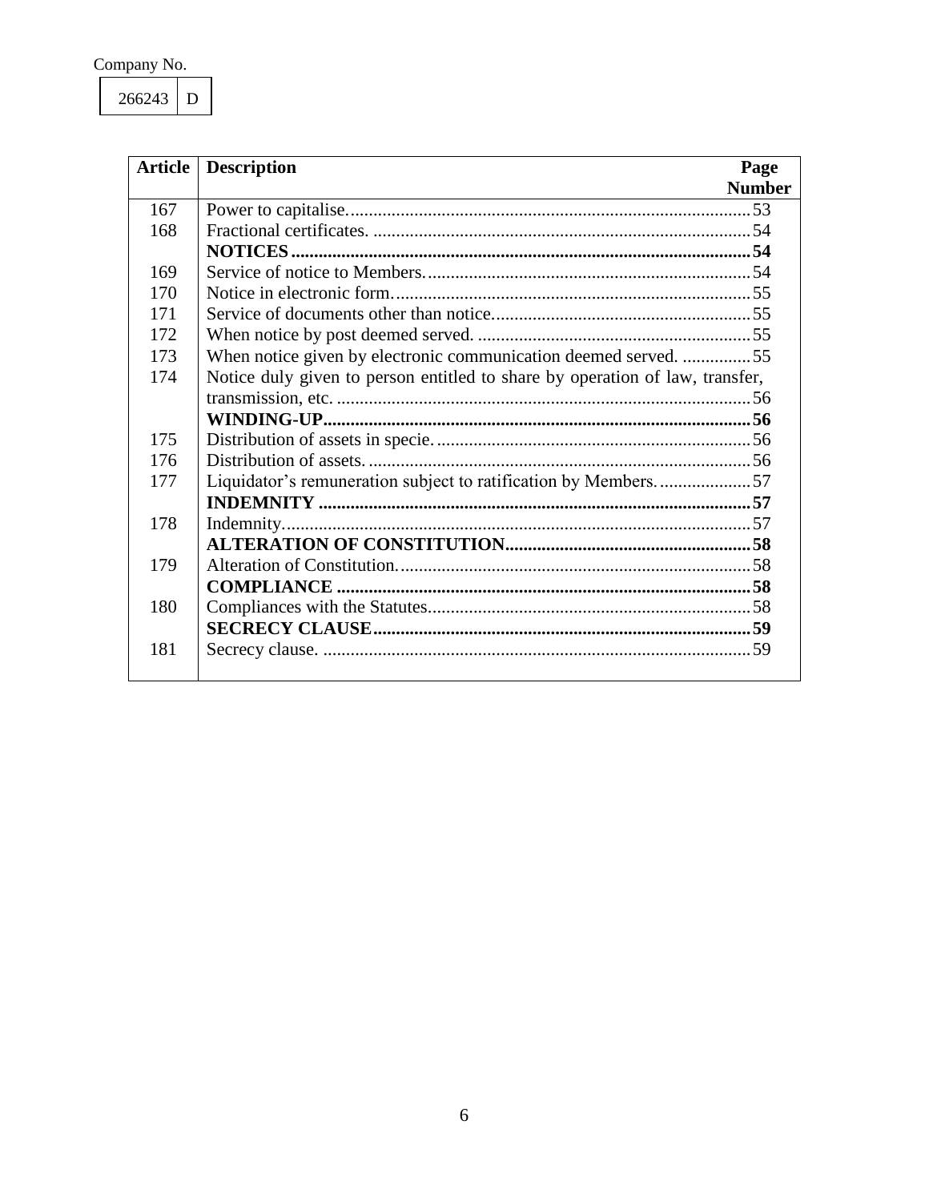Company No.

| 266243 | D |
|---|---|

| Article | Description | Page Number |
|---|---|---|
| 167 | Power to capitalise. | 53 |
| 168 | Fractional certificates. | 54 |
| | **NOTICES** | **54** |
| 169 | Service of notice to Members. | 54 |
| 170 | Notice in electronic form. | 55 |
| 171 | Service of documents other than notice. | 55 |
| 172 | When notice by post deemed served. | 55 |
| 173 | When notice given by electronic communication deemed served. | 55 |
| 174 | Notice duly given to person entitled to share by operation of law, transfer, transmission, etc. | 56 |
| | **WINDING-UP** | **56** |
| 175 | Distribution of assets in specie. | 56 |
| 176 | Distribution of assets. | 56 |
| 177 | Liquidator's remuneration subject to ratification by Members. | 57 |
| | **INDEMNITY** | **57** |
| 178 | Indemnity. | 57 |
| | **ALTERATION OF CONSTITUTION** | **58** |
| 179 | Alteration of Constitution. | 58 |
| | **COMPLIANCE** | **58** |
| 180 | Compliances with the Statutes | 58 |
| | **SECRECY CLAUSE** | **59** |
| 181 | Secrecy clause. | 59 |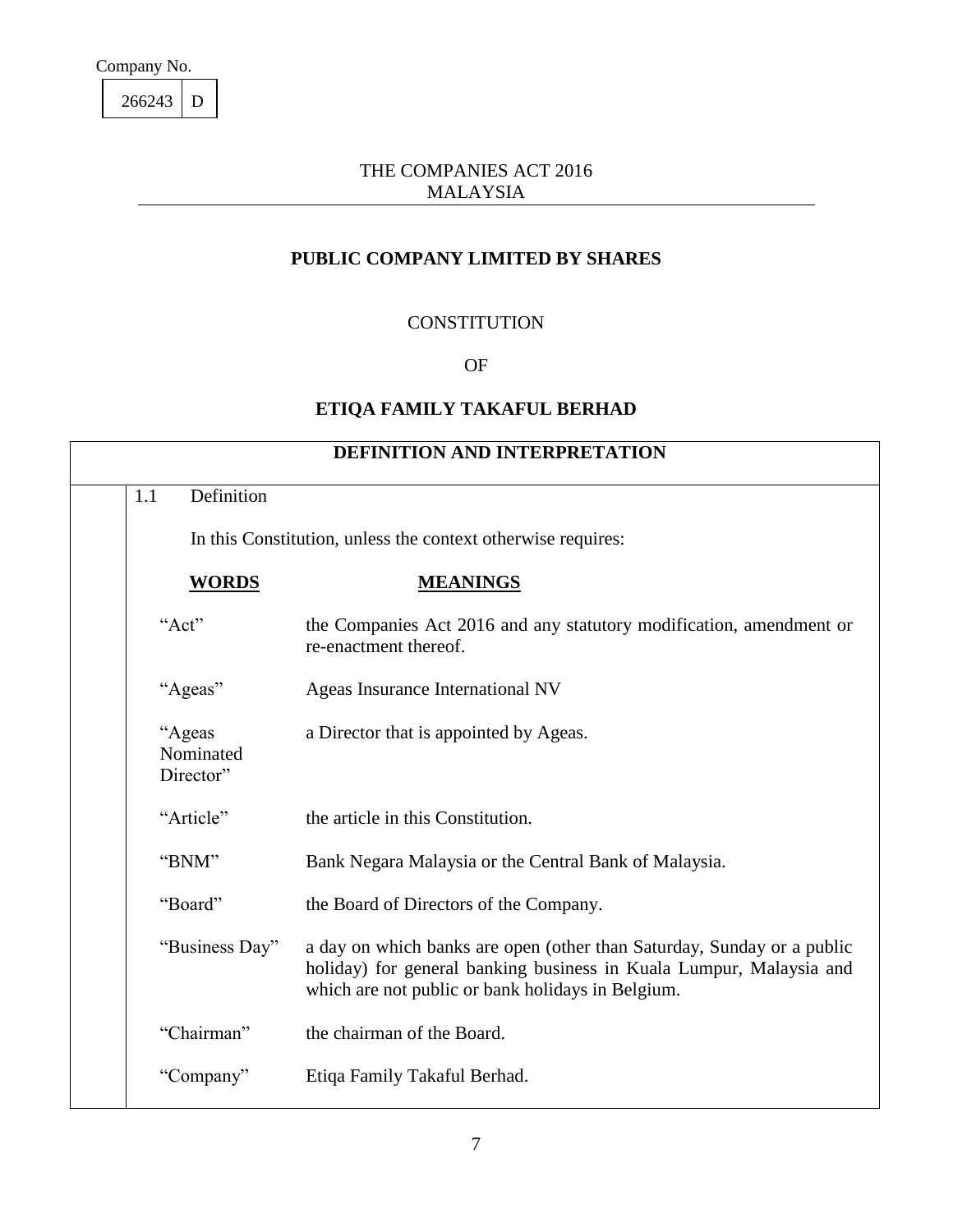Company No.

| 266243 | D |
|---|---|

THE COMPANIES ACT 2016
MALAYSIA

**PUBLIC COMPANY LIMITED BY SHARES**

CONSTITUTION

OF

**ETIQA FAMILY TAKAFUL BERHAD**

## DEFINITION AND INTERPRETATION

1.1 Definition

In this Constitution, unless the context otherwise requires:

| **WORDS** | **MEANINGS** |
|---|---|
| "Act" | the Companies Act 2016 and any statutory modification, amendment or re-enactment thereof. |
| "Ageas" | Ageas Insurance International NV |
| "Ageas Nominated Director" | a Director that is appointed by Ageas. |
| "Article" | the article in this Constitution. |
| "BNM" | Bank Negara Malaysia or the Central Bank of Malaysia. |
| "Board" | the Board of Directors of the Company. |
| "Business Day" | a day on which banks are open (other than Saturday, Sunday or a public holiday) for general banking business in Kuala Lumpur, Malaysia and which are not public or bank holidays in Belgium. |
| "Chairman" | the chairman of the Board. |
| "Company" | Etiqa Family Takaful Berhad. |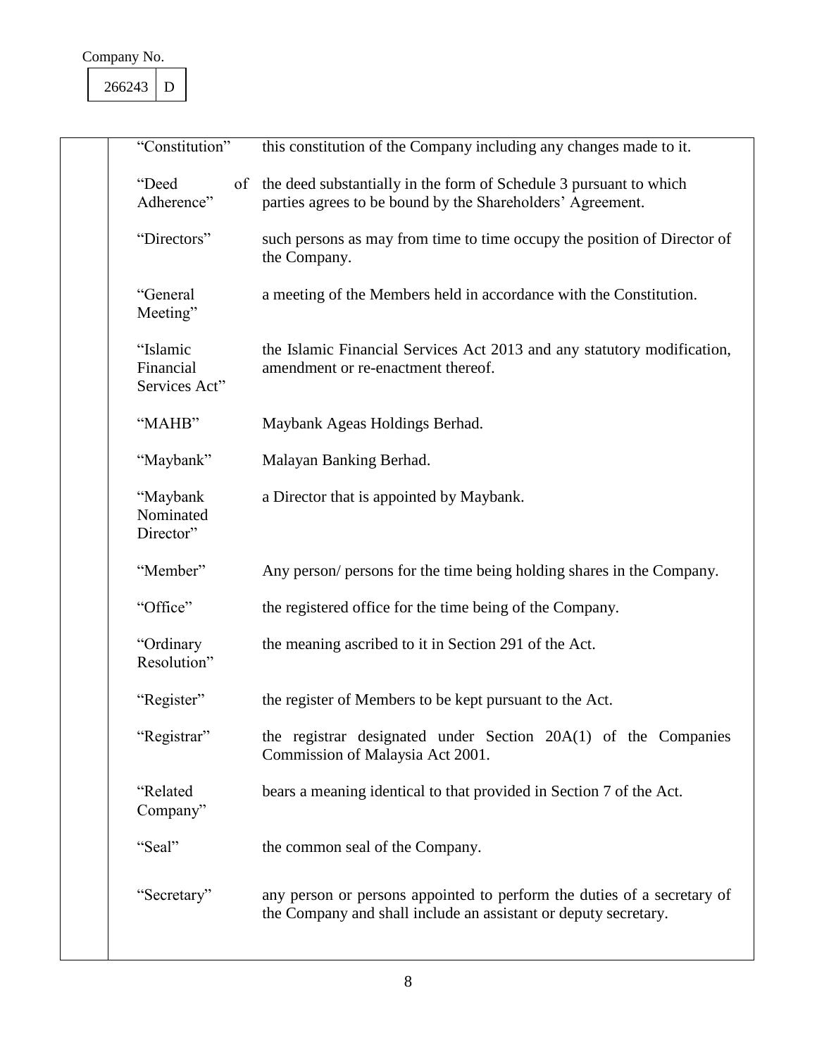Company No.

| 266243 | D |
|---|---|

| | |
|---|---|
| "Constitution" | this constitution of the Company including any changes made to it. |
| "Deed of Adherence" | the deed substantially in the form of Schedule 3 pursuant to which parties agrees to be bound by the Shareholders' Agreement. |
| "Directors" | such persons as may from time to time occupy the position of Director of the Company. |
| "General Meeting" | a meeting of the Members held in accordance with the Constitution. |
| "Islamic Financial Services Act" | the Islamic Financial Services Act 2013 and any statutory modification, amendment or re-enactment thereof. |
| "MAHB" | Maybank Ageas Holdings Berhad. |
| "Maybank" | Malayan Banking Berhad. |
| "Maybank Nominated Director" | a Director that is appointed by Maybank. |
| "Member" | Any person/ persons for the time being holding shares in the Company. |
| "Office" | the registered office for the time being of the Company. |
| "Ordinary Resolution" | the meaning ascribed to it in Section 291 of the Act. |
| "Register" | the register of Members to be kept pursuant to the Act. |
| "Registrar" | the registrar designated under Section 20A(1) of the Companies Commission of Malaysia Act 2001. |
| "Related Company" | bears a meaning identical to that provided in Section 7 of the Act. |
| "Seal" | the common seal of the Company. |
| "Secretary" | any person or persons appointed to perform the duties of a secretary of the Company and shall include an assistant or deputy secretary. |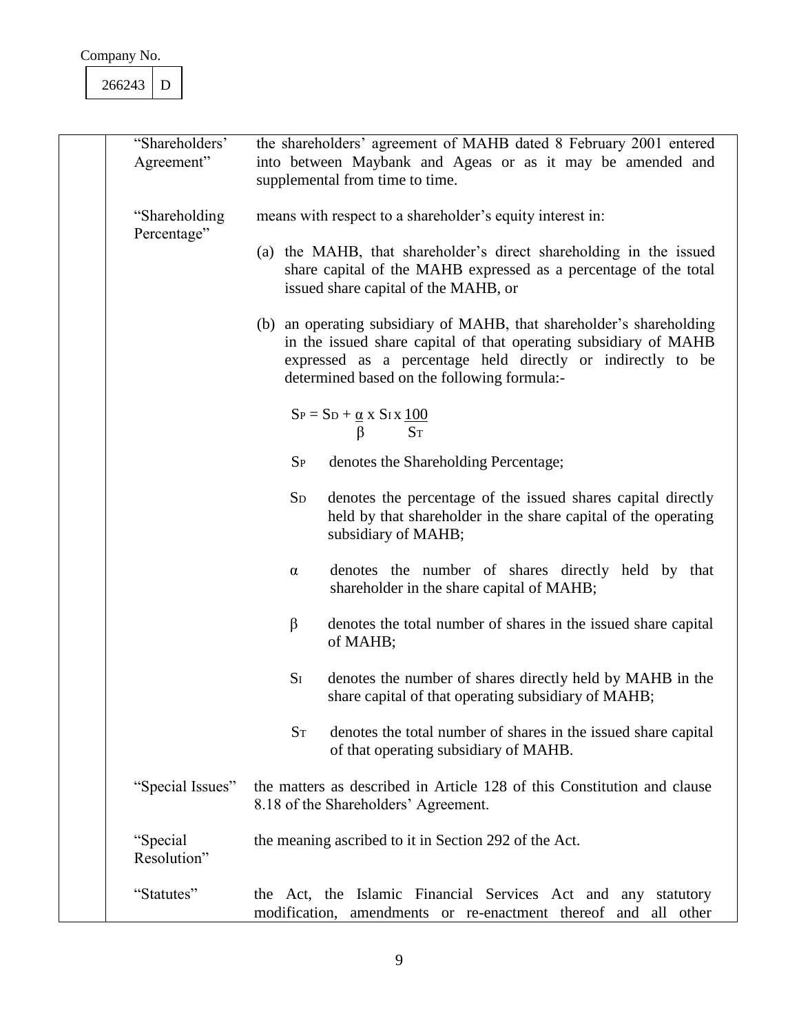Company No.

| 266243 | D |
|---|---|

| Term | Definition |
|---|---|
| "Shareholders' Agreement" | the shareholders' agreement of MAHB dated 8 February 2001 entered into between Maybank and Ageas or as it may be amended and supplemental from time to time. |
| "Shareholding Percentage" | means with respect to a shareholder's equity interest in: |

(a) the MAHB, that shareholder's direct shareholding in the issued share capital of the MAHB expressed as a percentage of the total issued share capital of the MAHB, or

(b) an operating subsidiary of MAHB, that shareholder's shareholding in the issued share capital of that operating subsidiary of MAHB expressed as a percentage held directly or indirectly to be determined based on the following formula:-

$$S_P = S_D + \frac{\alpha}{\beta} \times S_I \times \frac{100}{S_T}$$

- $S_P$ denotes the Shareholding Percentage;
- $S_D$ denotes the percentage of the issued shares capital directly held by that shareholder in the share capital of the operating subsidiary of MAHB;
- $\alpha$ denotes the number of shares directly held by that shareholder in the share capital of MAHB;
- $\beta$ denotes the total number of shares in the issued share capital of MAHB;
- $S_I$ denotes the number of shares directly held by MAHB in the share capital of that operating subsidiary of MAHB;
- $S_T$ denotes the total number of shares in the issued share capital of that operating subsidiary of MAHB.

| Term | Definition |
|---|---|
| "Special Issues" | the matters as described in Article 128 of this Constitution and clause 8.18 of the Shareholders' Agreement. |
| "Special Resolution" | the meaning ascribed to it in Section 292 of the Act. |
| "Statutes" | the Act, the Islamic Financial Services Act and any statutory modification, amendments or re-enactment thereof and all other |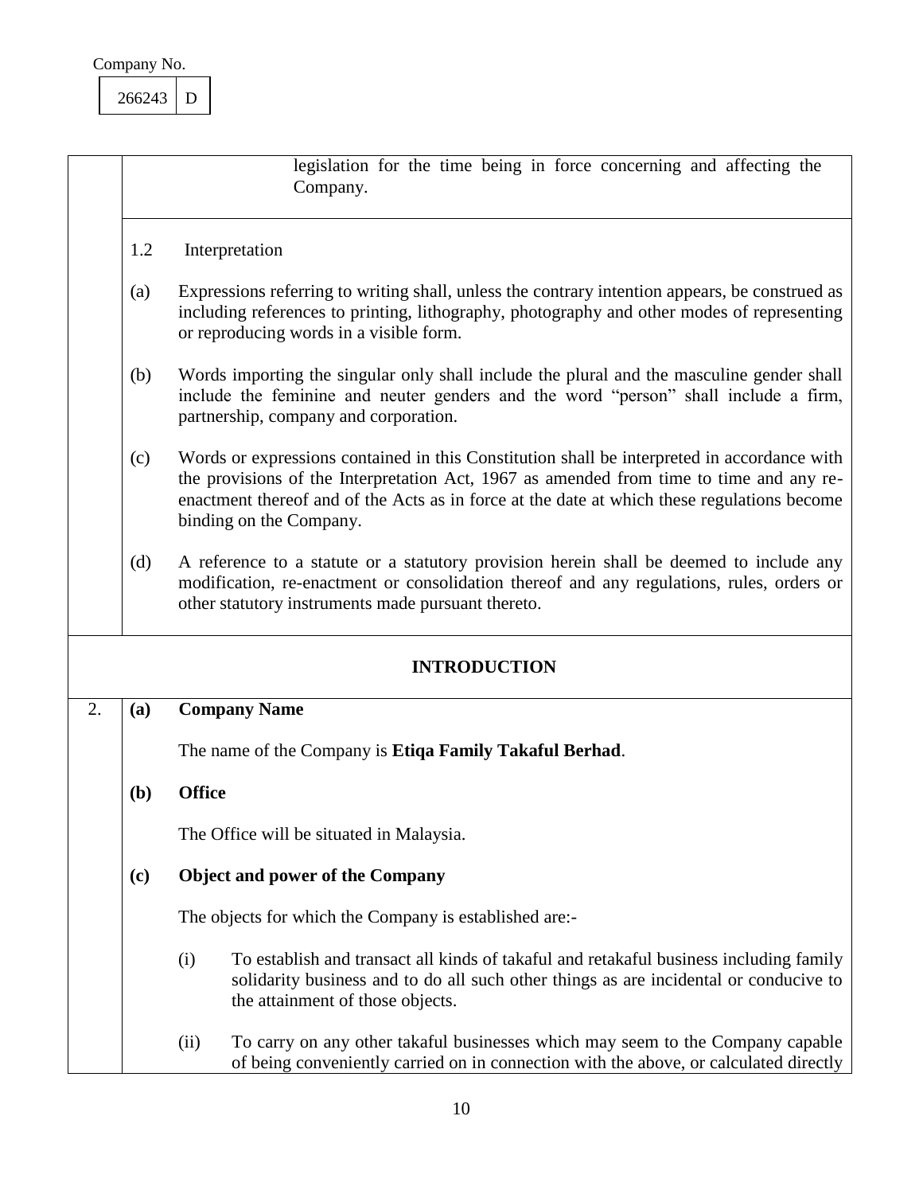legislation for the time being in force concerning and affecting the Company.

1.2 Interpretation

(a) Expressions referring to writing shall, unless the contrary intention appears, be construed as including references to printing, lithography, photography and other modes of representing or reproducing words in a visible form.

(b) Words importing the singular only shall include the plural and the masculine gender shall include the feminine and neuter genders and the word "person" shall include a firm, partnership, company and corporation.

(c) Words or expressions contained in this Constitution shall be interpreted in accordance with the provisions of the Interpretation Act, 1967 as amended from time to time and any re-enactment thereof and of the Acts as in force at the date at which these regulations become binding on the Company.

(d) A reference to a statute or a statutory provision herein shall be deemed to include any modification, re-enactment or consolidation thereof and any regulations, rules, orders or other statutory instruments made pursuant thereto.

## INTRODUCTION

2. **(a) Company Name**

The name of the Company is **Etiqa Family Takaful Berhad**.

**(b) Office**

The Office will be situated in Malaysia.

**(c) Object and power of the Company**

The objects for which the Company is established are:-

(i) To establish and transact all kinds of takaful and retakaful business including family solidarity business and to do all such other things as are incidental or conducive to the attainment of those objects.

(ii) To carry on any other takaful businesses which may seem to the Company capable of being conveniently carried on in connection with the above, or calculated directly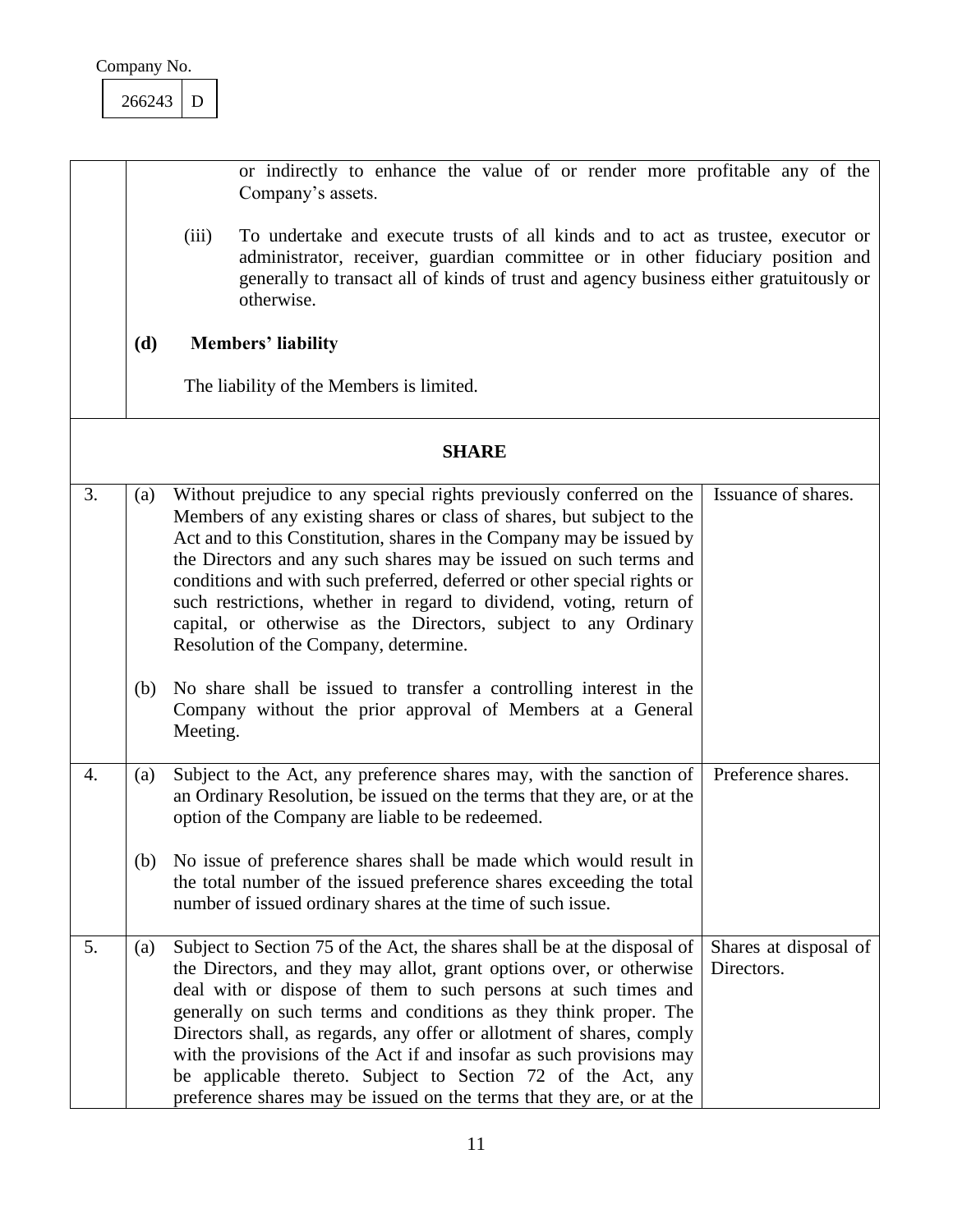Company No.

266243 D

or indirectly to enhance the value of or render more profitable any of the Company's assets.

(iii) To undertake and execute trusts of all kinds and to act as trustee, executor or administrator, receiver, guardian committee or in other fiduciary position and generally to transact all of kinds of trust and agency business either gratuitously or otherwise.

**(d) Members' liability**

The liability of the Members is limited.

## SHARE

| | | | |
|---|---|---|---|
| 3. | (a) | Without prejudice to any special rights previously conferred on the Members of any existing shares or class of shares, but subject to the Act and to this Constitution, shares in the Company may be issued by the Directors and any such shares may be issued on such terms and conditions and with such preferred, deferred or other special rights or such restrictions, whether in regard to dividend, voting, return of capital, or otherwise as the Directors, subject to any Ordinary Resolution of the Company, determine. | Issuance of shares. |
| | (b) | No share shall be issued to transfer a controlling interest in the Company without the prior approval of Members at a General Meeting. | |
| 4. | (a) | Subject to the Act, any preference shares may, with the sanction of an Ordinary Resolution, be issued on the terms that they are, or at the option of the Company are liable to be redeemed. | Preference shares. |
| | (b) | No issue of preference shares shall be made which would result in the total number of the issued preference shares exceeding the total number of issued ordinary shares at the time of such issue. | |
| 5. | (a) | Subject to Section 75 of the Act, the shares shall be at the disposal of the Directors, and they may allot, grant options over, or otherwise deal with or dispose of them to such persons at such times and generally on such terms and conditions as they think proper. The Directors shall, as regards, any offer or allotment of shares, comply with the provisions of the Act if and insofar as such provisions may be applicable thereto. Subject to Section 72 of the Act, any preference shares may be issued on the terms that they are, or at the | Shares at disposal of Directors. |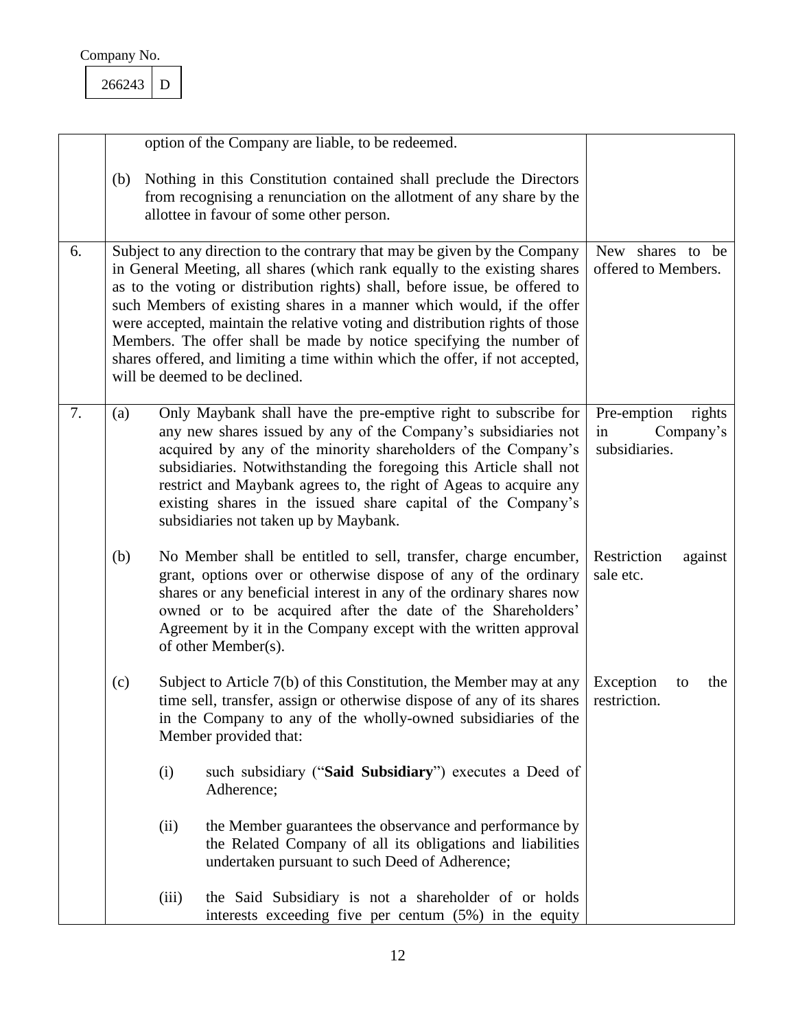| | | |
|---|---|---|
| | option of the Company are liable, to be redeemed.<br><br>(b) Nothing in this Constitution contained shall preclude the Directors from recognising a renunciation on the allotment of any share by the allottee in favour of some other person. | |
| 6. | Subject to any direction to the contrary that may be given by the Company in General Meeting, all shares (which rank equally to the existing shares as to the voting or distribution rights) shall, before issue, be offered to such Members of existing shares in a manner which would, if the offer were accepted, maintain the relative voting and distribution rights of those Members. The offer shall be made by notice specifying the number of shares offered, and limiting a time within which the offer, if not accepted, will be deemed to be declined. | New shares to be offered to Members. |
| 7. | (a) Only Maybank shall have the pre-emptive right to subscribe for any new shares issued by any of the Company's subsidiaries not acquired by any of the minority shareholders of the Company's subsidiaries. Notwithstanding the foregoing this Article shall not restrict and Maybank agrees to, the right of Ageas to acquire any existing shares in the issued share capital of the Company's subsidiaries not taken up by Maybank. | Pre-emption rights in Company's subsidiaries. |
| | (b) No Member shall be entitled to sell, transfer, charge encumber, grant, options over or otherwise dispose of any of the ordinary shares or any beneficial interest in any of the ordinary shares now owned or to be acquired after the date of the Shareholders' Agreement by it in the Company except with the written approval of other Member(s). | Restriction against sale etc. |
| | (c) Subject to Article 7(b) of this Constitution, the Member may at any time sell, transfer, assign or otherwise dispose of any of its shares in the Company to any of the wholly-owned subsidiaries of the Member provided that:<br><br>(i) such subsidiary ("**Said Subsidiary**") executes a Deed of Adherence;<br><br>(ii) the Member guarantees the observance and performance by the Related Company of all its obligations and liabilities undertaken pursuant to such Deed of Adherence;<br><br>(iii) the Said Subsidiary is not a shareholder of or holds interests exceeding five per centum (5%) in the equity | Exception to the restriction. |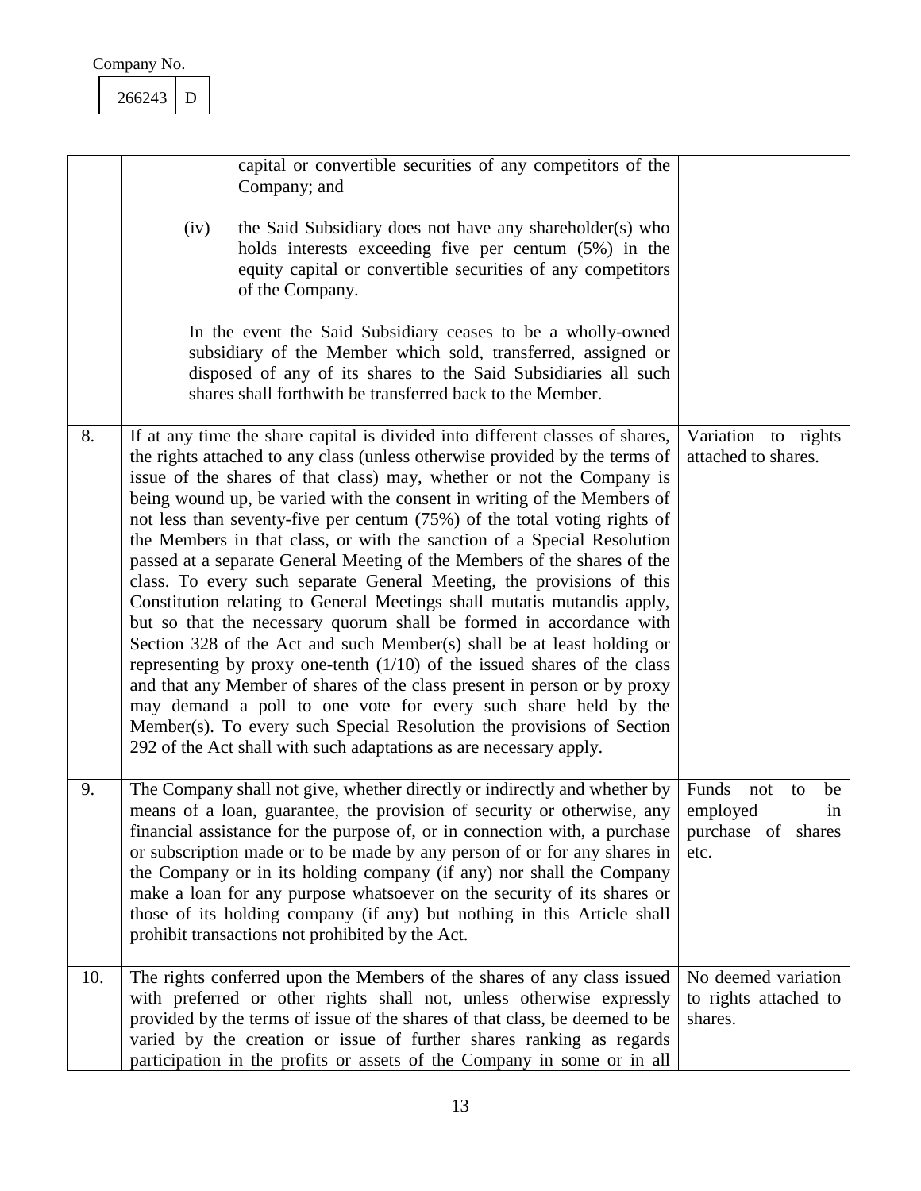Company No.

| 266243 | D |
|---|---|

| | | |
|---|---|---|
| | capital or convertible securities of any competitors of the Company; and<br><br>(iv) the Said Subsidiary does not have any shareholder(s) who holds interests exceeding five per centum (5%) in the equity capital or convertible securities of any competitors of the Company.<br><br>In the event the Said Subsidiary ceases to be a wholly-owned subsidiary of the Member which sold, transferred, assigned or disposed of any of its shares to the Said Subsidiaries all such shares shall forthwith be transferred back to the Member. | |
| 8. | If at any time the share capital is divided into different classes of shares, the rights attached to any class (unless otherwise provided by the terms of issue of the shares of that class) may, whether or not the Company is being wound up, be varied with the consent in writing of the Members of not less than seventy-five per centum (75%) of the total voting rights of the Members in that class, or with the sanction of a Special Resolution passed at a separate General Meeting of the Members of the shares of the class. To every such separate General Meeting, the provisions of this Constitution relating to General Meetings shall mutatis mutandis apply, but so that the necessary quorum shall be formed in accordance with Section 328 of the Act and such Member(s) shall be at least holding or representing by proxy one-tenth (1/10) of the issued shares of the class and that any Member of shares of the class present in person or by proxy may demand a poll to one vote for every such share held by the Member(s). To every such Special Resolution the provisions of Section 292 of the Act shall with such adaptations as are necessary apply. | Variation to rights attached to shares. |
| 9. | The Company shall not give, whether directly or indirectly and whether by means of a loan, guarantee, the provision of security or otherwise, any financial assistance for the purpose of, or in connection with, a purchase or subscription made or to be made by any person of or for any shares in the Company or in its holding company (if any) nor shall the Company make a loan for any purpose whatsoever on the security of its shares or those of its holding company (if any) but nothing in this Article shall prohibit transactions not prohibited by the Act. | Funds not to be employed in purchase of shares etc. |
| 10. | The rights conferred upon the Members of the shares of any class issued with preferred or other rights shall not, unless otherwise expressly provided by the terms of issue of the shares of that class, be deemed to be varied by the creation or issue of further shares ranking as regards participation in the profits or assets of the Company in some or in all | No deemed variation to rights attached to shares. |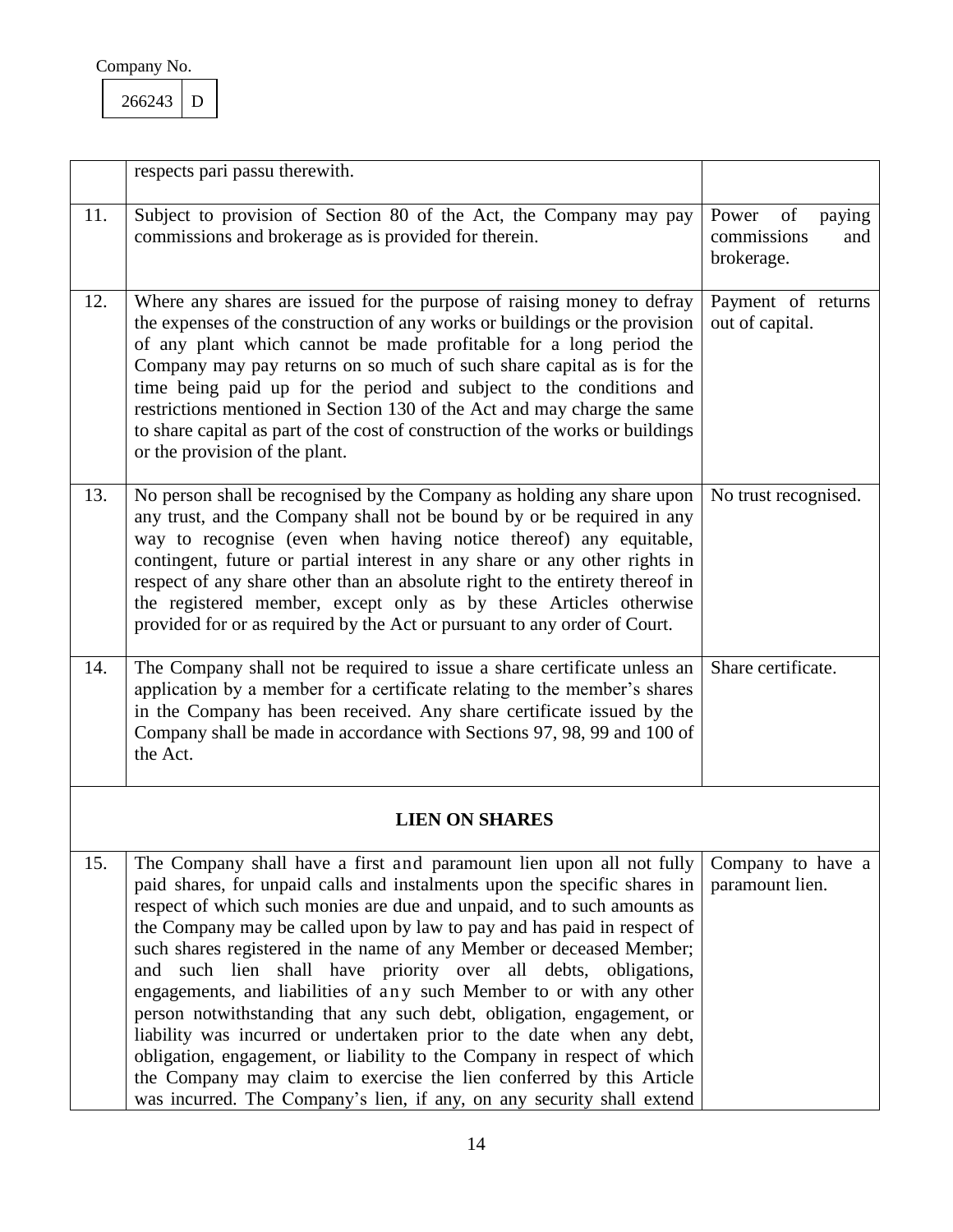Company No.

| 266243 | D |
|---|---|

| | | |
|---|---|---|
| | respects pari passu therewith. | |
| 11. | Subject to provision of Section 80 of the Act, the Company may pay commissions and brokerage as is provided for therein. | Power of paying commissions and brokerage. |
| 12. | Where any shares are issued for the purpose of raising money to defray the expenses of the construction of any works or buildings or the provision of any plant which cannot be made profitable for a long period the Company may pay returns on so much of such share capital as is for the time being paid up for the period and subject to the conditions and restrictions mentioned in Section 130 of the Act and may charge the same to share capital as part of the cost of construction of the works or buildings or the provision of the plant. | Payment of returns out of capital. |
| 13. | No person shall be recognised by the Company as holding any share upon any trust, and the Company shall not be bound by or be required in any way to recognise (even when having notice thereof) any equitable, contingent, future or partial interest in any share or any other rights in respect of any share other than an absolute right to the entirety thereof in the registered member, except only as by these Articles otherwise provided for or as required by the Act or pursuant to any order of Court. | No trust recognised. |
| 14. | The Company shall not be required to issue a share certificate unless an application by a member for a certificate relating to the member's shares in the Company has been received. Any share certificate issued by the Company shall be made in accordance with Sections 97, 98, 99 and 100 of the Act. | Share certificate. |
| | **LIEN ON SHARES** | |
| 15. | The Company shall have a first and paramount lien upon all not fully paid shares, for unpaid calls and instalments upon the specific shares in respect of which such monies are due and unpaid, and to such amounts as the Company may be called upon by law to pay and has paid in respect of such shares registered in the name of any Member or deceased Member; and such lien shall have priority over all debts, obligations, engagements, and liabilities of any such Member to or with any other person notwithstanding that any such debt, obligation, engagement, or liability was incurred or undertaken prior to the date when any debt, obligation, engagement, or liability to the Company in respect of which the Company may claim to exercise the lien conferred by this Article was incurred. The Company's lien, if any, on any security shall extend | Company to have a paramount lien. |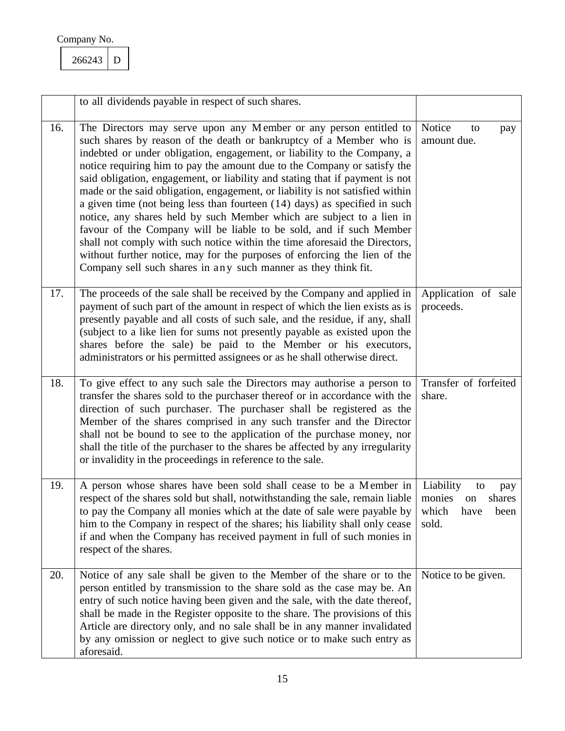Company No.

| 266243 | D |
|---|---|

| | | |
|---|---|---|
| | to all dividends payable in respect of such shares. | |
| 16. | The Directors may serve upon any Member or any person entitled to such shares by reason of the death or bankruptcy of a Member who is indebted or under obligation, engagement, or liability to the Company, a notice requiring him to pay the amount due to the Company or satisfy the said obligation, engagement, or liability and stating that if payment is not made or the said obligation, engagement, or liability is not satisfied within a given time (not being less than fourteen (14) days) as specified in such notice, any shares held by such Member which are subject to a lien in favour of the Company will be liable to be sold, and if such Member shall not comply with such notice within the time aforesaid the Directors, without further notice, may for the purposes of enforcing the lien of the Company sell such shares in any such manner as they think fit. | Notice to pay amount due. |
| 17. | The proceeds of the sale shall be received by the Company and applied in payment of such part of the amount in respect of which the lien exists as is presently payable and all costs of such sale, and the residue, if any, shall (subject to a like lien for sums not presently payable as existed upon the shares before the sale) be paid to the Member or his executors, administrators or his permitted assignees or as he shall otherwise direct. | Application of sale proceeds. |
| 18. | To give effect to any such sale the Directors may authorise a person to transfer the shares sold to the purchaser thereof or in accordance with the direction of such purchaser. The purchaser shall be registered as the Member of the shares comprised in any such transfer and the Director shall not be bound to see to the application of the purchase money, nor shall the title of the purchaser to the shares be affected by any irregularity or invalidity in the proceedings in reference to the sale. | Transfer of forfeited share. |
| 19. | A person whose shares have been sold shall cease to be a Member in respect of the shares sold but shall, notwithstanding the sale, remain liable to pay the Company all monies which at the date of sale were payable by him to the Company in respect of the shares; his liability shall only cease if and when the Company has received payment in full of such monies in respect of the shares. | Liability to pay monies on shares which have been sold. |
| 20. | Notice of any sale shall be given to the Member of the share or to the person entitled by transmission to the share sold as the case may be. An entry of such notice having been given and the sale, with the date thereof, shall be made in the Register opposite to the share. The provisions of this Article are directory only, and no sale shall be in any manner invalidated by any omission or neglect to give such notice or to make such entry as aforesaid. | Notice to be given. |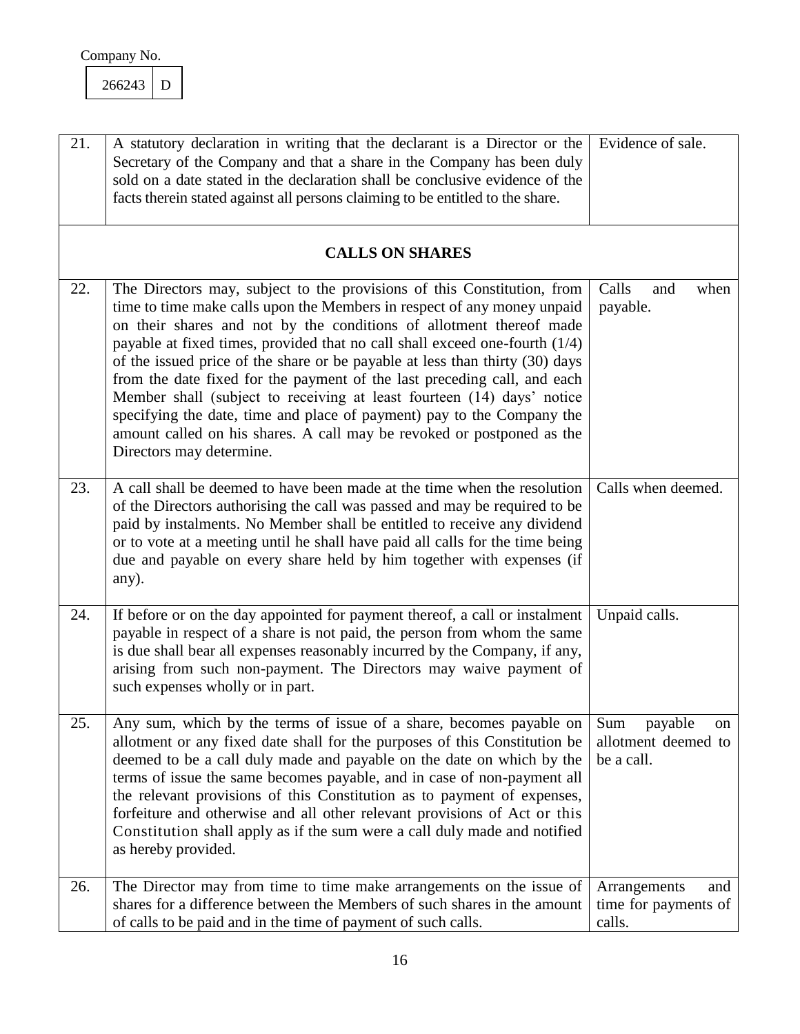Company No.

| 266243 | D |
|---|---|

| | | |
|---|---|---|
| 21. | A statutory declaration in writing that the declarant is a Director or the Secretary of the Company and that a share in the Company has been duly sold on a date stated in the declaration shall be conclusive evidence of the facts therein stated against all persons claiming to be entitled to the share. | Evidence of sale. |
| | **CALLS ON SHARES** | |
| 22. | The Directors may, subject to the provisions of this Constitution, from time to time make calls upon the Members in respect of any money unpaid on their shares and not by the conditions of allotment thereof made payable at fixed times, provided that no call shall exceed one-fourth (1/4) of the issued price of the share or be payable at less than thirty (30) days from the date fixed for the payment of the last preceding call, and each Member shall (subject to receiving at least fourteen (14) days' notice specifying the date, time and place of payment) pay to the Company the amount called on his shares. A call may be revoked or postponed as the Directors may determine. | Calls and when payable. |
| 23. | A call shall be deemed to have been made at the time when the resolution of the Directors authorising the call was passed and may be required to be paid by instalments. No Member shall be entitled to receive any dividend or to vote at a meeting until he shall have paid all calls for the time being due and payable on every share held by him together with expenses (if any). | Calls when deemed. |
| 24. | If before or on the day appointed for payment thereof, a call or instalment payable in respect of a share is not paid, the person from whom the same is due shall bear all expenses reasonably incurred by the Company, if any, arising from such non-payment. The Directors may waive payment of such expenses wholly or in part. | Unpaid calls. |
| 25. | Any sum, which by the terms of issue of a share, becomes payable on allotment or any fixed date shall for the purposes of this Constitution be deemed to be a call duly made and payable on the date on which by the terms of issue the same becomes payable, and in case of non-payment all the relevant provisions of this Constitution as to payment of expenses, forfeiture and otherwise and all other relevant provisions of Act or this Constitution shall apply as if the sum were a call duly made and notified as hereby provided. | Sum payable on allotment deemed to be a call. |
| 26. | The Director may from time to time make arrangements on the issue of shares for a difference between the Members of such shares in the amount of calls to be paid and in the time of payment of such calls. | Arrangements and time for payments of calls. |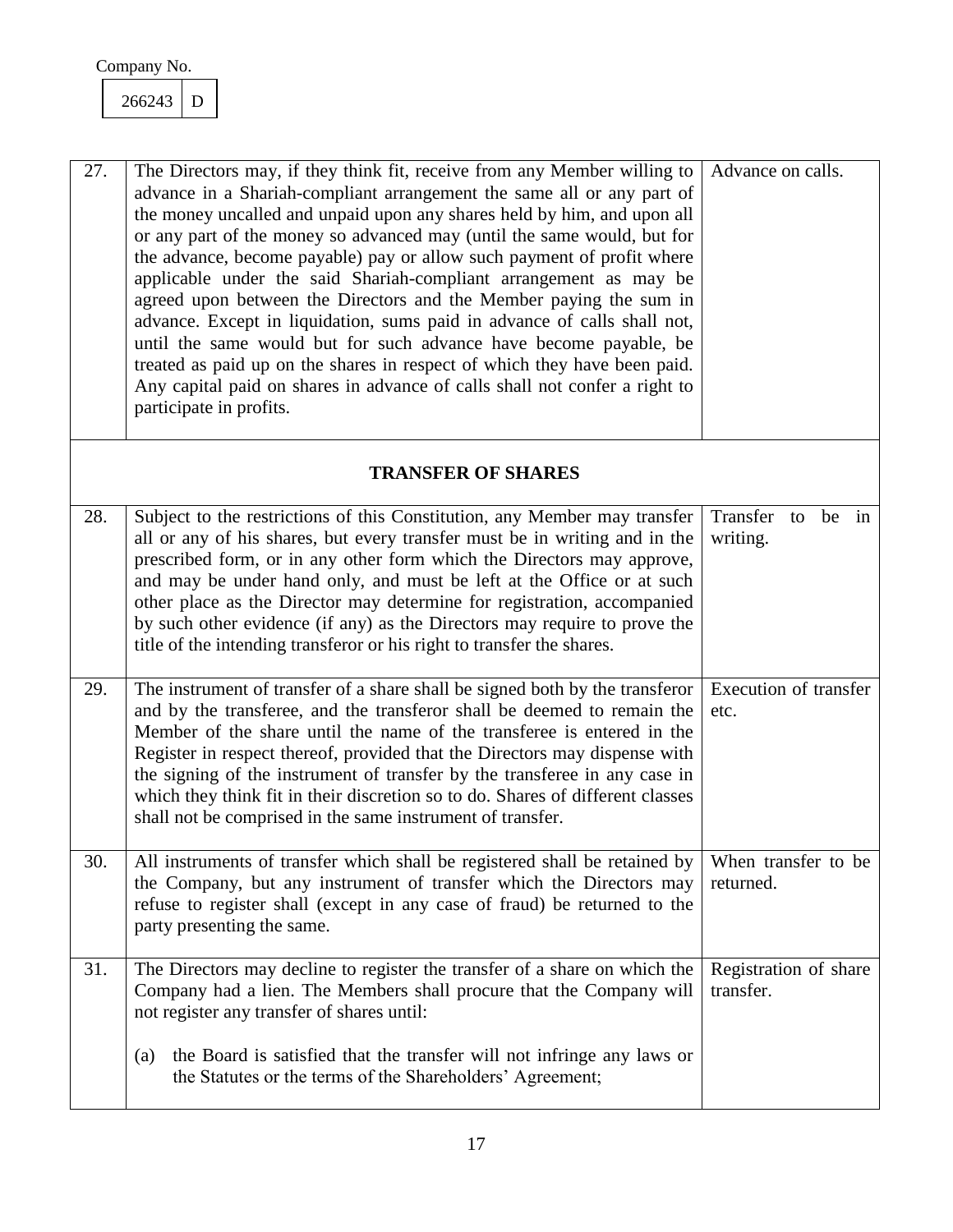Company No.

| 266243 | D |
|---|---|

| | | |
|---|---|---|
| 27. | The Directors may, if they think fit, receive from any Member willing to advance in a Shariah-compliant arrangement the same all or any part of the money uncalled and unpaid upon any shares held by him, and upon all or any part of the money so advanced may (until the same would, but for the advance, become payable) pay or allow such payment of profit where applicable under the said Shariah-compliant arrangement as may be agreed upon between the Directors and the Member paying the sum in advance. Except in liquidation, sums paid in advance of calls shall not, until the same would but for such advance have become payable, be treated as paid up on the shares in respect of which they have been paid. Any capital paid on shares in advance of calls shall not confer a right to participate in profits. | Advance on calls. |
| | **TRANSFER OF SHARES** | |
| 28. | Subject to the restrictions of this Constitution, any Member may transfer all or any of his shares, but every transfer must be in writing and in the prescribed form, or in any other form which the Directors may approve, and may be under hand only, and must be left at the Office or at such other place as the Director may determine for registration, accompanied by such other evidence (if any) as the Directors may require to prove the title of the intending transferor or his right to transfer the shares. | Transfer to be in writing. |
| 29. | The instrument of transfer of a share shall be signed both by the transferor and by the transferee, and the transferor shall be deemed to remain the Member of the share until the name of the transferee is entered in the Register in respect thereof, provided that the Directors may dispense with the signing of the instrument of transfer by the transferee in any case in which they think fit in their discretion so to do. Shares of different classes shall not be comprised in the same instrument of transfer. | Execution of transfer etc. |
| 30. | All instruments of transfer which shall be registered shall be retained by the Company, but any instrument of transfer which the Directors may refuse to register shall (except in any case of fraud) be returned to the party presenting the same. | When transfer to be returned. |
| 31. | The Directors may decline to register the transfer of a share on which the Company had a lien. The Members shall procure that the Company will not register any transfer of shares until:<br><br>(a) the Board is satisfied that the transfer will not infringe any laws or the Statutes or the terms of the Shareholders' Agreement; | Registration of share transfer. |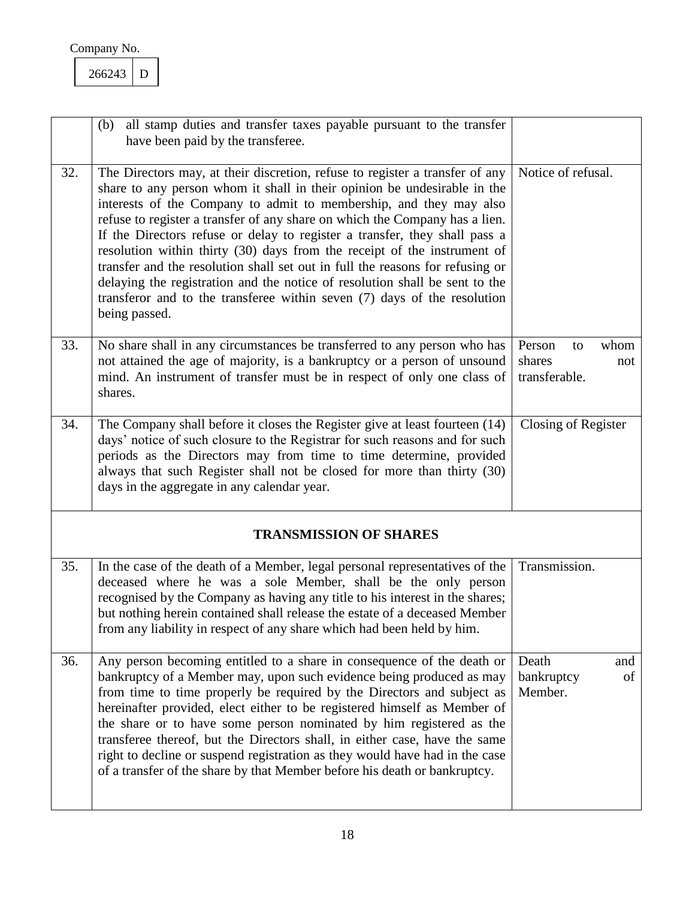Company No.

| 266243 | D |
|---|---|

| | | |
|---|---|---|
| | (b) all stamp duties and transfer taxes payable pursuant to the transfer have been paid by the transferee. | |
| 32. | The Directors may, at their discretion, refuse to register a transfer of any share to any person whom it shall in their opinion be undesirable in the interests of the Company to admit to membership, and they may also refuse to register a transfer of any share on which the Company has a lien. If the Directors refuse or delay to register a transfer, they shall pass a resolution within thirty (30) days from the receipt of the instrument of transfer and the resolution shall set out in full the reasons for refusing or delaying the registration and the notice of resolution shall be sent to the transferor and to the transferee within seven (7) days of the resolution being passed. | Notice of refusal. |
| 33. | No share shall in any circumstances be transferred to any person who has not attained the age of majority, is a bankruptcy or a person of unsound mind. An instrument of transfer must be in respect of only one class of shares. | Person to whom shares not transferable. |
| 34. | The Company shall before it closes the Register give at least fourteen (14) days' notice of such closure to the Registrar for such reasons and for such periods as the Directors may from time to time determine, provided always that such Register shall not be closed for more than thirty (30) days in the aggregate in any calendar year. | Closing of Register |
| | **TRANSMISSION OF SHARES** | |
| 35. | In the case of the death of a Member, legal personal representatives of the deceased where he was a sole Member, shall be the only person recognised by the Company as having any title to his interest in the shares; but nothing herein contained shall release the estate of a deceased Member from any liability in respect of any share which had been held by him. | Transmission. |
| 36. | Any person becoming entitled to a share in consequence of the death or bankruptcy of a Member may, upon such evidence being produced as may from time to time properly be required by the Directors and subject as hereinafter provided, elect either to be registered himself as Member of the share or to have some person nominated by him registered as the transferee thereof, but the Directors shall, in either case, have the same right to decline or suspend registration as they would have had in the case of a transfer of the share by that Member before his death or bankruptcy. | Death and bankruptcy of Member. |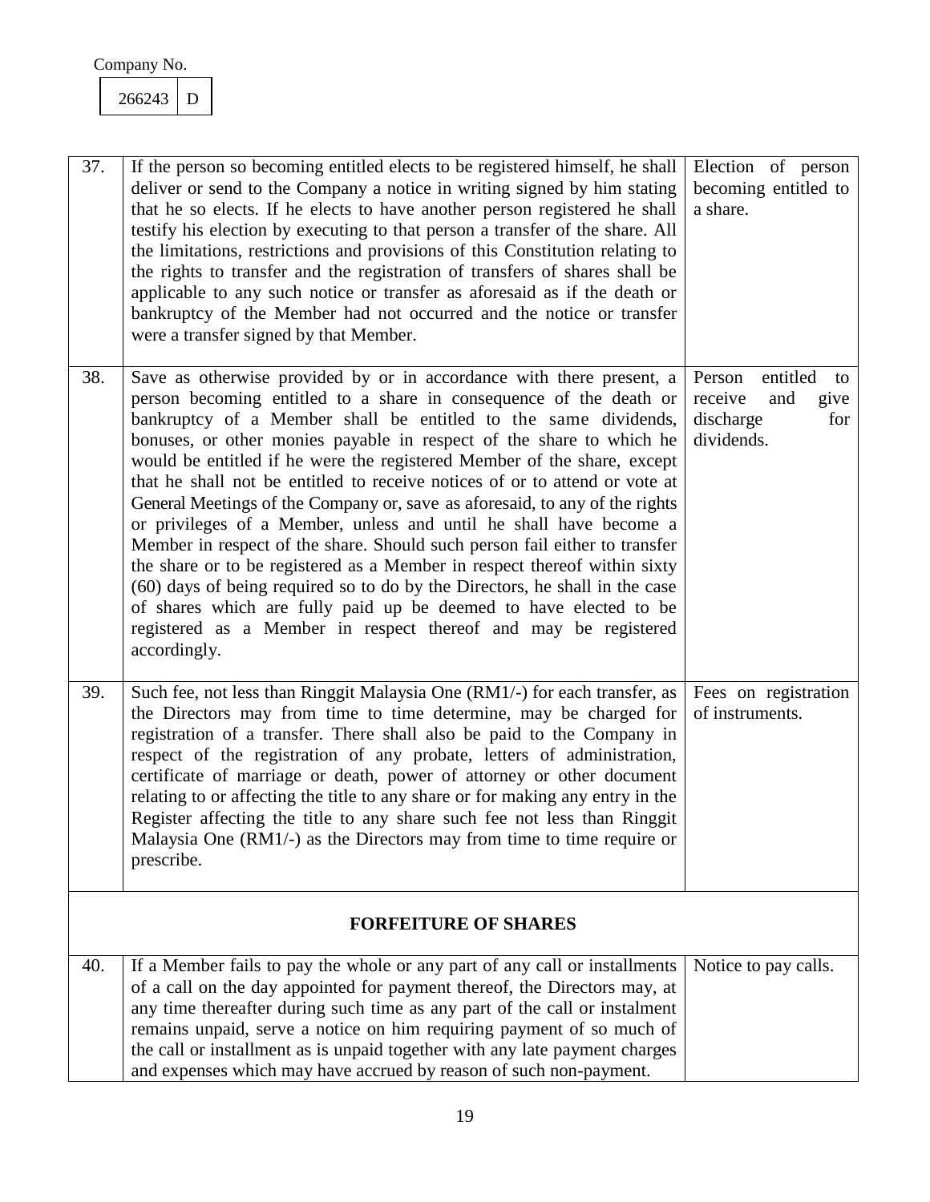Company No.

| 266243 | D |
|---|---|

| | | |
|---|---|---|
| 37. | If the person so becoming entitled elects to be registered himself, he shall deliver or send to the Company a notice in writing signed by him stating that he so elects. If he elects to have another person registered he shall testify his election by executing to that person a transfer of the share. All the limitations, restrictions and provisions of this Constitution relating to the rights to transfer and the registration of transfers of shares shall be applicable to any such notice or transfer as aforesaid as if the death or bankruptcy of the Member had not occurred and the notice or transfer were a transfer signed by that Member. | Election of person becoming entitled to a share. |
| 38. | Save as otherwise provided by or in accordance with there present, a person becoming entitled to a share in consequence of the death or bankruptcy of a Member shall be entitled to the same dividends, bonuses, or other monies payable in respect of the share to which he would be entitled if he were the registered Member of the share, except that he shall not be entitled to receive notices of or to attend or vote at General Meetings of the Company or, save as aforesaid, to any of the rights or privileges of a Member, unless and until he shall have become a Member in respect of the share. Should such person fail either to transfer the share or to be registered as a Member in respect thereof within sixty (60) days of being required so to do by the Directors, he shall in the case of shares which are fully paid up be deemed to have elected to be registered as a Member in respect thereof and may be registered accordingly. | Person entitled to receive and give discharge for dividends. |
| 39. | Such fee, not less than Ringgit Malaysia One (RM1/-) for each transfer, as the Directors may from time to time determine, may be charged for registration of a transfer. There shall also be paid to the Company in respect of the registration of any probate, letters of administration, certificate of marriage or death, power of attorney or other document relating to or affecting the title to any share or for making any entry in the Register affecting the title to any share such fee not less than Ringgit Malaysia One (RM1/-) as the Directors may from time to time require or prescribe. | Fees on registration of instruments. |
| | **FORFEITURE OF SHARES** | |
| 40. | If a Member fails to pay the whole or any part of any call or installments of a call on the day appointed for payment thereof, the Directors may, at any time thereafter during such time as any part of the call or instalment remains unpaid, serve a notice on him requiring payment of so much of the call or installment as is unpaid together with any late payment charges and expenses which may have accrued by reason of such non-payment. | Notice to pay calls. |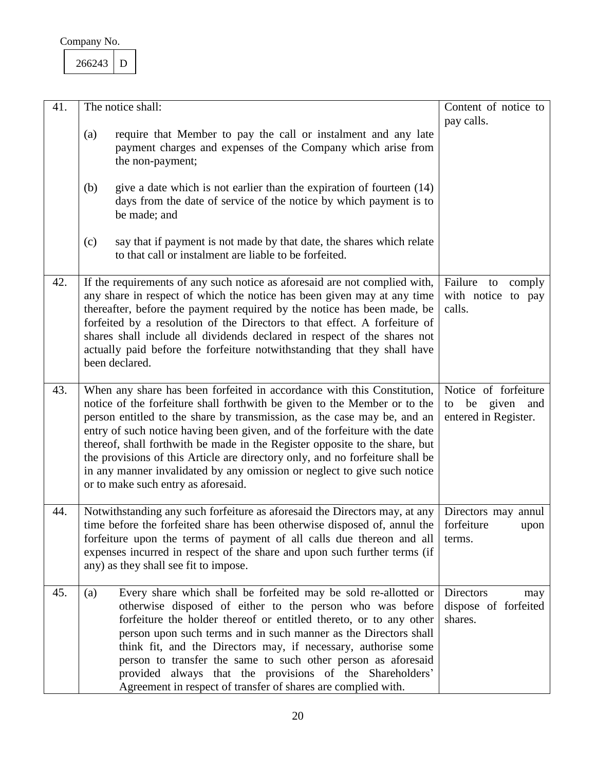Company No.

| 266243 | D |
|---|---|

| | | |
|---|---|---|
| 41. | The notice shall:<br><br>(a) require that Member to pay the call or instalment and any late payment charges and expenses of the Company which arise from the non-payment;<br><br>(b) give a date which is not earlier than the expiration of fourteen (14) days from the date of service of the notice by which payment is to be made; and<br><br>(c) say that if payment is not made by that date, the shares which relate to that call or instalment are liable to be forfeited. | Content of notice to pay calls. |
| 42. | If the requirements of any such notice as aforesaid are not complied with, any share in respect of which the notice has been given may at any time thereafter, before the payment required by the notice has been made, be forfeited by a resolution of the Directors to that effect. A forfeiture of shares shall include all dividends declared in respect of the shares not actually paid before the forfeiture notwithstanding that they shall have been declared. | Failure to comply with notice to pay calls. |
| 43. | When any share has been forfeited in accordance with this Constitution, notice of the forfeiture shall forthwith be given to the Member or to the person entitled to the share by transmission, as the case may be, and an entry of such notice having been given, and of the forfeiture with the date thereof, shall forthwith be made in the Register opposite to the share, but the provisions of this Article are directory only, and no forfeiture shall be in any manner invalidated by any omission or neglect to give such notice or to make such entry as aforesaid. | Notice of forfeiture to be given and entered in Register. |
| 44. | Notwithstanding any such forfeiture as aforesaid the Directors may, at any time before the forfeited share has been otherwise disposed of, annul the forfeiture upon the terms of payment of all calls due thereon and all expenses incurred in respect of the share and upon such further terms (if any) as they shall see fit to impose. | Directors may annul forfeiture upon terms. |
| 45. | (a) Every share which shall be forfeited may be sold re-allotted or otherwise disposed of either to the person who was before forfeiture the holder thereof or entitled thereto, or to any other person upon such terms and in such manner as the Directors shall think fit, and the Directors may, if necessary, authorise some person to transfer the same to such other person as aforesaid provided always that the provisions of the Shareholders' Agreement in respect of transfer of shares are complied with. | Directors may dispose of forfeited shares. |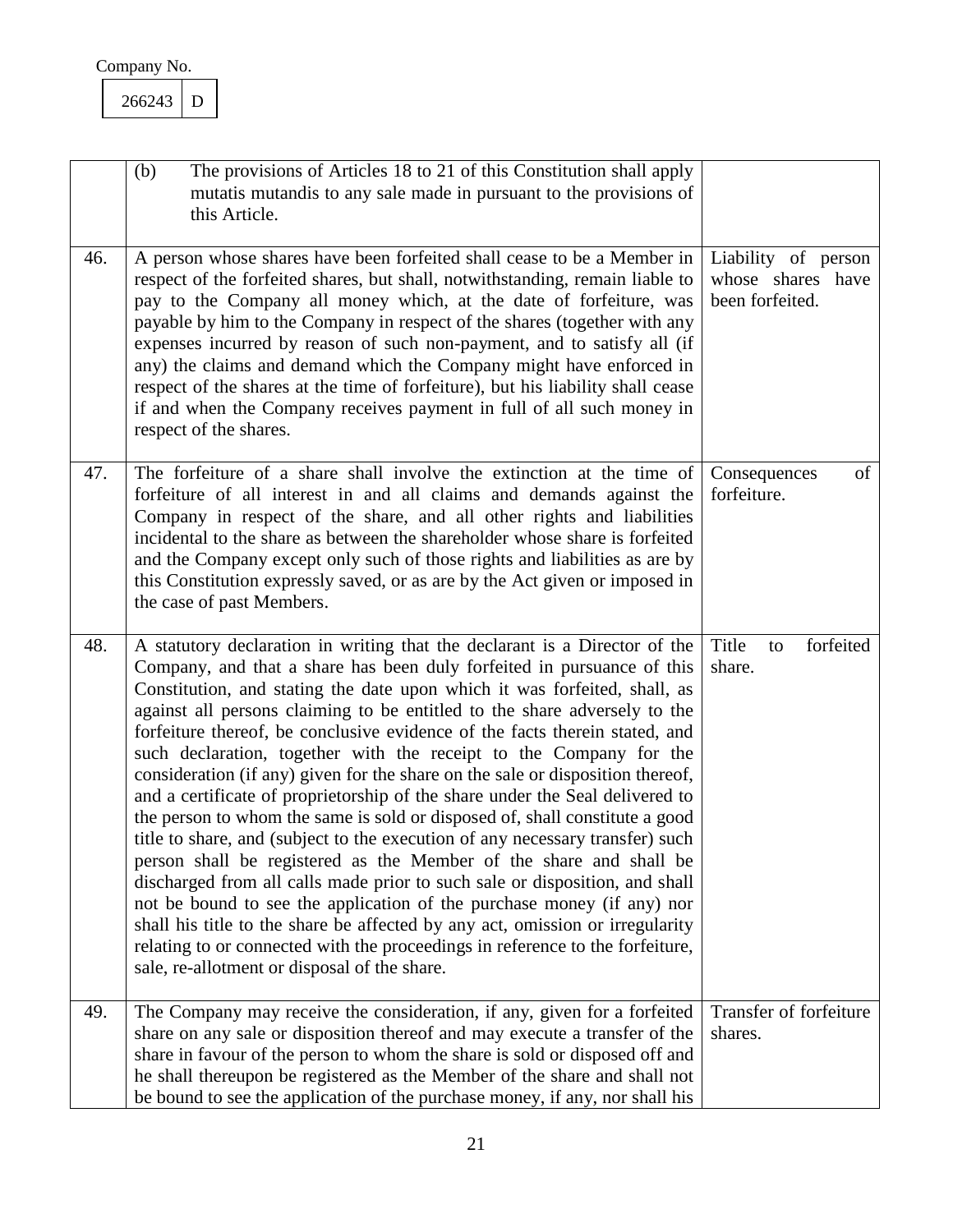Company No.

| 266243 | D |
|---|---|

| | | |
|---|---|---|
| | (b) The provisions of Articles 18 to 21 of this Constitution shall apply mutatis mutandis to any sale made in pursuant to the provisions of this Article. | |
| 46. | A person whose shares have been forfeited shall cease to be a Member in respect of the forfeited shares, but shall, notwithstanding, remain liable to pay to the Company all money which, at the date of forfeiture, was payable by him to the Company in respect of the shares (together with any expenses incurred by reason of such non-payment, and to satisfy all (if any) the claims and demand which the Company might have enforced in respect of the shares at the time of forfeiture), but his liability shall cease if and when the Company receives payment in full of all such money in respect of the shares. | Liability of person whose shares have been forfeited. |
| 47. | The forfeiture of a share shall involve the extinction at the time of forfeiture of all interest in and all claims and demands against the Company in respect of the share, and all other rights and liabilities incidental to the share as between the shareholder whose share is forfeited and the Company except only such of those rights and liabilities as are by this Constitution expressly saved, or as are by the Act given or imposed in the case of past Members. | Consequences of forfeiture. |
| 48. | A statutory declaration in writing that the declarant is a Director of the Company, and that a share has been duly forfeited in pursuance of this Constitution, and stating the date upon which it was forfeited, shall, as against all persons claiming to be entitled to the share adversely to the forfeiture thereof, be conclusive evidence of the facts therein stated, and such declaration, together with the receipt to the Company for the consideration (if any) given for the share on the sale or disposition thereof, and a certificate of proprietorship of the share under the Seal delivered to the person to whom the same is sold or disposed of, shall constitute a good title to share, and (subject to the execution of any necessary transfer) such person shall be registered as the Member of the share and shall be discharged from all calls made prior to such sale or disposition, and shall not be bound to see the application of the purchase money (if any) nor shall his title to the share be affected by any act, omission or irregularity relating to or connected with the proceedings in reference to the forfeiture, sale, re-allotment or disposal of the share. | Title to forfeited share. |
| 49. | The Company may receive the consideration, if any, given for a forfeited share on any sale or disposition thereof and may execute a transfer of the share in favour of the person to whom the share is sold or disposed off and he shall thereupon be registered as the Member of the share and shall not be bound to see the application of the purchase money, if any, nor shall his | Transfer of forfeiture shares. |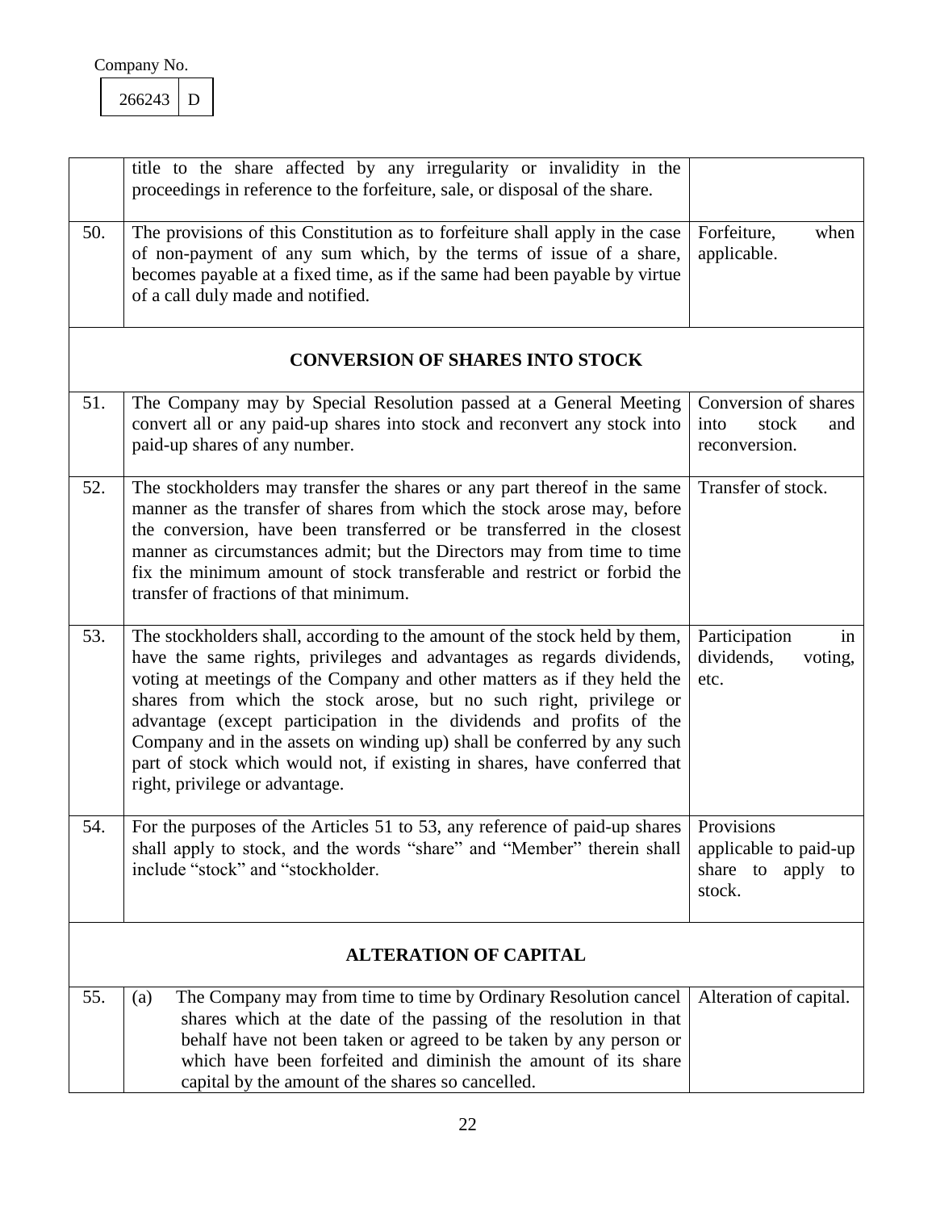Company No.

| 266243 | D |
|---|---|

| | | |
|---|---|---|
| | title to the share affected by any irregularity or invalidity in the proceedings in reference to the forfeiture, sale, or disposal of the share. | |
| 50. | The provisions of this Constitution as to forfeiture shall apply in the case of non-payment of any sum which, by the terms of issue of a share, becomes payable at a fixed time, as if the same had been payable by virtue of a call duly made and notified. | Forfeiture, when applicable. |
| | **CONVERSION OF SHARES INTO STOCK** | |
| 51. | The Company may by Special Resolution passed at a General Meeting convert all or any paid-up shares into stock and reconvert any stock into paid-up shares of any number. | Conversion of shares into stock and reconversion. |
| 52. | The stockholders may transfer the shares or any part thereof in the same manner as the transfer of shares from which the stock arose may, before the conversion, have been transferred or be transferred in the closest manner as circumstances admit; but the Directors may from time to time fix the minimum amount of stock transferable and restrict or forbid the transfer of fractions of that minimum. | Transfer of stock. |
| 53. | The stockholders shall, according to the amount of the stock held by them, have the same rights, privileges and advantages as regards dividends, voting at meetings of the Company and other matters as if they held the shares from which the stock arose, but no such right, privilege or advantage (except participation in the dividends and profits of the Company and in the assets on winding up) shall be conferred by any such part of stock which would not, if existing in shares, have conferred that right, privilege or advantage. | Participation in dividends, voting, etc. |
| 54. | For the purposes of the Articles 51 to 53, any reference of paid-up shares shall apply to stock, and the words "share" and "Member" therein shall include "stock" and "stockholder. | Provisions applicable to paid-up share to apply to stock. |
| | **ALTERATION OF CAPITAL** | |
| 55. | (a) The Company may from time to time by Ordinary Resolution cancel shares which at the date of the passing of the resolution in that behalf have not been taken or agreed to be taken by any person or which have been forfeited and diminish the amount of its share capital by the amount of the shares so cancelled. | Alteration of capital. |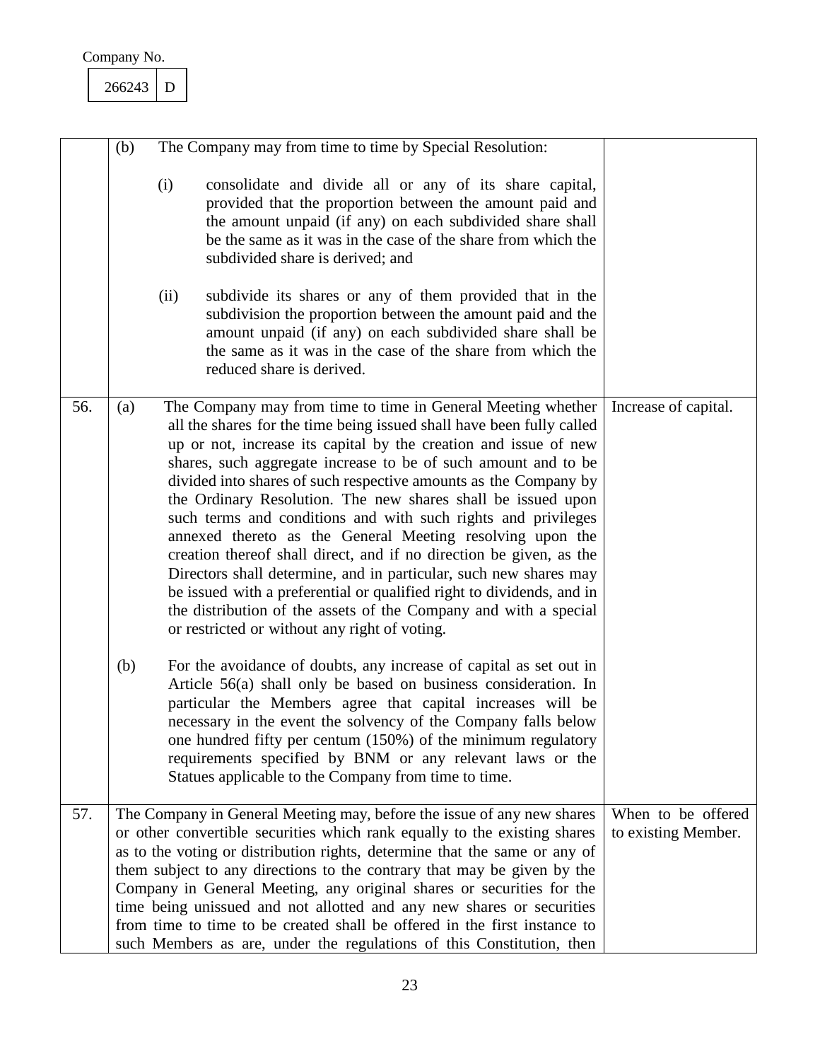Company No.

| 266243 | D |
|---|---|

| | | |
|---|---|---|
| | (b) The Company may from time to time by Special Resolution:<br><br>(i) consolidate and divide all or any of its share capital, provided that the proportion between the amount paid and the amount unpaid (if any) on each subdivided share shall be the same as it was in the case of the share from which the subdivided share is derived; and<br><br>(ii) subdivide its shares or any of them provided that in the subdivision the proportion between the amount paid and the amount unpaid (if any) on each subdivided share shall be the same as it was in the case of the share from which the reduced share is derived. | |
| 56. | (a) The Company may from time to time in General Meeting whether all the shares for the time being issued shall have been fully called up or not, increase its capital by the creation and issue of new shares, such aggregate increase to be of such amount and to be divided into shares of such respective amounts as the Company by the Ordinary Resolution. The new shares shall be issued upon such terms and conditions and with such rights and privileges annexed thereto as the General Meeting resolving upon the creation thereof shall direct, and if no direction be given, as the Directors shall determine, and in particular, such new shares may be issued with a preferential or qualified right to dividends, and in the distribution of the assets of the Company and with a special or restricted or without any right of voting.<br><br>(b) For the avoidance of doubts, any increase of capital as set out in Article 56(a) shall only be based on business consideration. In particular the Members agree that capital increases will be necessary in the event the solvency of the Company falls below one hundred fifty per centum (150%) of the minimum regulatory requirements specified by BNM or any relevant laws or the Statues applicable to the Company from time to time. | Increase of capital. |
| 57. | The Company in General Meeting may, before the issue of any new shares or other convertible securities which rank equally to the existing shares as to the voting or distribution rights, determine that the same or any of them subject to any directions to the contrary that may be given by the Company in General Meeting, any original shares or securities for the time being unissued and not allotted and any new shares or securities from time to time to be created shall be offered in the first instance to such Members as are, under the regulations of this Constitution, then | When to be offered to existing Member. |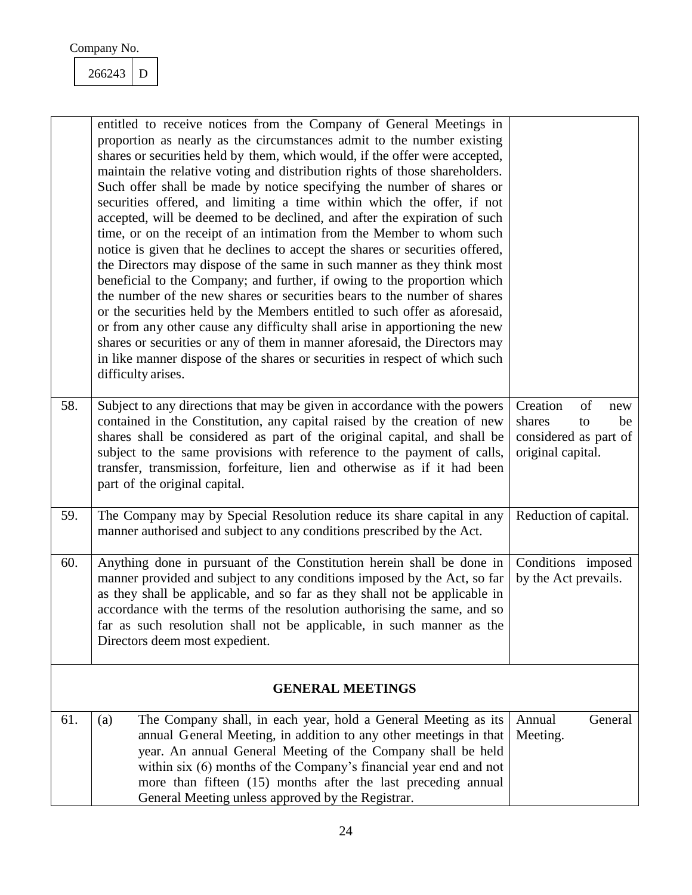Company No.

| 266243 | D |
|---|---|

| | | |
|---|---|---|
| | entitled to receive notices from the Company of General Meetings in proportion as nearly as the circumstances admit to the number existing shares or securities held by them, which would, if the offer were accepted, maintain the relative voting and distribution rights of those shareholders. Such offer shall be made by notice specifying the number of shares or securities offered, and limiting a time within which the offer, if not accepted, will be deemed to be declined, and after the expiration of such time, or on the receipt of an intimation from the Member to whom such notice is given that he declines to accept the shares or securities offered, the Directors may dispose of the same in such manner as they think most beneficial to the Company; and further, if owing to the proportion which the number of the new shares or securities bears to the number of shares or the securities held by the Members entitled to such offer as aforesaid, or from any other cause any difficulty shall arise in apportioning the new shares or securities or any of them in manner aforesaid, the Directors may in like manner dispose of the shares or securities in respect of which such difficulty arises. | |
| 58. | Subject to any directions that may be given in accordance with the powers contained in the Constitution, any capital raised by the creation of new shares shall be considered as part of the original capital, and shall be subject to the same provisions with reference to the payment of calls, transfer, transmission, forfeiture, lien and otherwise as if it had been part of the original capital. | Creation of new shares to be considered as part of original capital. |
| 59. | The Company may by Special Resolution reduce its share capital in any manner authorised and subject to any conditions prescribed by the Act. | Reduction of capital. |
| 60. | Anything done in pursuant of the Constitution herein shall be done in manner provided and subject to any conditions imposed by the Act, so far as they shall be applicable, and so far as they shall not be applicable in accordance with the terms of the resolution authorising the same, and so far as such resolution shall not be applicable, in such manner as the Directors deem most expedient. | Conditions imposed by the Act prevails. |
| | **GENERAL MEETINGS** | |
| 61. | (a) The Company shall, in each year, hold a General Meeting as its annual General Meeting, in addition to any other meetings in that year. An annual General Meeting of the Company shall be held within six (6) months of the Company's financial year end and not more than fifteen (15) months after the last preceding annual General Meeting unless approved by the Registrar. | Annual General Meeting. |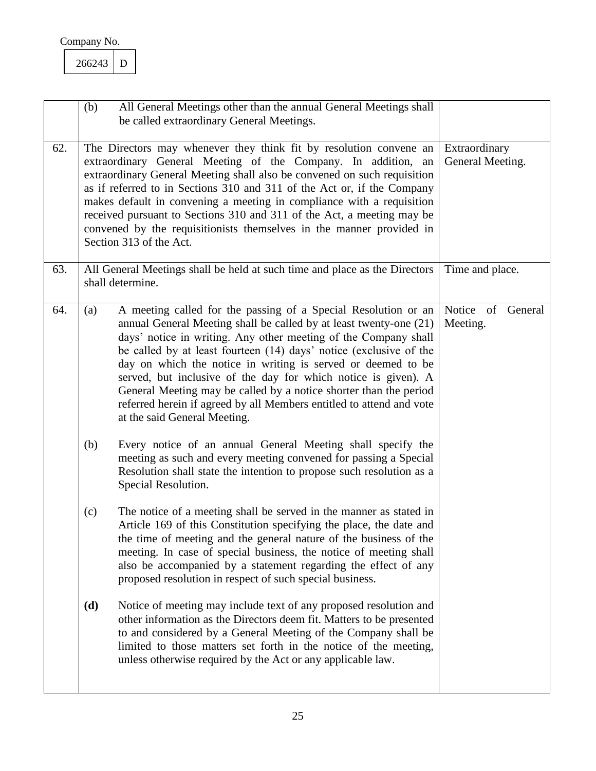Company No.

| 266243 | D |
|---|---|

| | | |
|---|---|---|
| | (b) All General Meetings other than the annual General Meetings shall be called extraordinary General Meetings. | |
| 62. | The Directors may whenever they think fit by resolution convene an extraordinary General Meeting of the Company. In addition, an extraordinary General Meeting shall also be convened on such requisition as if referred to in Sections 310 and 311 of the Act or, if the Company makes default in convening a meeting in compliance with a requisition received pursuant to Sections 310 and 311 of the Act, a meeting may be convened by the requisitionists themselves in the manner provided in Section 313 of the Act. | Extraordinary General Meeting. |
| 63. | All General Meetings shall be held at such time and place as the Directors shall determine. | Time and place. |
| 64. | (a) A meeting called for the passing of a Special Resolution or an annual General Meeting shall be called by at least twenty-one (21) days' notice in writing. Any other meeting of the Company shall be called by at least fourteen (14) days' notice (exclusive of the day on which the notice in writing is served or deemed to be served, but inclusive of the day for which notice is given). A General Meeting may be called by a notice shorter than the period referred herein if agreed by all Members entitled to attend and vote at the said General Meeting.<br><br>(b) Every notice of an annual General Meeting shall specify the meeting as such and every meeting convened for passing a Special Resolution shall state the intention to propose such resolution as a Special Resolution.<br><br>(c) The notice of a meeting shall be served in the manner as stated in Article 169 of this Constitution specifying the place, the date and the time of meeting and the general nature of the business of the meeting. In case of special business, the notice of meeting shall also be accompanied by a statement regarding the effect of any proposed resolution in respect of such special business.<br><br>**(d)** Notice of meeting may include text of any proposed resolution and other information as the Directors deem fit. Matters to be presented to and considered by a General Meeting of the Company shall be limited to those matters set forth in the notice of the meeting, unless otherwise required by the Act or any applicable law. | Notice of General Meeting. |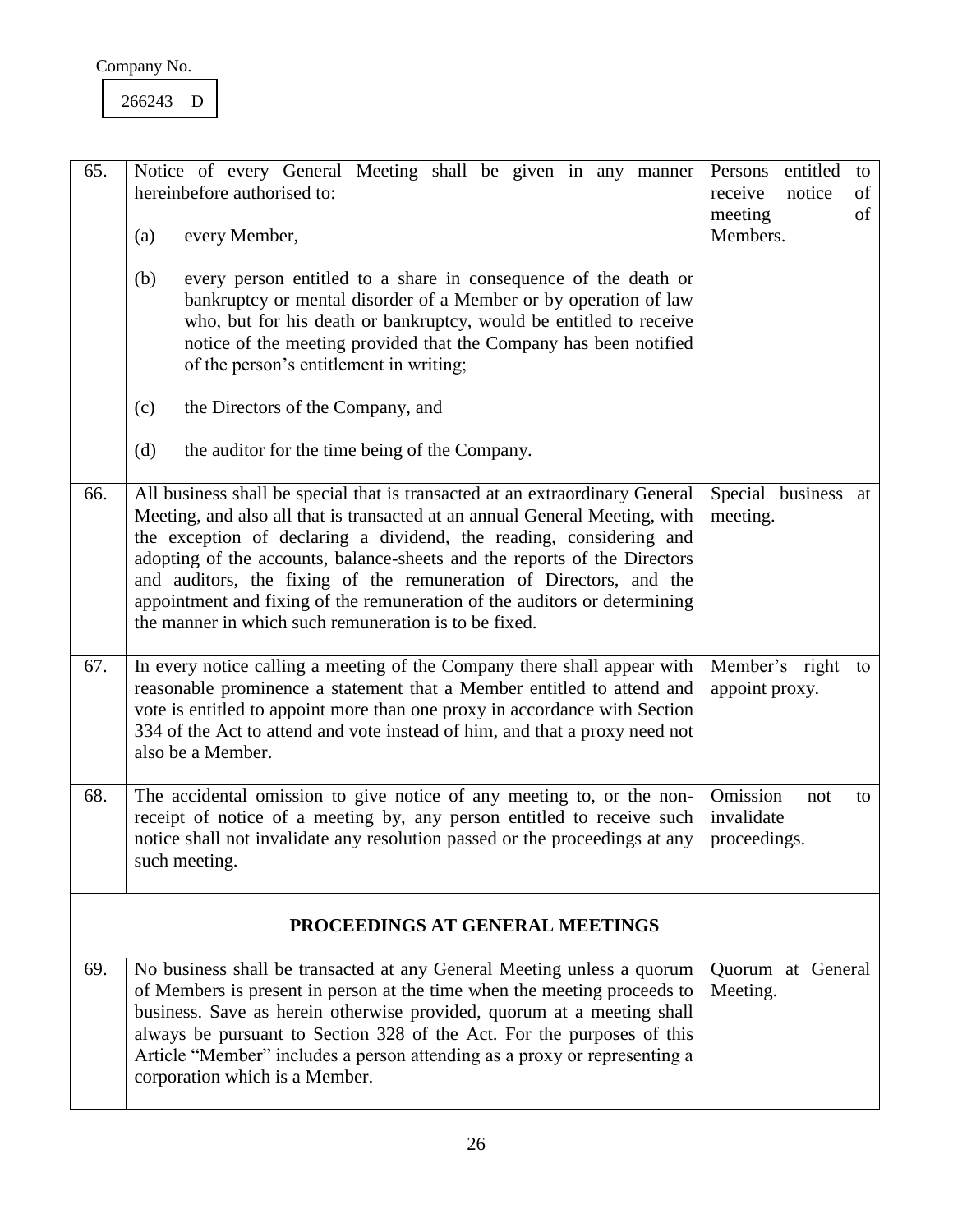Company No.

| 266243 | D |
|---|---|

| | | |
|---|---|---|
| 65. | Notice of every General Meeting shall be given in any manner hereinbefore authorised to:<br><br>(a) every Member,<br><br>(b) every person entitled to a share in consequence of the death or bankruptcy or mental disorder of a Member or by operation of law who, but for his death or bankruptcy, would be entitled to receive notice of the meeting provided that the Company has been notified of the person's entitlement in writing;<br><br>(c) the Directors of the Company, and<br><br>(d) the auditor for the time being of the Company. | Persons entitled to receive notice of meeting of Members. |
| 66. | All business shall be special that is transacted at an extraordinary General Meeting, and also all that is transacted at an annual General Meeting, with the exception of declaring a dividend, the reading, considering and adopting of the accounts, balance-sheets and the reports of the Directors and auditors, the fixing of the remuneration of Directors, and the appointment and fixing of the remuneration of the auditors or determining the manner in which such remuneration is to be fixed. | Special business at meeting. |
| 67. | In every notice calling a meeting of the Company there shall appear with reasonable prominence a statement that a Member entitled to attend and vote is entitled to appoint more than one proxy in accordance with Section 334 of the Act to attend and vote instead of him, and that a proxy need not also be a Member. | Member's right to appoint proxy. |
| 68. | The accidental omission to give notice of any meeting to, or the non-receipt of notice of a meeting by, any person entitled to receive such notice shall not invalidate any resolution passed or the proceedings at any such meeting. | Omission not to invalidate proceedings. |
| | **PROCEEDINGS AT GENERAL MEETINGS** | |
| 69. | No business shall be transacted at any General Meeting unless a quorum of Members is present in person at the time when the meeting proceeds to business. Save as herein otherwise provided, quorum at a meeting shall always be pursuant to Section 328 of the Act. For the purposes of this Article "Member" includes a person attending as a proxy or representing a corporation which is a Member. | Quorum at General Meeting. |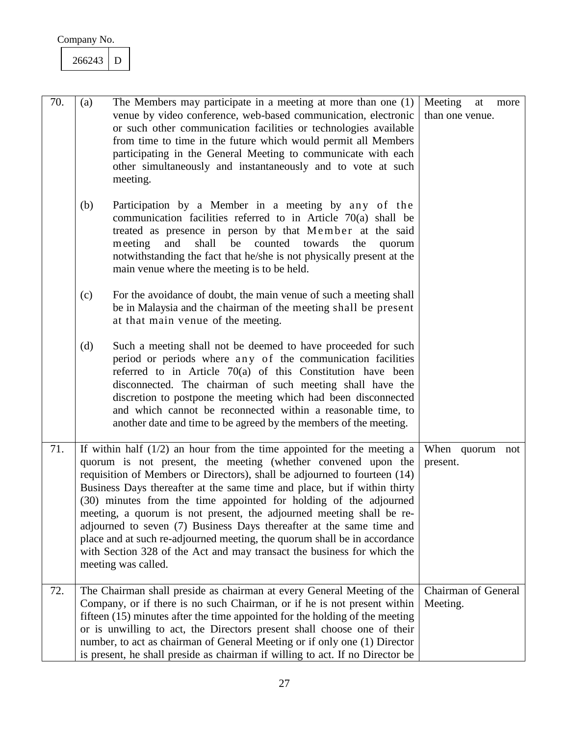Company No.

| 266243 | D |
|---|---|

| | | |
|---|---|---|
| 70. | (a) The Members may participate in a meeting at more than one (1) venue by video conference, web-based communication, electronic or such other communication facilities or technologies available from time to time in the future which would permit all Members participating in the General Meeting to communicate with each other simultaneously and instantaneously and to vote at such meeting.<br><br>(b) Participation by a Member in a meeting by any of the communication facilities referred to in Article 70(a) shall be treated as presence in person by that Member at the said meeting and shall be counted towards the quorum notwithstanding the fact that he/she is not physically present at the main venue where the meeting is to be held.<br><br>(c) For the avoidance of doubt, the main venue of such a meeting shall be in Malaysia and the chairman of the meeting shall be present at that main venue of the meeting.<br><br>(d) Such a meeting shall not be deemed to have proceeded for such period or periods where any of the communication facilities referred to in Article 70(a) of this Constitution have been disconnected. The chairman of such meeting shall have the discretion to postpone the meeting which had been disconnected and which cannot be reconnected within a reasonable time, to another date and time to be agreed by the members of the meeting. | Meeting at more than one venue. |
| 71. | If within half (1/2) an hour from the time appointed for the meeting a quorum is not present, the meeting (whether convened upon the requisition of Members or Directors), shall be adjourned to fourteen (14) Business Days thereafter at the same time and place, but if within thirty (30) minutes from the time appointed for holding of the adjourned meeting, a quorum is not present, the adjourned meeting shall be re-adjourned to seven (7) Business Days thereafter at the same time and place and at such re-adjourned meeting, the quorum shall be in accordance with Section 328 of the Act and may transact the business for which the meeting was called. | When quorum not present. |
| 72. | The Chairman shall preside as chairman at every General Meeting of the Company, or if there is no such Chairman, or if he is not present within fifteen (15) minutes after the time appointed for the holding of the meeting or is unwilling to act, the Directors present shall choose one of their number, to act as chairman of General Meeting or if only one (1) Director is present, he shall preside as chairman if willing to act. If no Director be | Chairman of General Meeting. |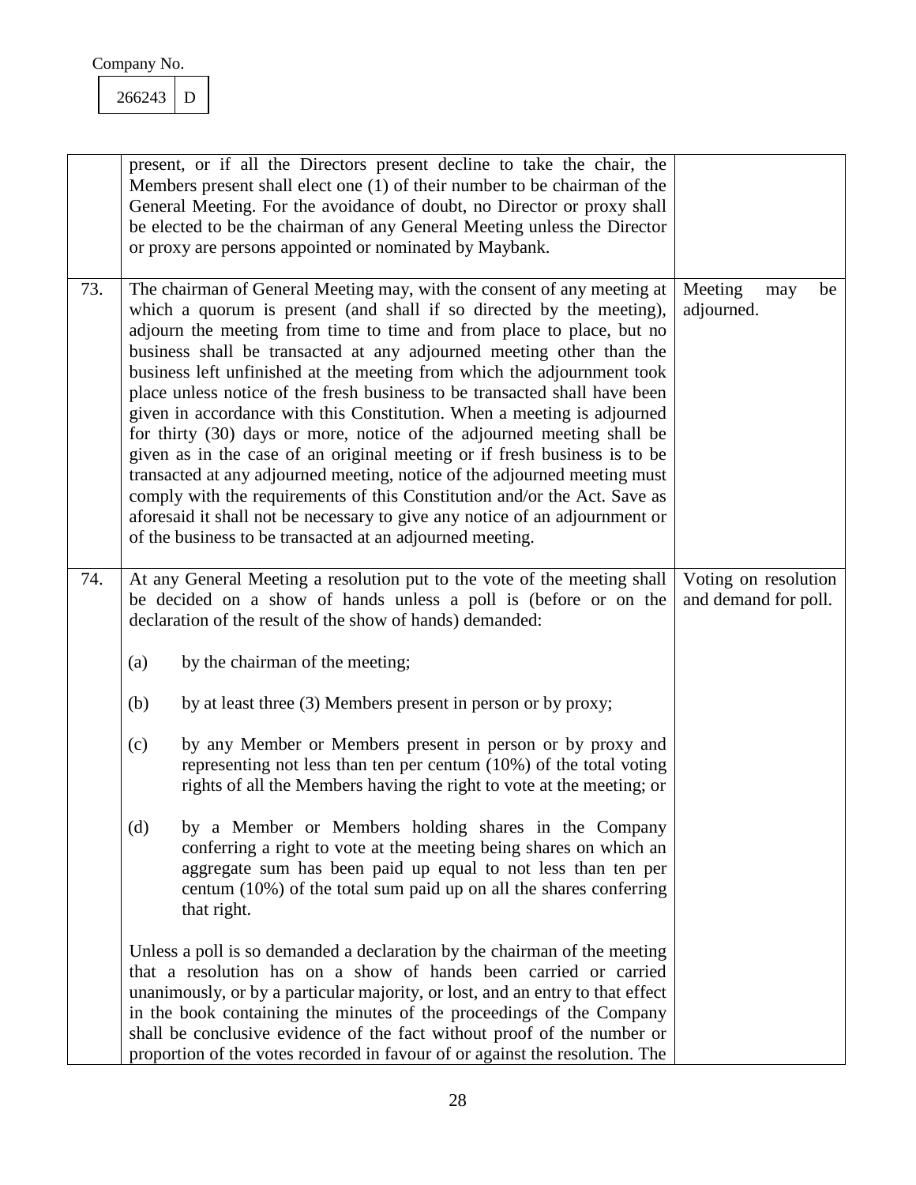| | | |
|---|---|---|
| | present, or if all the Directors present decline to take the chair, the Members present shall elect one (1) of their number to be chairman of the General Meeting. For the avoidance of doubt, no Director or proxy shall be elected to be the chairman of any General Meeting unless the Director or proxy are persons appointed or nominated by Maybank. | |
| 73. | The chairman of General Meeting may, with the consent of any meeting at which a quorum is present (and shall if so directed by the meeting), adjourn the meeting from time to time and from place to place, but no business shall be transacted at any adjourned meeting other than the business left unfinished at the meeting from which the adjournment took place unless notice of the fresh business to be transacted shall have been given in accordance with this Constitution. When a meeting is adjourned for thirty (30) days or more, notice of the adjourned meeting shall be given as in the case of an original meeting or if fresh business is to be transacted at any adjourned meeting, notice of the adjourned meeting must comply with the requirements of this Constitution and/or the Act. Save as aforesaid it shall not be necessary to give any notice of an adjournment or of the business to be transacted at an adjourned meeting. | Meeting may be adjourned. |
| 74. | At any General Meeting a resolution put to the vote of the meeting shall be decided on a show of hands unless a poll is (before or on the declaration of the result of the show of hands) demanded:<br><br>(a) by the chairman of the meeting;<br><br>(b) by at least three (3) Members present in person or by proxy;<br><br>(c) by any Member or Members present in person or by proxy and representing not less than ten per centum (10%) of the total voting rights of all the Members having the right to vote at the meeting; or<br><br>(d) by a Member or Members holding shares in the Company conferring a right to vote at the meeting being shares on which an aggregate sum has been paid up equal to not less than ten per centum (10%) of the total sum paid up on all the shares conferring that right.<br><br>Unless a poll is so demanded a declaration by the chairman of the meeting that a resolution has on a show of hands been carried or carried unanimously, or by a particular majority, or lost, and an entry to that effect in the book containing the minutes of the proceedings of the Company shall be conclusive evidence of the fact without proof of the number or proportion of the votes recorded in favour of or against the resolution. The | Voting on resolution and demand for poll. |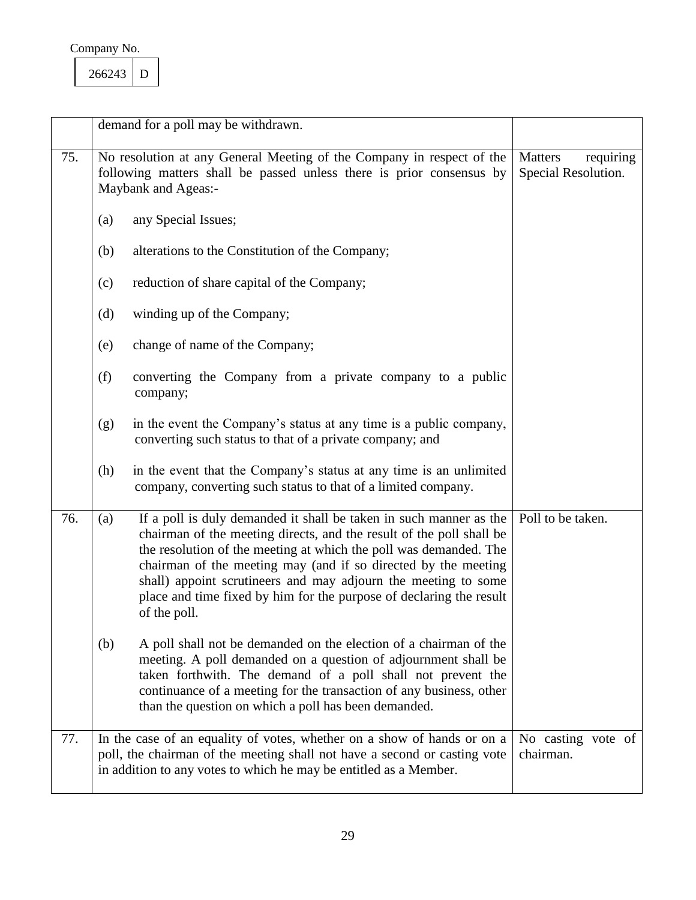Company No.

| 266243 | D |
|---|---|

| | | |
|---|---|---|
| | demand for a poll may be withdrawn. | |
| 75. | No resolution at any General Meeting of the Company in respect of the following matters shall be passed unless there is prior consensus by Maybank and Ageas:-<br><br>(a) any Special Issues;<br><br>(b) alterations to the Constitution of the Company;<br><br>(c) reduction of share capital of the Company;<br><br>(d) winding up of the Company;<br><br>(e) change of name of the Company;<br><br>(f) converting the Company from a private company to a public company;<br><br>(g) in the event the Company's status at any time is a public company, converting such status to that of a private company; and<br><br>(h) in the event that the Company's status at any time is an unlimited company, converting such status to that of a limited company. | Matters requiring Special Resolution. |
| 76. | (a) If a poll is duly demanded it shall be taken in such manner as the chairman of the meeting directs, and the result of the poll shall be the resolution of the meeting at which the poll was demanded. The chairman of the meeting may (and if so directed by the meeting shall) appoint scrutineers and may adjourn the meeting to some place and time fixed by him for the purpose of declaring the result of the poll.<br><br>(b) A poll shall not be demanded on the election of a chairman of the meeting. A poll demanded on a question of adjournment shall be taken forthwith. The demand of a poll shall not prevent the continuance of a meeting for the transaction of any business, other than the question on which a poll has been demanded. | Poll to be taken. |
| 77. | In the case of an equality of votes, whether on a show of hands or on a poll, the chairman of the meeting shall not have a second or casting vote in addition to any votes to which he may be entitled as a Member. | No casting vote of chairman. |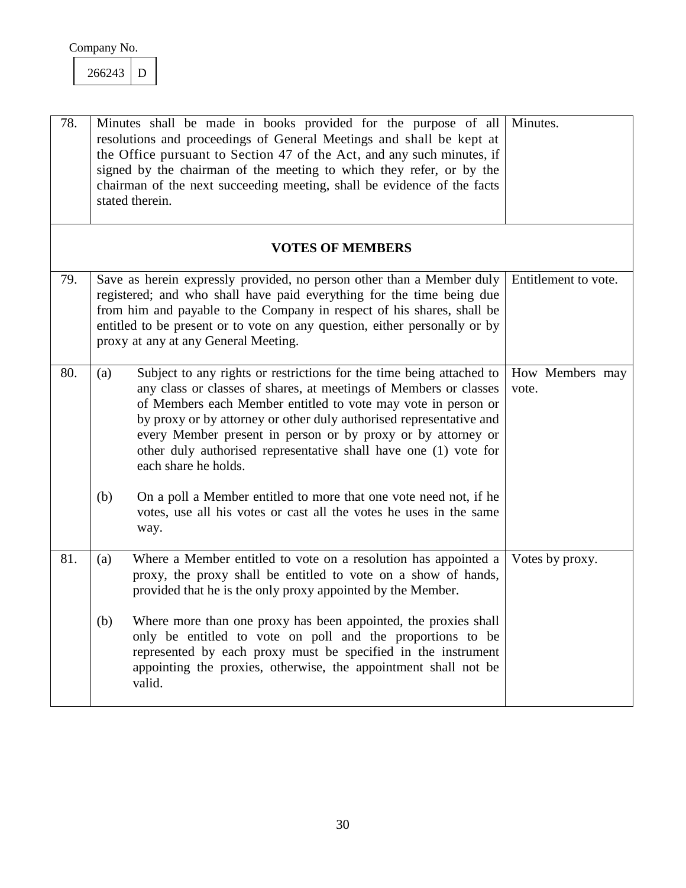Company No.

| 266243 | D |
|---|---|

| | | |
|---|---|---|
| 78. | Minutes shall be made in books provided for the purpose of all resolutions and proceedings of General Meetings and shall be kept at the Office pursuant to Section 47 of the Act, and any such minutes, if signed by the chairman of the meeting to which they refer, or by the chairman of the next succeeding meeting, shall be evidence of the facts stated therein. | Minutes. |
| | **VOTES OF MEMBERS** | |
| 79. | Save as herein expressly provided, no person other than a Member duly registered; and who shall have paid everything for the time being due from him and payable to the Company in respect of his shares, shall be entitled to be present or to vote on any question, either personally or by proxy at any at any General Meeting. | Entitlement to vote. |
| 80. | (a) Subject to any rights or restrictions for the time being attached to any class or classes of shares, at meetings of Members or classes of Members each Member entitled to vote may vote in person or by proxy or by attorney or other duly authorised representative and every Member present in person or by proxy or by attorney or other duly authorised representative shall have one (1) vote for each share he holds.<br><br>(b) On a poll a Member entitled to more that one vote need not, if he votes, use all his votes or cast all the votes he uses in the same way. | How Members may vote. |
| 81. | (a) Where a Member entitled to vote on a resolution has appointed a proxy, the proxy shall be entitled to vote on a show of hands, provided that he is the only proxy appointed by the Member.<br><br>(b) Where more than one proxy has been appointed, the proxies shall only be entitled to vote on poll and the proportions to be represented by each proxy must be specified in the instrument appointing the proxies, otherwise, the appointment shall not be valid. | Votes by proxy. |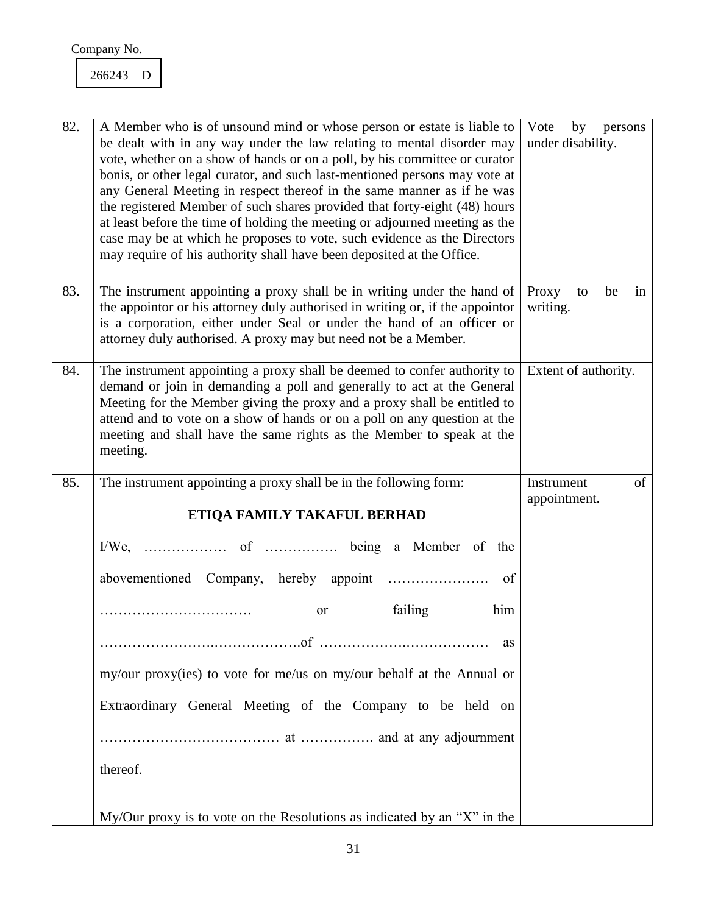Company No.

| 266243 | D |
|---|---|

| | | |
|---|---|---|
| 82. | A Member who is of unsound mind or whose person or estate is liable to be dealt with in any way under the law relating to mental disorder may vote, whether on a show of hands or on a poll, by his committee or curator bonis, or other legal curator, and such last-mentioned persons may vote at any General Meeting in respect thereof in the same manner as if he was the registered Member of such shares provided that forty-eight (48) hours at least before the time of holding the meeting or adjourned meeting as the case may be at which he proposes to vote, such evidence as the Directors may require of his authority shall have been deposited at the Office. | Vote by persons under disability. |
| 83. | The instrument appointing a proxy shall be in writing under the hand of the appointor or his attorney duly authorised in writing or, if the appointor is a corporation, either under Seal or under the hand of an officer or attorney duly authorised. A proxy may but need not be a Member. | Proxy to be in writing. |
| 84. | The instrument appointing a proxy shall be deemed to confer authority to demand or join in demanding a poll and generally to act at the General Meeting for the Member giving the proxy and a proxy shall be entitled to attend and to vote on a show of hands or on a poll on any question at the meeting and shall have the same rights as the Member to speak at the meeting. | Extent of authority. |
| 85. | The instrument appointing a proxy shall be in the following form:<br><br>**ETIQA FAMILY TAKAFUL BERHAD**<br><br>I/We, ……………… of ……………. being a Member of the abovementioned Company, hereby appoint …………………. of …………………………… or failing him ……………………..……………….of ………………..……………… as my/our proxy(ies) to vote for me/us on my/our behalf at the Annual or Extraordinary General Meeting of the Company to be held on ………………………………… at ……………. and at any adjournment thereof.<br><br>My/Our proxy is to vote on the Resolutions as indicated by an "X" in the | Instrument of appointment. |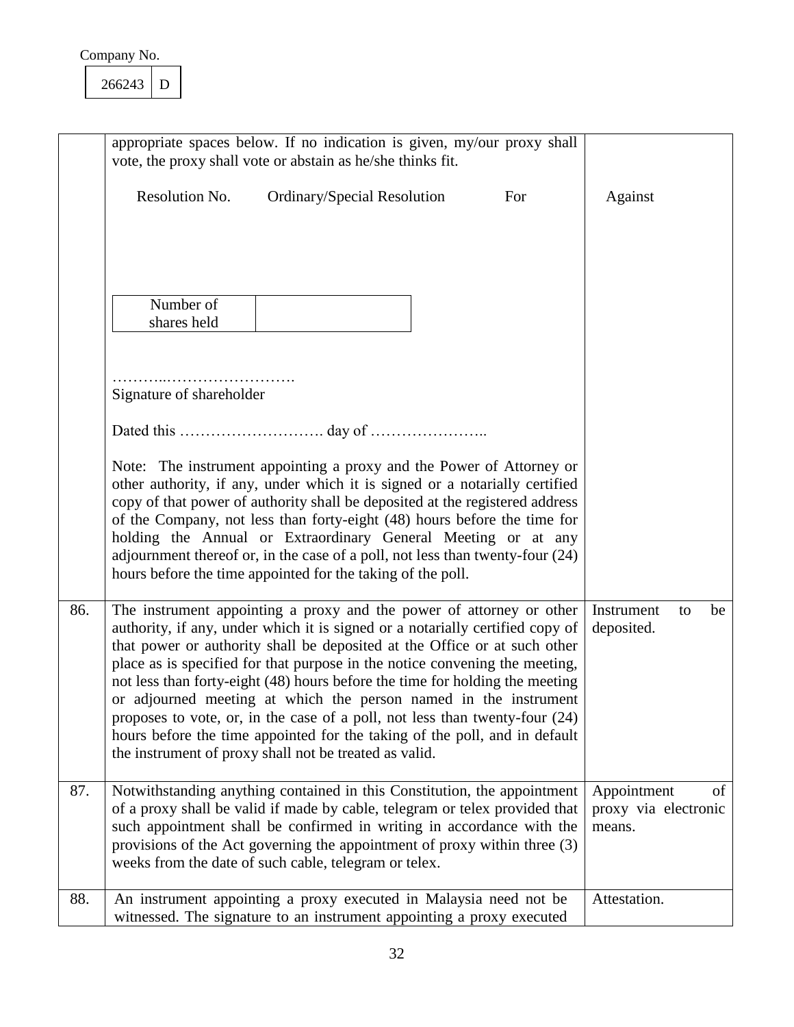Company No.

| 266243 | D |
|---|---|

| | | |
|---|---|---|
| | appropriate spaces below. If no indication is given, my/our proxy shall vote, the proxy shall vote or abstain as he/she thinks fit.<br><br>Resolution No. Ordinary/Special Resolution For Against<br><br>Number of shares held: ______<br><br>……………………………….<br>Signature of shareholder<br><br>Dated this ………………………. day of …………………..<br><br>Note: The instrument appointing a proxy and the Power of Attorney or other authority, if any, under which it is signed or a notarially certified copy of that power of authority shall be deposited at the registered address of the Company, not less than forty-eight (48) hours before the time for holding the Annual or Extraordinary General Meeting or at any adjournment thereof or, in the case of a poll, not less than twenty-four (24) hours before the time appointed for the taking of the poll. | |
| 86. | The instrument appointing a proxy and the power of attorney or other authority, if any, under which it is signed or a notarially certified copy of that power or authority shall be deposited at the Office or at such other place as is specified for that purpose in the notice convening the meeting, not less than forty-eight (48) hours before the time for holding the meeting or adjourned meeting at which the person named in the instrument proposes to vote, or, in the case of a poll, not less than twenty-four (24) hours before the time appointed for the taking of the poll, and in default the instrument of proxy shall not be treated as valid. | Instrument to be deposited. |
| 87. | Notwithstanding anything contained in this Constitution, the appointment of a proxy shall be valid if made by cable, telegram or telex provided that such appointment shall be confirmed in writing in accordance with the provisions of the Act governing the appointment of proxy within three (3) weeks from the date of such cable, telegram or telex. | Appointment of proxy via electronic means. |
| 88. | An instrument appointing a proxy executed in Malaysia need not be witnessed. The signature to an instrument appointing a proxy executed | Attestation. |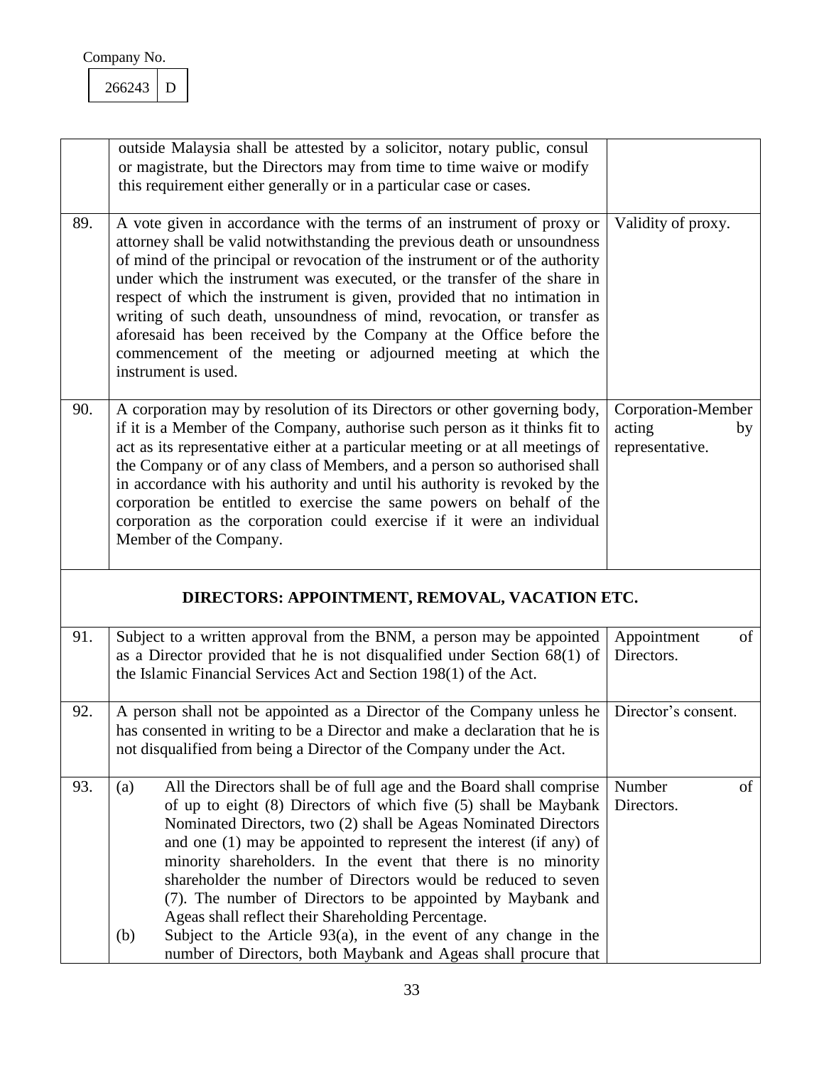Company No.

| 266243 | D |
|---|---|

| | | |
|---|---|---|
| | outside Malaysia shall be attested by a solicitor, notary public, consul or magistrate, but the Directors may from time to time waive or modify this requirement either generally or in a particular case or cases. | |
| 89. | A vote given in accordance with the terms of an instrument of proxy or attorney shall be valid notwithstanding the previous death or unsoundness of mind of the principal or revocation of the instrument or of the authority under which the instrument was executed, or the transfer of the share in respect of which the instrument is given, provided that no intimation in writing of such death, unsoundness of mind, revocation, or transfer as aforesaid has been received by the Company at the Office before the commencement of the meeting or adjourned meeting at which the instrument is used. | Validity of proxy. |
| 90. | A corporation may by resolution of its Directors or other governing body, if it is a Member of the Company, authorise such person as it thinks fit to act as its representative either at a particular meeting or at all meetings of the Company or of any class of Members, and a person so authorised shall in accordance with his authority and until his authority is revoked by the corporation be entitled to exercise the same powers on behalf of the corporation as the corporation could exercise if it were an individual Member of the Company. | Corporation-Member acting by representative. |
| | **DIRECTORS: APPOINTMENT, REMOVAL, VACATION ETC.** | |
| 91. | Subject to a written approval from the BNM, a person may be appointed as a Director provided that he is not disqualified under Section 68(1) of the Islamic Financial Services Act and Section 198(1) of the Act. | Appointment of Directors. |
| 92. | A person shall not be appointed as a Director of the Company unless he has consented in writing to be a Director and make a declaration that he is not disqualified from being a Director of the Company under the Act. | Director's consent. |
| 93. | (a) All the Directors shall be of full age and the Board shall comprise of up to eight (8) Directors of which five (5) shall be Maybank Nominated Directors, two (2) shall be Ageas Nominated Directors and one (1) may be appointed to represent the interest (if any) of minority shareholders. In the event that there is no minority shareholder the number of Directors would be reduced to seven (7). The number of Directors to be appointed by Maybank and Ageas shall reflect their Shareholding Percentage.<br>(b) Subject to the Article 93(a), in the event of any change in the number of Directors, both Maybank and Ageas shall procure that | Number of Directors. |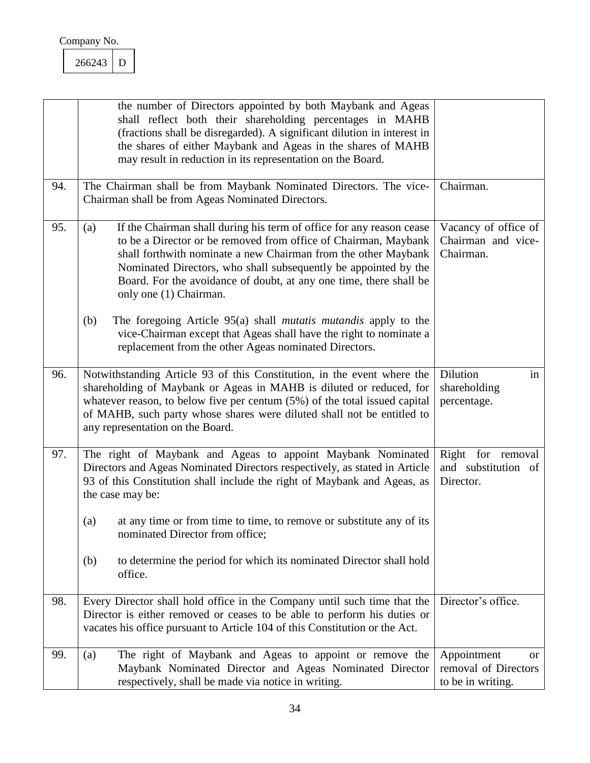Company No.

| 266243 | D |
|---|---|

| | | |
|---|---|---|
| | the number of Directors appointed by both Maybank and Ageas shall reflect both their shareholding percentages in MAHB (fractions shall be disregarded). A significant dilution in interest in the shares of either Maybank and Ageas in the shares of MAHB may result in reduction in its representation on the Board. | |
| 94. | The Chairman shall be from Maybank Nominated Directors. The vice-Chairman shall be from Ageas Nominated Directors. | Chairman. |
| 95. | (a) If the Chairman shall during his term of office for any reason cease to be a Director or be removed from office of Chairman, Maybank shall forthwith nominate a new Chairman from the other Maybank Nominated Directors, who shall subsequently be appointed by the Board. For the avoidance of doubt, at any one time, there shall be only one (1) Chairman.<br><br>(b) The foregoing Article 95(a) shall *mutatis mutandis* apply to the vice-Chairman except that Ageas shall have the right to nominate a replacement from the other Ageas nominated Directors. | Vacancy of office of Chairman and vice-Chairman. |
| 96. | Notwithstanding Article 93 of this Constitution, in the event where the shareholding of Maybank or Ageas in MAHB is diluted or reduced, for whatever reason, to below five per centum (5%) of the total issued capital of MAHB, such party whose shares were diluted shall not be entitled to any representation on the Board. | Dilution in shareholding percentage. |
| 97. | The right of Maybank and Ageas to appoint Maybank Nominated Directors and Ageas Nominated Directors respectively, as stated in Article 93 of this Constitution shall include the right of Maybank and Ageas, as the case may be:<br><br>(a) at any time or from time to time, to remove or substitute any of its nominated Director from office;<br><br>(b) to determine the period for which its nominated Director shall hold office. | Right for removal and substitution of Director. |
| 98. | Every Director shall hold office in the Company until such time that the Director is either removed or ceases to be able to perform his duties or vacates his office pursuant to Article 104 of this Constitution or the Act. | Director's office. |
| 99. | (a) The right of Maybank and Ageas to appoint or remove the Maybank Nominated Director and Ageas Nominated Director respectively, shall be made via notice in writing. | Appointment or removal of Directors to be in writing. |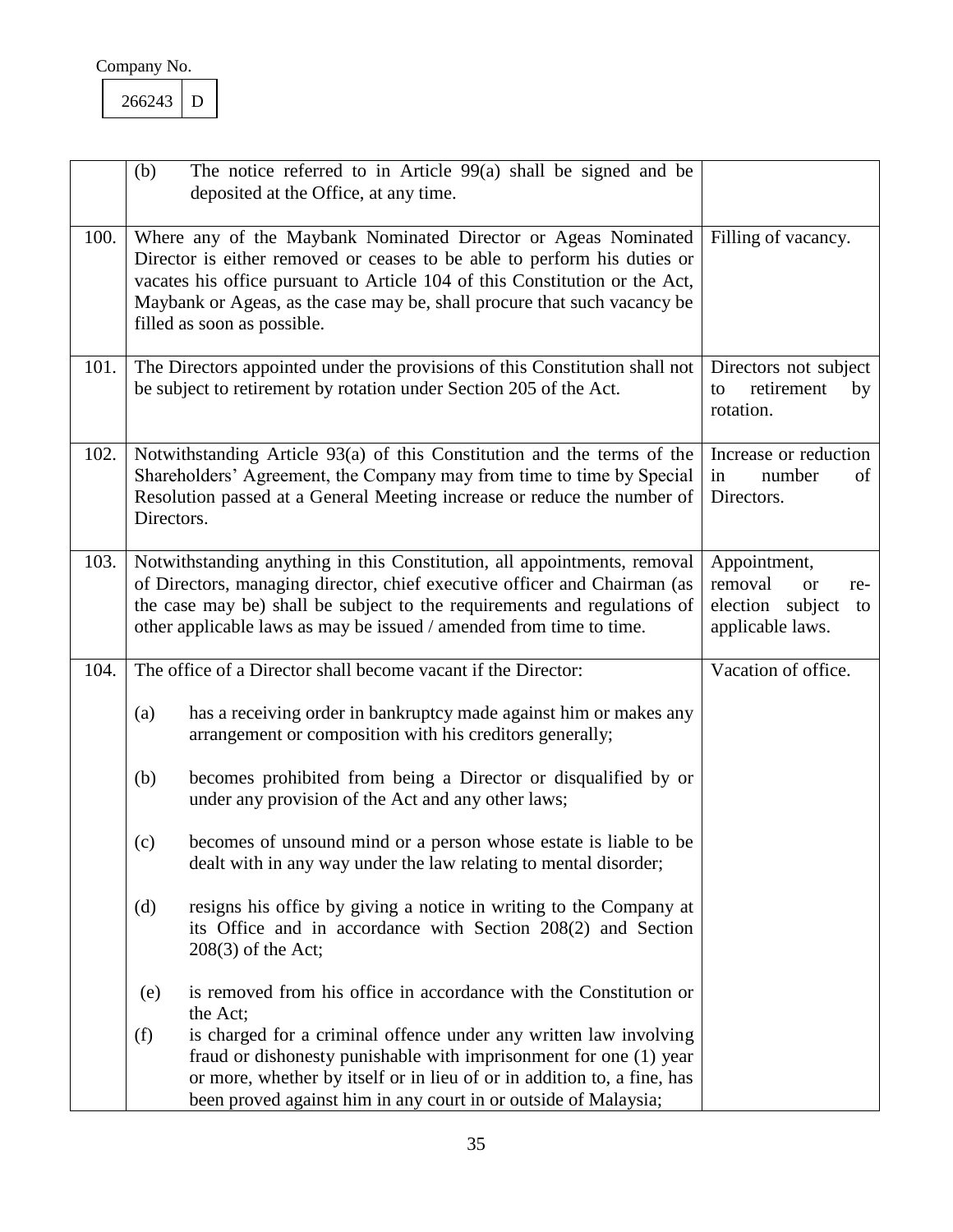Company No.

| 266243 | D |
|---|---|

| | | |
|---|---|---|
| | (b) The notice referred to in Article 99(a) shall be signed and be deposited at the Office, at any time. | |
| 100. | Where any of the Maybank Nominated Director or Ageas Nominated Director is either removed or ceases to be able to perform his duties or vacates his office pursuant to Article 104 of this Constitution or the Act, Maybank or Ageas, as the case may be, shall procure that such vacancy be filled as soon as possible. | Filling of vacancy. |
| 101. | The Directors appointed under the provisions of this Constitution shall not be subject to retirement by rotation under Section 205 of the Act. | Directors not subject to retirement by rotation. |
| 102. | Notwithstanding Article 93(a) of this Constitution and the terms of the Shareholders' Agreement, the Company may from time to time by Special Resolution passed at a General Meeting increase or reduce the number of Directors. | Increase or reduction in number of Directors. |
| 103. | Notwithstanding anything in this Constitution, all appointments, removal of Directors, managing director, chief executive officer and Chairman (as the case may be) shall be subject to the requirements and regulations of other applicable laws as may be issued / amended from time to time. | Appointment, removal or re-election subject to applicable laws. |
| 104. | The office of a Director shall become vacant if the Director:<br><br>(a) has a receiving order in bankruptcy made against him or makes any arrangement or composition with his creditors generally;<br><br>(b) becomes prohibited from being a Director or disqualified by or under any provision of the Act and any other laws;<br><br>(c) becomes of unsound mind or a person whose estate is liable to be dealt with in any way under the law relating to mental disorder;<br><br>(d) resigns his office by giving a notice in writing to the Company at its Office and in accordance with Section 208(2) and Section 208(3) of the Act;<br><br>(e) is removed from his office in accordance with the Constitution or the Act;<br>(f) is charged for a criminal offence under any written law involving fraud or dishonesty punishable with imprisonment for one (1) year or more, whether by itself or in lieu of or in addition to, a fine, has been proved against him in any court in or outside of Malaysia; | Vacation of office. |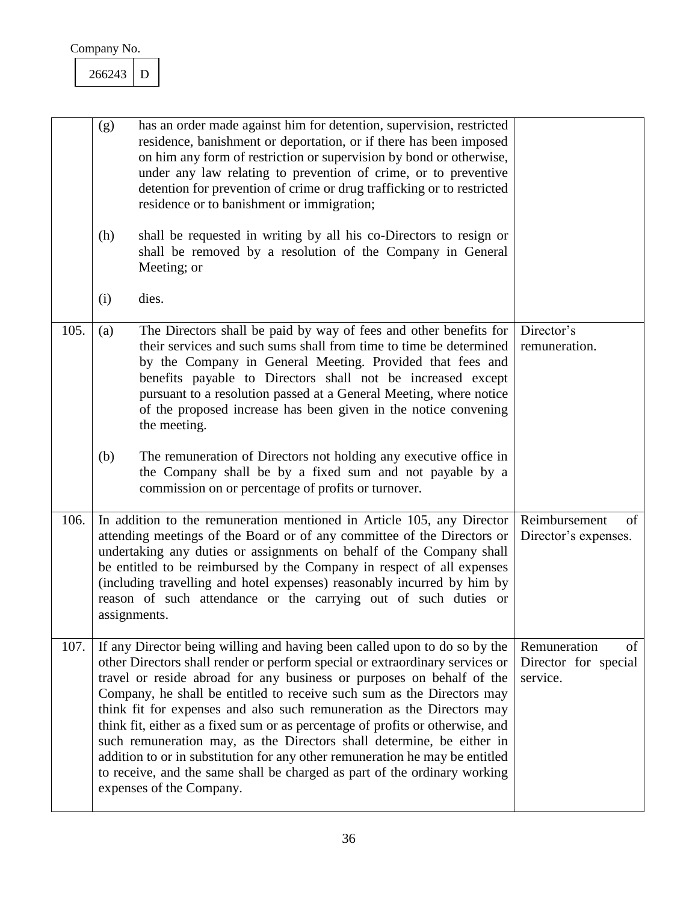Company No.

| 266243 | D |
|---|---|

| | | |
|---|---|---|
| | (g) has an order made against him for detention, supervision, restricted residence, banishment or deportation, or if there has been imposed on him any form of restriction or supervision by bond or otherwise, under any law relating to prevention of crime, or to preventive detention for prevention of crime or drug trafficking or to restricted residence or to banishment or immigration;<br><br>(h) shall be requested in writing by all his co-Directors to resign or shall be removed by a resolution of the Company in General Meeting; or<br><br>(i) dies. | |
| 105. | (a) The Directors shall be paid by way of fees and other benefits for their services and such sums shall from time to time be determined by the Company in General Meeting. Provided that fees and benefits payable to Directors shall not be increased except pursuant to a resolution passed at a General Meeting, where notice of the proposed increase has been given in the notice convening the meeting.<br><br>(b) The remuneration of Directors not holding any executive office in the Company shall be by a fixed sum and not payable by a commission on or percentage of profits or turnover. | Director's remuneration. |
| 106. | In addition to the remuneration mentioned in Article 105, any Director attending meetings of the Board or of any committee of the Directors or undertaking any duties or assignments on behalf of the Company shall be entitled to be reimbursed by the Company in respect of all expenses (including travelling and hotel expenses) reasonably incurred by him by reason of such attendance or the carrying out of such duties or assignments. | Reimbursement of Director's expenses. |
| 107. | If any Director being willing and having been called upon to do so by the other Directors shall render or perform special or extraordinary services or travel or reside abroad for any business or purposes on behalf of the Company, he shall be entitled to receive such sum as the Directors may think fit for expenses and also such remuneration as the Directors may think fit, either as a fixed sum or as percentage of profits or otherwise, and such remuneration may, as the Directors shall determine, be either in addition to or in substitution for any other remuneration he may be entitled to receive, and the same shall be charged as part of the ordinary working expenses of the Company. | Remuneration of Director for special service. |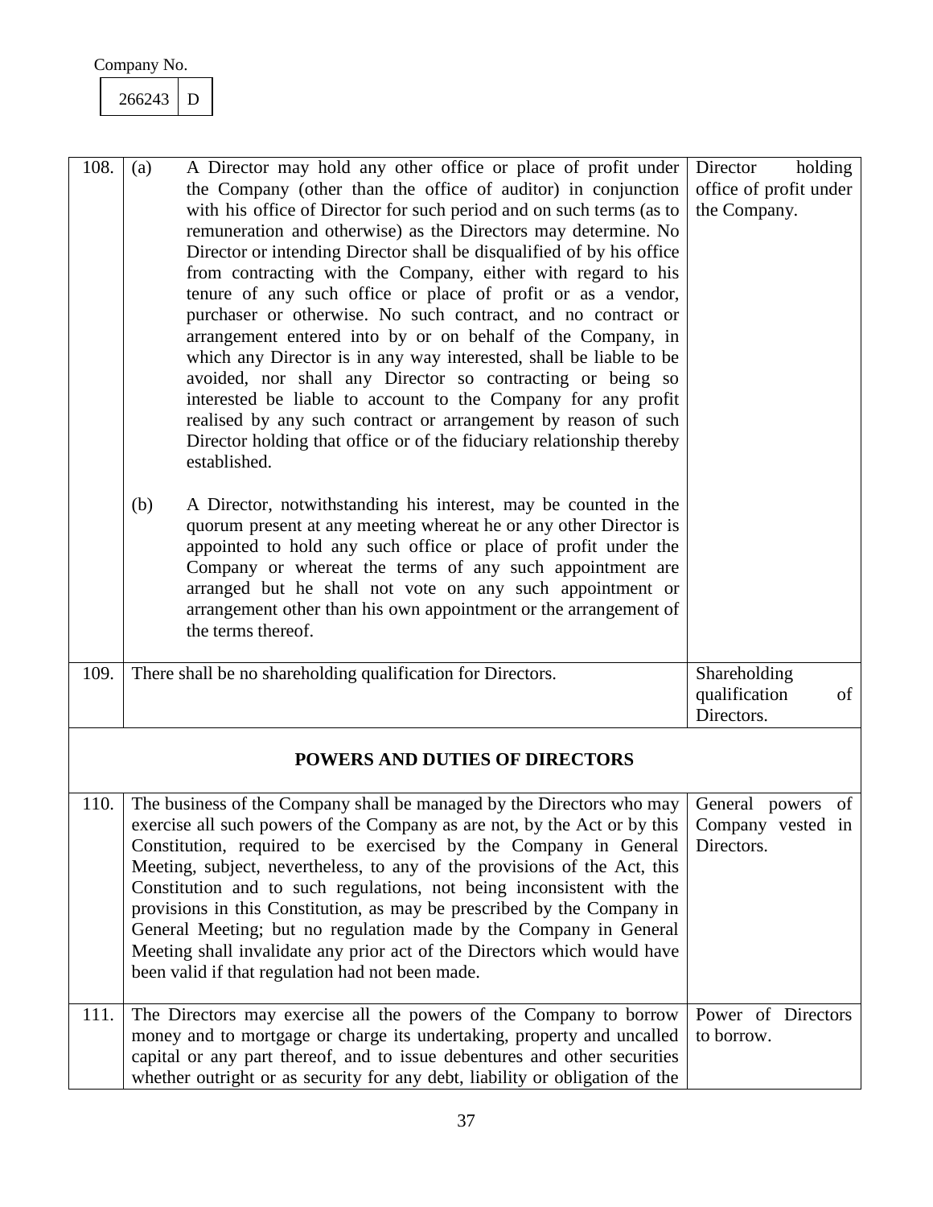Company No.

| 266243 | D |
|---|---|

| | | |
|---|---|---|
| 108. | (a) A Director may hold any other office or place of profit under the Company (other than the office of auditor) in conjunction with his office of Director for such period and on such terms (as to remuneration and otherwise) as the Directors may determine. No Director or intending Director shall be disqualified of by his office from contracting with the Company, either with regard to his tenure of any such office or place of profit or as a vendor, purchaser or otherwise. No such contract, and no contract or arrangement entered into by or on behalf of the Company, in which any Director is in any way interested, shall be liable to be avoided, nor shall any Director so contracting or being so interested be liable to account to the Company for any profit realised by any such contract or arrangement by reason of such Director holding that office or of the fiduciary relationship thereby established.<br><br>(b) A Director, notwithstanding his interest, may be counted in the quorum present at any meeting whereat he or any other Director is appointed to hold any such office or place of profit under the Company or whereat the terms of any such appointment are arranged but he shall not vote on any such appointment or arrangement other than his own appointment or the arrangement of the terms thereof. | Director holding office of profit under the Company. |
| 109. | There shall be no shareholding qualification for Directors. | Shareholding qualification of Directors. |

## POWERS AND DUTIES OF DIRECTORS

| | | |
|---|---|---|
| 110. | The business of the Company shall be managed by the Directors who may exercise all such powers of the Company as are not, by the Act or by this Constitution, required to be exercised by the Company in General Meeting, subject, nevertheless, to any of the provisions of the Act, this Constitution and to such regulations, not being inconsistent with the provisions in this Constitution, as may be prescribed by the Company in General Meeting; but no regulation made by the Company in General Meeting shall invalidate any prior act of the Directors which would have been valid if that regulation had not been made. | General powers of Company vested in Directors. |
| 111. | The Directors may exercise all the powers of the Company to borrow money and to mortgage or charge its undertaking, property and uncalled capital or any part thereof, and to issue debentures and other securities whether outright or as security for any debt, liability or obligation of the | Power of Directors to borrow. |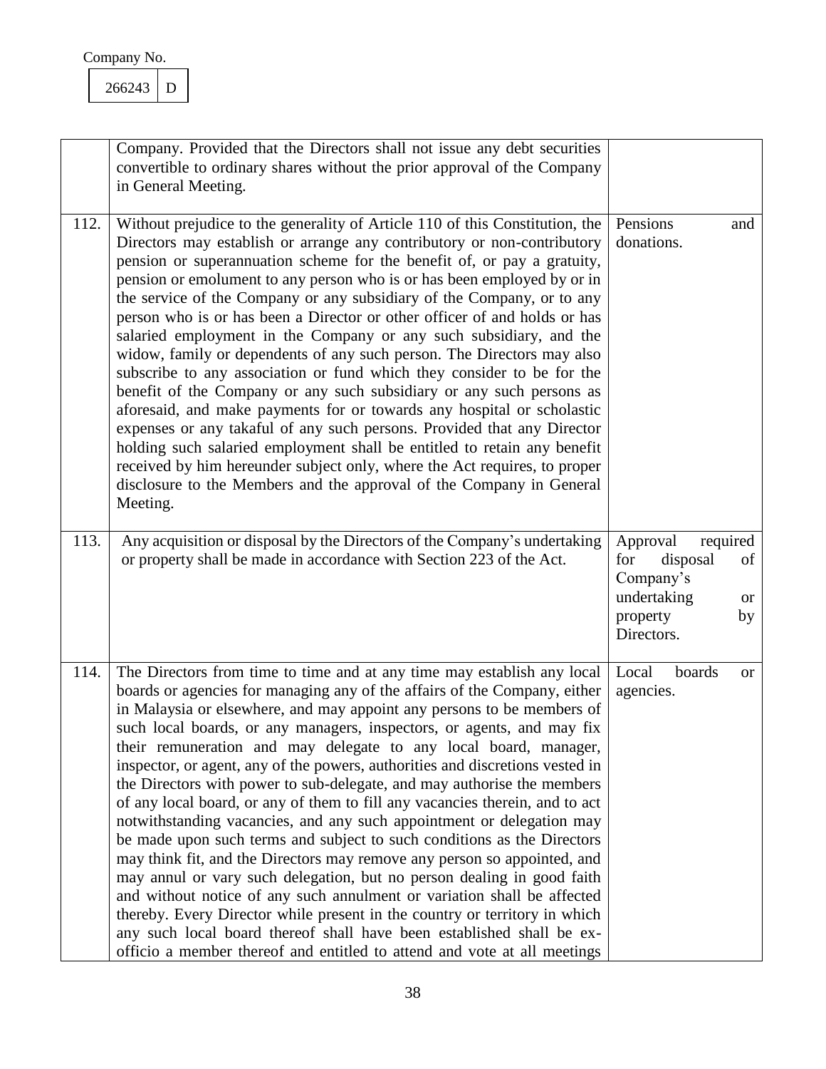Company No.

| 266243 | D |
|---|---|

| | | |
|---|---|---|
| | Company. Provided that the Directors shall not issue any debt securities convertible to ordinary shares without the prior approval of the Company in General Meeting. | |
| 112. | Without prejudice to the generality of Article 110 of this Constitution, the Directors may establish or arrange any contributory or non-contributory pension or superannuation scheme for the benefit of, or pay a gratuity, pension or emolument to any person who is or has been employed by or in the service of the Company or any subsidiary of the Company, or to any person who is or has been a Director or other officer of and holds or has salaried employment in the Company or any such subsidiary, and the widow, family or dependents of any such person. The Directors may also subscribe to any association or fund which they consider to be for the benefit of the Company or any such subsidiary or any such persons as aforesaid, and make payments for or towards any hospital or scholastic expenses or any takaful of any such persons. Provided that any Director holding such salaried employment shall be entitled to retain any benefit received by him hereunder subject only, where the Act requires, to proper disclosure to the Members and the approval of the Company in General Meeting. | Pensions and donations. |
| 113. | Any acquisition or disposal by the Directors of the Company's undertaking or property shall be made in accordance with Section 223 of the Act. | Approval required for disposal of Company's undertaking or property by Directors. |
| 114. | The Directors from time to time and at any time may establish any local boards or agencies for managing any of the affairs of the Company, either in Malaysia or elsewhere, and may appoint any persons to be members of such local boards, or any managers, inspectors, or agents, and may fix their remuneration and may delegate to any local board, manager, inspector, or agent, any of the powers, authorities and discretions vested in the Directors with power to sub-delegate, and may authorise the members of any local board, or any of them to fill any vacancies therein, and to act notwithstanding vacancies, and any such appointment or delegation may be made upon such terms and subject to such conditions as the Directors may think fit, and the Directors may remove any person so appointed, and may annul or vary such delegation, but no person dealing in good faith and without notice of any such annulment or variation shall be affected thereby. Every Director while present in the country or territory in which any such local board thereof shall have been established shall be ex-officio a member thereof and entitled to attend and vote at all meetings | Local boards or agencies. |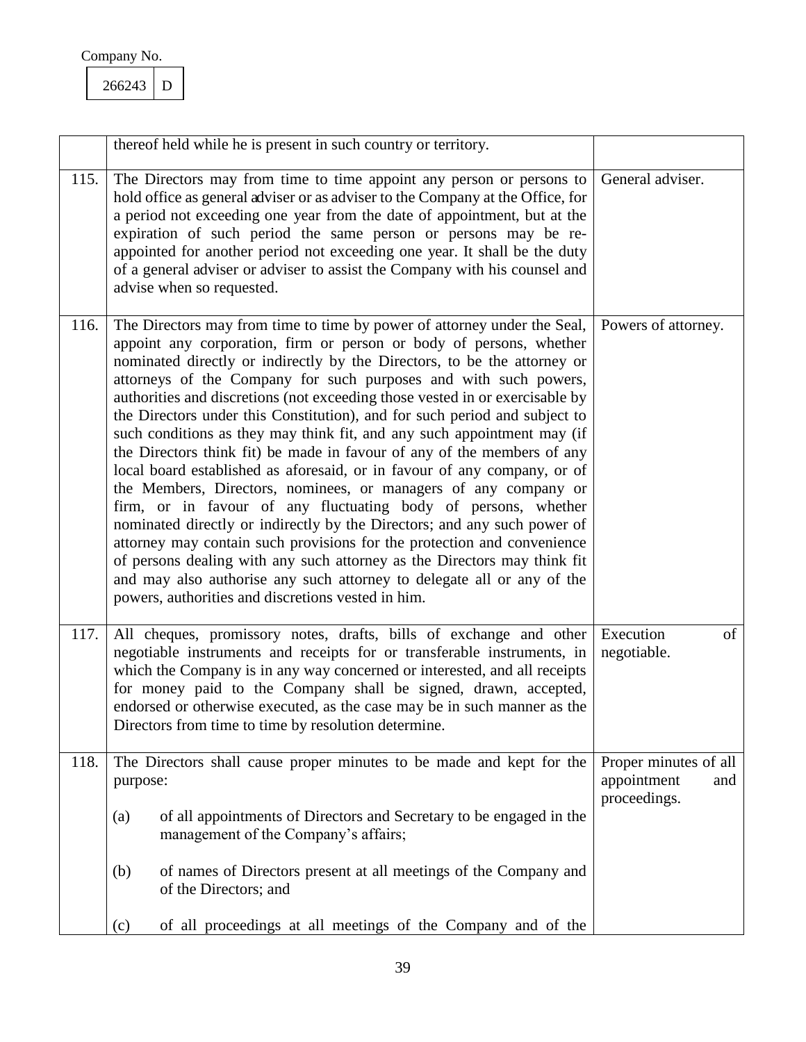| | | |
|---|---|---|
| | thereof held while he is present in such country or territory. | |
| 115. | The Directors may from time to time appoint any person or persons to hold office as general adviser or as adviser to the Company at the Office, for a period not exceeding one year from the date of appointment, but at the expiration of such period the same person or persons may be re-appointed for another period not exceeding one year. It shall be the duty of a general adviser or adviser to assist the Company with his counsel and advise when so requested. | General adviser. |
| 116. | The Directors may from time to time by power of attorney under the Seal, appoint any corporation, firm or person or body of persons, whether nominated directly or indirectly by the Directors, to be the attorney or attorneys of the Company for such purposes and with such powers, authorities and discretions (not exceeding those vested in or exercisable by the Directors under this Constitution), and for such period and subject to such conditions as they may think fit, and any such appointment may (if the Directors think fit) be made in favour of any of the members of any local board established as aforesaid, or in favour of any company, or of the Members, Directors, nominees, or managers of any company or firm, or in favour of any fluctuating body of persons, whether nominated directly or indirectly by the Directors; and any such power of attorney may contain such provisions for the protection and convenience of persons dealing with any such attorney as the Directors may think fit and may also authorise any such attorney to delegate all or any of the powers, authorities and discretions vested in him. | Powers of attorney. |
| 117. | All cheques, promissory notes, drafts, bills of exchange and other negotiable instruments and receipts for or transferable instruments, in which the Company is in any way concerned or interested, and all receipts for money paid to the Company shall be signed, drawn, accepted, endorsed or otherwise executed, as the case may be in such manner as the Directors from time to time by resolution determine. | Execution of negotiable. |
| 118. | The Directors shall cause proper minutes to be made and kept for the purpose:<br><br>(a) of all appointments of Directors and Secretary to be engaged in the management of the Company's affairs;<br><br>(b) of names of Directors present at all meetings of the Company and of the Directors; and<br><br>(c) of all proceedings at all meetings of the Company and of the | Proper minutes of all appointment and proceedings. |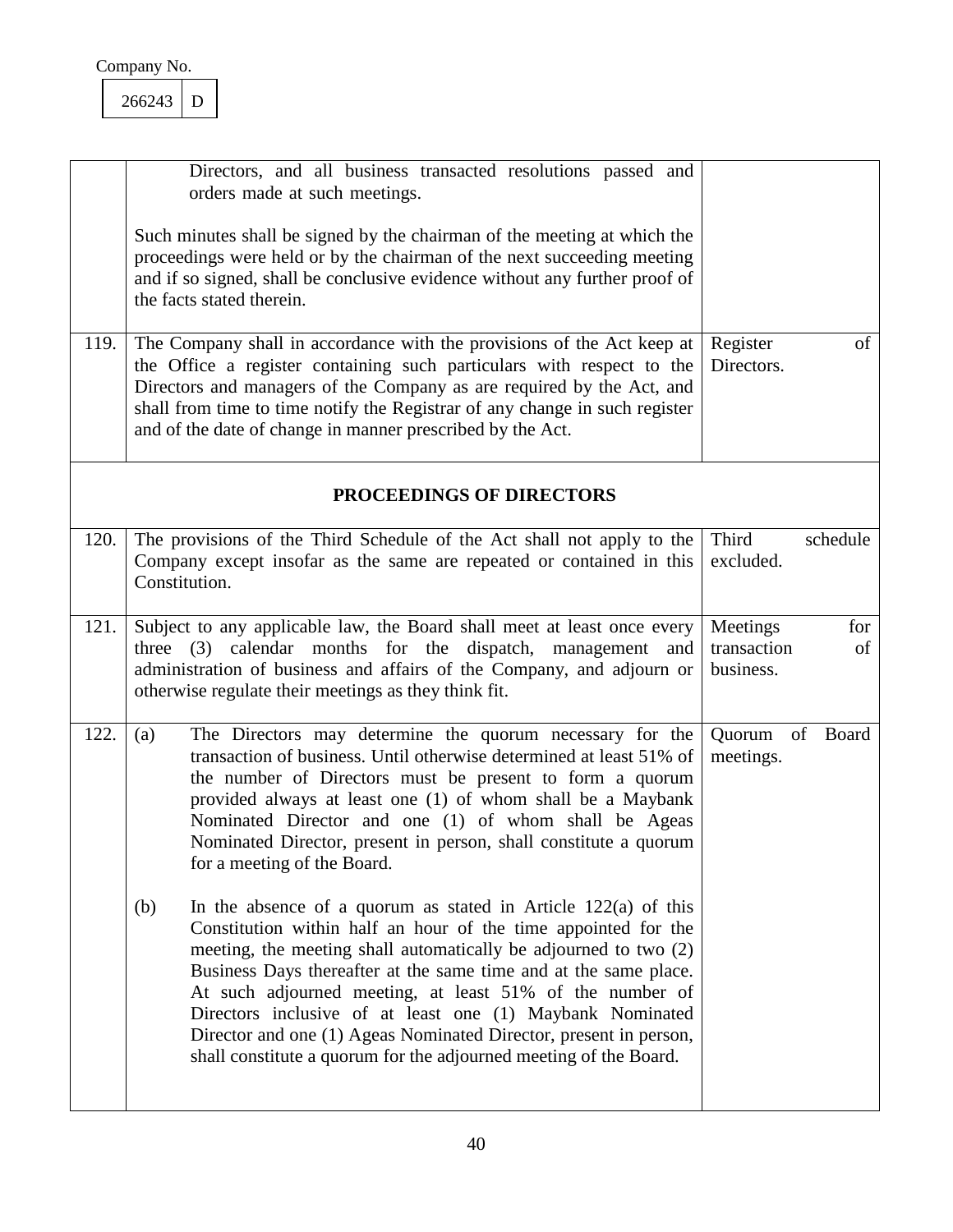Company No.

| 266243 | D |
|---|---|

| | | |
|---|---|---|
| | Directors, and all business transacted resolutions passed and orders made at such meetings.<br><br>Such minutes shall be signed by the chairman of the meeting at which the proceedings were held or by the chairman of the next succeeding meeting and if so signed, shall be conclusive evidence without any further proof of the facts stated therein. | |
| 119. | The Company shall in accordance with the provisions of the Act keep at the Office a register containing such particulars with respect to the Directors and managers of the Company as are required by the Act, and shall from time to time notify the Registrar of any change in such register and of the date of change in manner prescribed by the Act. | Register of Directors. |
| | **PROCEEDINGS OF DIRECTORS** | |
| 120. | The provisions of the Third Schedule of the Act shall not apply to the Company except insofar as the same are repeated or contained in this Constitution. | Third schedule excluded. |
| 121. | Subject to any applicable law, the Board shall meet at least once every three (3) calendar months for the dispatch, management and administration of business and affairs of the Company, and adjourn or otherwise regulate their meetings as they think fit. | Meetings for transaction of business. |
| 122. | (a) The Directors may determine the quorum necessary for the transaction of business. Until otherwise determined at least 51% of the number of Directors must be present to form a quorum provided always at least one (1) of whom shall be a Maybank Nominated Director and one (1) of whom shall be Ageas Nominated Director, present in person, shall constitute a quorum for a meeting of the Board.<br><br>(b) In the absence of a quorum as stated in Article 122(a) of this Constitution within half an hour of the time appointed for the meeting, the meeting shall automatically be adjourned to two (2) Business Days thereafter at the same time and at the same place. At such adjourned meeting, at least 51% of the number of Directors inclusive of at least one (1) Maybank Nominated Director and one (1) Ageas Nominated Director, present in person, shall constitute a quorum for the adjourned meeting of the Board. | Quorum of Board meetings. |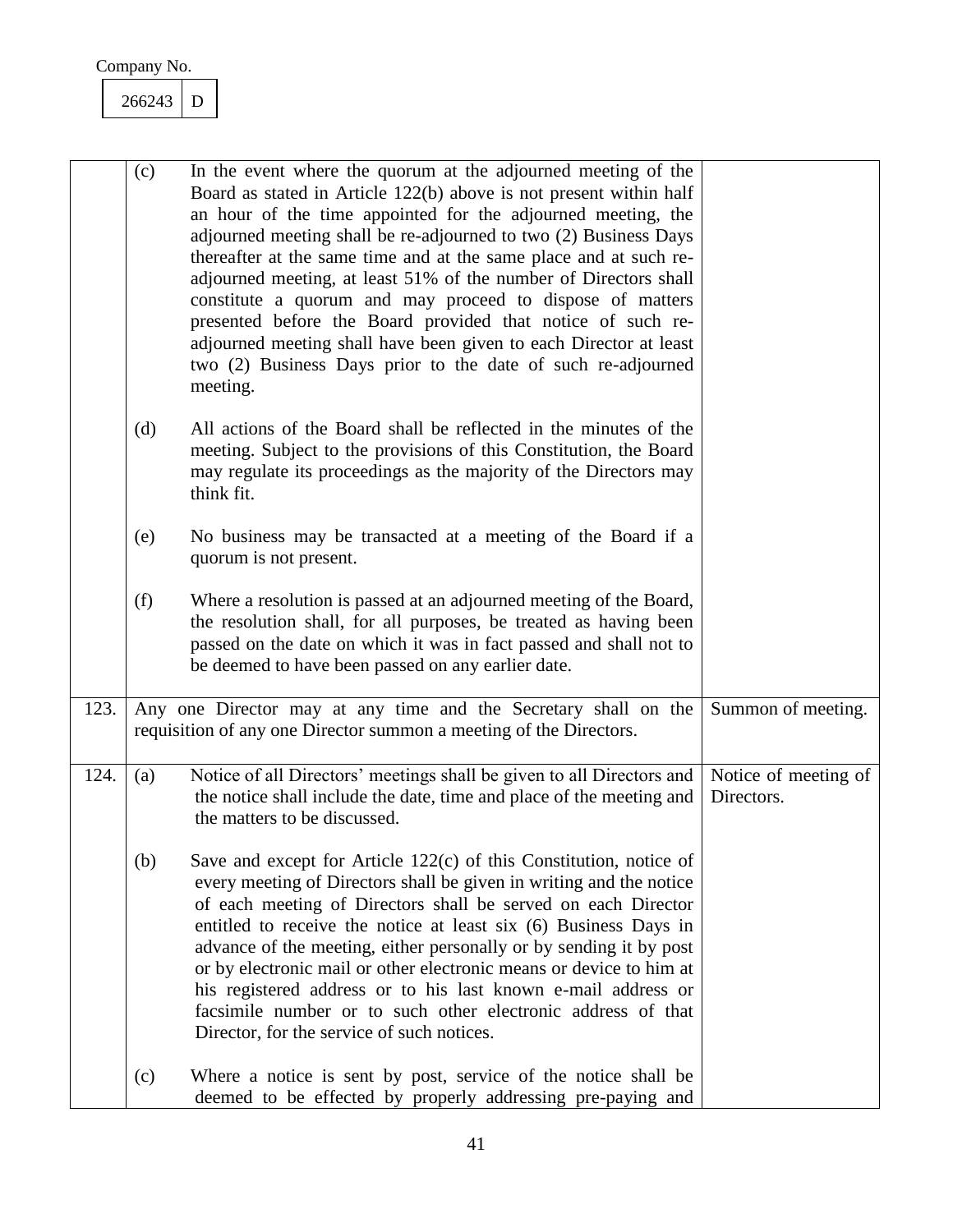Company No.

| 266243 | D |
|---|---|

| | | |
|---|---|---|
| | (c) In the event where the quorum at the adjourned meeting of the Board as stated in Article 122(b) above is not present within half an hour of the time appointed for the adjourned meeting, the adjourned meeting shall be re-adjourned to two (2) Business Days thereafter at the same time and at the same place and at such re-adjourned meeting, at least 51% of the number of Directors shall constitute a quorum and may proceed to dispose of matters presented before the Board provided that notice of such re-adjourned meeting shall have been given to each Director at least two (2) Business Days prior to the date of such re-adjourned meeting.<br><br>(d) All actions of the Board shall be reflected in the minutes of the meeting. Subject to the provisions of this Constitution, the Board may regulate its proceedings as the majority of the Directors may think fit.<br><br>(e) No business may be transacted at a meeting of the Board if a quorum is not present.<br><br>(f) Where a resolution is passed at an adjourned meeting of the Board, the resolution shall, for all purposes, be treated as having been passed on the date on which it was in fact passed and shall not to be deemed to have been passed on any earlier date. | |
| 123. | Any one Director may at any time and the Secretary shall on the requisition of any one Director summon a meeting of the Directors. | Summon of meeting. |
| 124. | (a) Notice of all Directors' meetings shall be given to all Directors and the notice shall include the date, time and place of the meeting and the matters to be discussed.<br><br>(b) Save and except for Article 122(c) of this Constitution, notice of every meeting of Directors shall be given in writing and the notice of each meeting of Directors shall be served on each Director entitled to receive the notice at least six (6) Business Days in advance of the meeting, either personally or by sending it by post or by electronic mail or other electronic means or device to him at his registered address or to his last known e-mail address or facsimile number or to such other electronic address of that Director, for the service of such notices.<br><br>(c) Where a notice is sent by post, service of the notice shall be deemed to be effected by properly addressing pre-paying and | Notice of meeting of Directors. |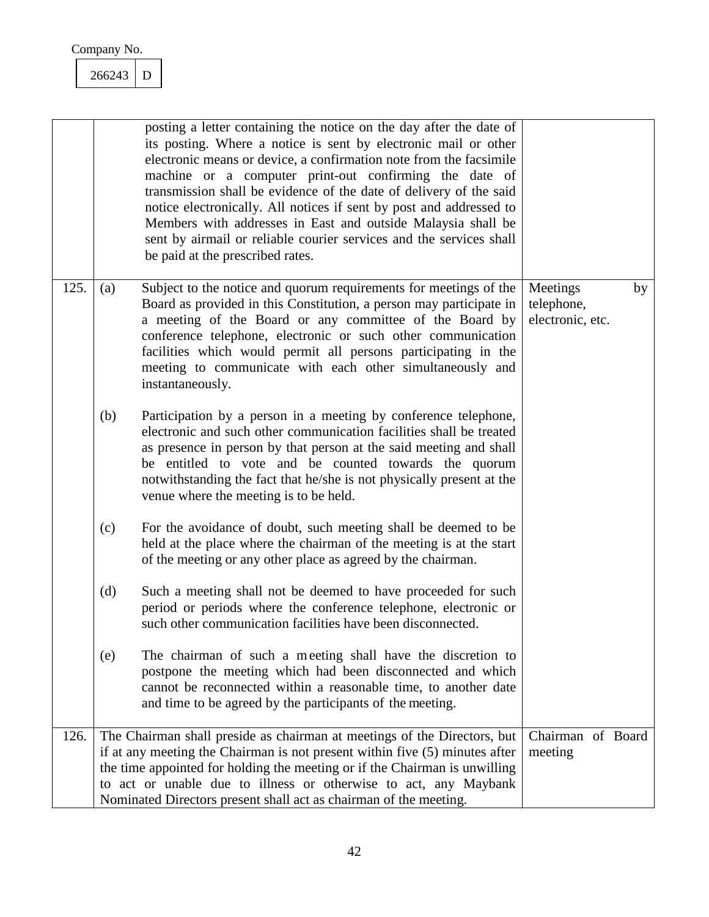| | | | |
|---|---|---|---|
| | | posting a letter containing the notice on the day after the date of its posting. Where a notice is sent by electronic mail or other electronic means or device, a confirmation note from the facsimile machine or a computer print-out confirming the date of transmission shall be evidence of the date of delivery of the said notice electronically. All notices if sent by post and addressed to Members with addresses in East and outside Malaysia shall be sent by airmail or reliable courier services and the services shall be paid at the prescribed rates. | |
| 125. | (a) | Subject to the notice and quorum requirements for meetings of the Board as provided in this Constitution, a person may participate in a meeting of the Board or any committee of the Board by conference telephone, electronic or such other communication facilities which would permit all persons participating in the meeting to communicate with each other simultaneously and instantaneously. | Meetings by telephone, electronic, etc. |
| | (b) | Participation by a person in a meeting by conference telephone, electronic and such other communication facilities shall be treated as presence in person by that person at the said meeting and shall be entitled to vote and be counted towards the quorum notwithstanding the fact that he/she is not physically present at the venue where the meeting is to be held. | |
| | (c) | For the avoidance of doubt, such meeting shall be deemed to be held at the place where the chairman of the meeting is at the start of the meeting or any other place as agreed by the chairman. | |
| | (d) | Such a meeting shall not be deemed to have proceeded for such period or periods where the conference telephone, electronic or such other communication facilities have been disconnected. | |
| | (e) | The chairman of such a meeting shall have the discretion to postpone the meeting which had been disconnected and which cannot be reconnected within a reasonable time, to another date and time to be agreed by the participants of the meeting. | |
| 126. | | The Chairman shall preside as chairman at meetings of the Directors, but if at any meeting the Chairman is not present within five (5) minutes after the time appointed for holding the meeting or if the Chairman is unwilling to act or unable due to illness or otherwise to act, any Maybank Nominated Directors present shall act as chairman of the meeting. | Chairman of Board meeting |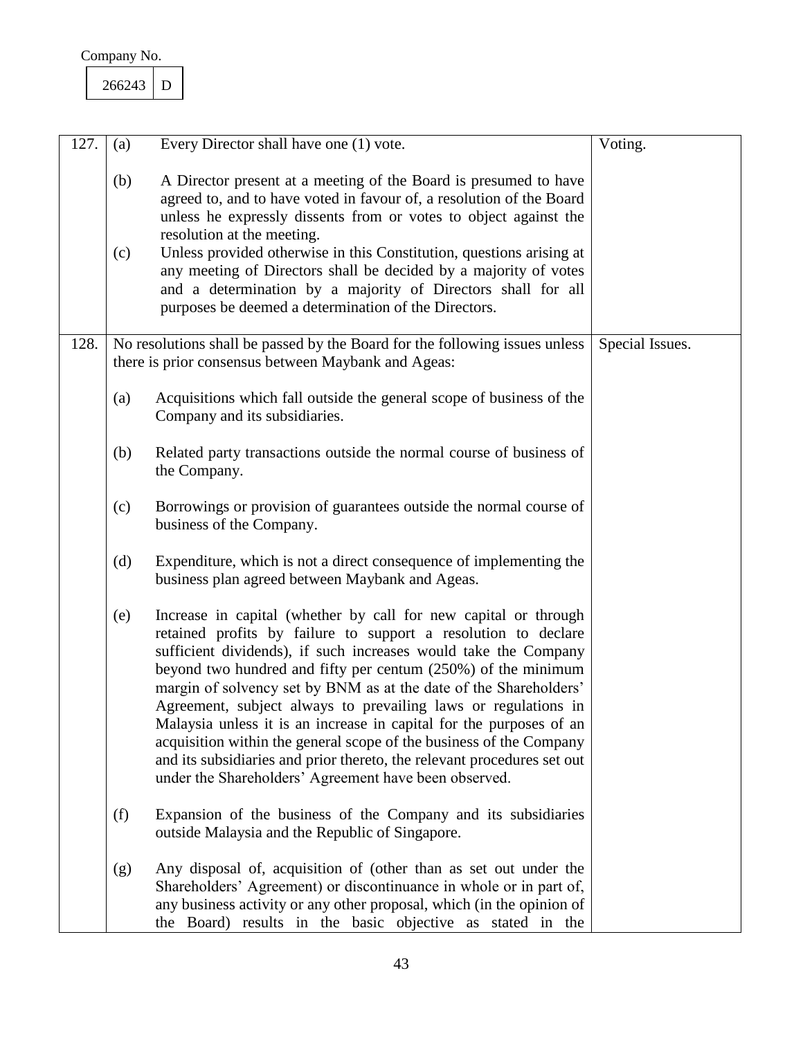Company No.

| 266243 | D |
|---|---|

| | | |
|---|---|---|
| 127. | (a) Every Director shall have one (1) vote.<br><br>(b) A Director present at a meeting of the Board is presumed to have agreed to, and to have voted in favour of, a resolution of the Board unless he expressly dissents from or votes to object against the resolution at the meeting.<br><br>(c) Unless provided otherwise in this Constitution, questions arising at any meeting of Directors shall be decided by a majority of votes and a determination by a majority of Directors shall for all purposes be deemed a determination of the Directors. | Voting. |
| 128. | No resolutions shall be passed by the Board for the following issues unless there is prior consensus between Maybank and Ageas:<br><br>(a) Acquisitions which fall outside the general scope of business of the Company and its subsidiaries.<br><br>(b) Related party transactions outside the normal course of business of the Company.<br><br>(c) Borrowings or provision of guarantees outside the normal course of business of the Company.<br><br>(d) Expenditure, which is not a direct consequence of implementing the business plan agreed between Maybank and Ageas.<br><br>(e) Increase in capital (whether by call for new capital or through retained profits by failure to support a resolution to declare sufficient dividends), if such increases would take the Company beyond two hundred and fifty per centum (250%) of the minimum margin of solvency set by BNM as at the date of the Shareholders' Agreement, subject always to prevailing laws or regulations in Malaysia unless it is an increase in capital for the purposes of an acquisition within the general scope of the business of the Company and its subsidiaries and prior thereto, the relevant procedures set out under the Shareholders' Agreement have been observed.<br><br>(f) Expansion of the business of the Company and its subsidiaries outside Malaysia and the Republic of Singapore.<br><br>(g) Any disposal of, acquisition of (other than as set out under the Shareholders' Agreement) or discontinuance in whole or in part of, any business activity or any other proposal, which (in the opinion of the Board) results in the basic objective as stated in the | Special Issues. |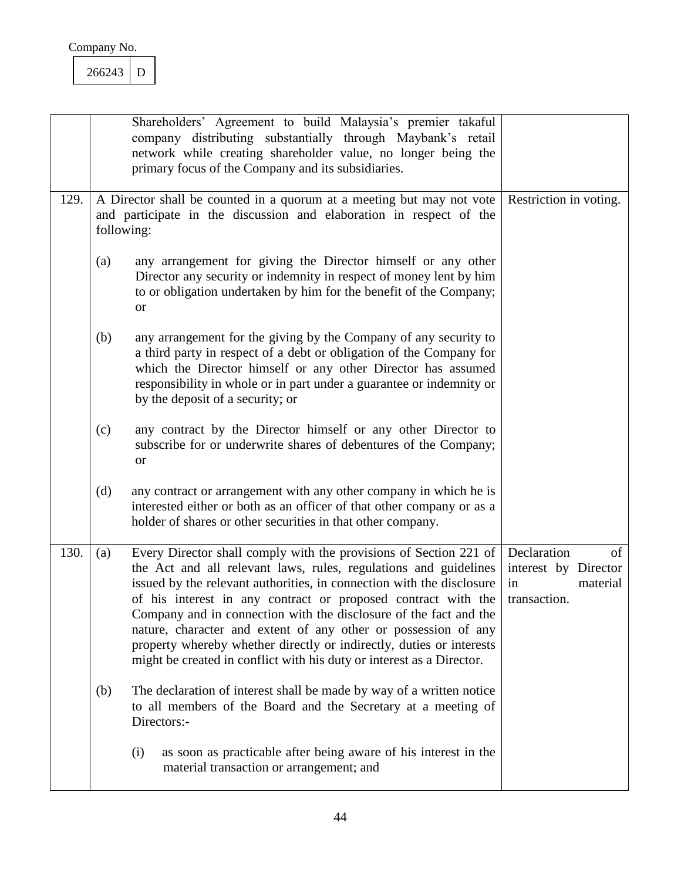Company No.

| 266243 | D |
|---|---|

| | | |
|---|---|---|
| | Shareholders' Agreement to build Malaysia's premier takaful company distributing substantially through Maybank's retail network while creating shareholder value, no longer being the primary focus of the Company and its subsidiaries. | |
| 129. | A Director shall be counted in a quorum at a meeting but may not vote and participate in the discussion and elaboration in respect of the following:<br><br>(a) any arrangement for giving the Director himself or any other Director any security or indemnity in respect of money lent by him to or obligation undertaken by him for the benefit of the Company; or<br><br>(b) any arrangement for the giving by the Company of any security to a third party in respect of a debt or obligation of the Company for which the Director himself or any other Director has assumed responsibility in whole or in part under a guarantee or indemnity or by the deposit of a security; or<br><br>(c) any contract by the Director himself or any other Director to subscribe for or underwrite shares of debentures of the Company; or<br><br>(d) any contract or arrangement with any other company in which he is interested either or both as an officer of that other company or as a holder of shares or other securities in that other company. | Restriction in voting. |
| 130. | (a) Every Director shall comply with the provisions of Section 221 of the Act and all relevant laws, rules, regulations and guidelines issued by the relevant authorities, in connection with the disclosure of his interest in any contract or proposed contract with the Company and in connection with the disclosure of the fact and the nature, character and extent of any other or possession of any property whereby whether directly or indirectly, duties or interests might be created in conflict with his duty or interest as a Director.<br><br>(b) The declaration of interest shall be made by way of a written notice to all members of the Board and the Secretary at a meeting of Directors:-<br><br>(i) as soon as practicable after being aware of his interest in the material transaction or arrangement; and | Declaration of interest by Director in material transaction. |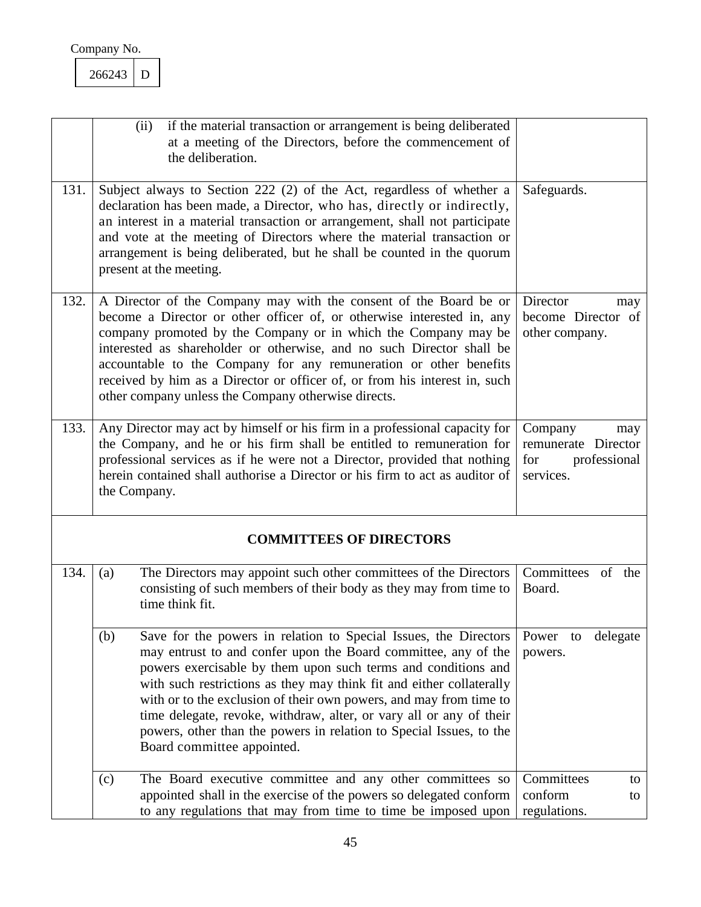Company No.

| 266243 | D |
|---|---|

| | | |
|---|---|---|
| | (ii) if the material transaction or arrangement is being deliberated at a meeting of the Directors, before the commencement of the deliberation. | |
| 131. | Subject always to Section 222 (2) of the Act, regardless of whether a declaration has been made, a Director, who has, directly or indirectly, an interest in a material transaction or arrangement, shall not participate and vote at the meeting of Directors where the material transaction or arrangement is being deliberated, but he shall be counted in the quorum present at the meeting. | Safeguards. |
| 132. | A Director of the Company may with the consent of the Board be or become a Director or other officer of, or otherwise interested in, any company promoted by the Company or in which the Company may be interested as shareholder or otherwise, and no such Director shall be accountable to the Company for any remuneration or other benefits received by him as a Director or officer of, or from his interest in, such other company unless the Company otherwise directs. | Director may become Director of other company. |
| 133. | Any Director may act by himself or his firm in a professional capacity for the Company, and he or his firm shall be entitled to remuneration for professional services as if he were not a Director, provided that nothing herein contained shall authorise a Director or his firm to act as auditor of the Company. | Company may remunerate Director for professional services. |
| | **COMMITTEES OF DIRECTORS** | |
| 134. | (a) The Directors may appoint such other committees of the Directors consisting of such members of their body as they may from time to time think fit. | Committees of the Board. |
| | (b) Save for the powers in relation to Special Issues, the Directors may entrust to and confer upon the Board committee, any of the powers exercisable by them upon such terms and conditions and with such restrictions as they may think fit and either collaterally with or to the exclusion of their own powers, and may from time to time delegate, revoke, withdraw, alter, or vary all or any of their powers, other than the powers in relation to Special Issues, to the Board committee appointed. | Power to delegate powers. |
| | (c) The Board executive committee and any other committees so appointed shall in the exercise of the powers so delegated conform to any regulations that may from time to time be imposed upon | Committees to conform to regulations. |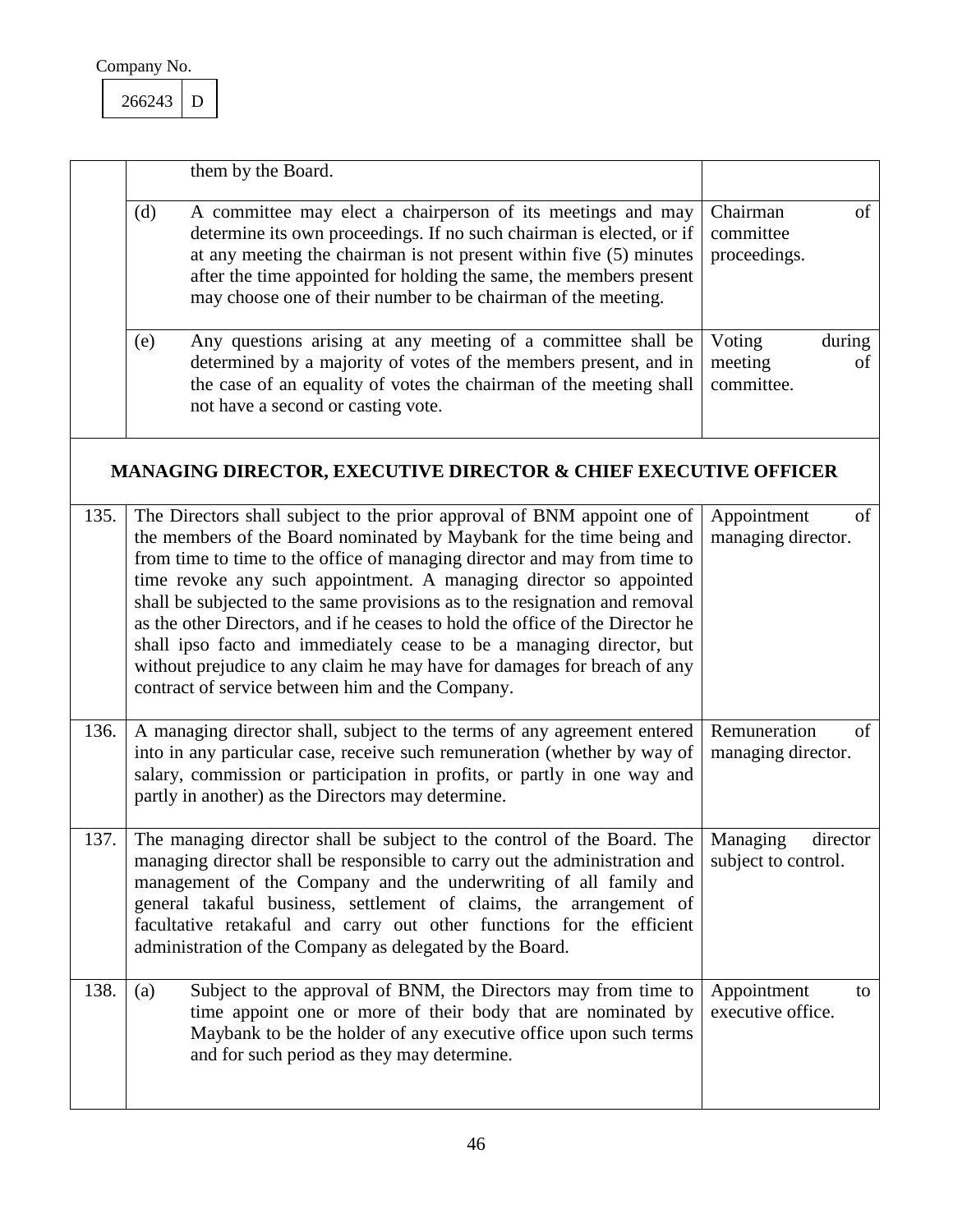| | | |
|---|---|---|
| | them by the Board. | |
| | (d) A committee may elect a chairperson of its meetings and may determine its own proceedings. If no such chairman is elected, or if at any meeting the chairman is not present within five (5) minutes after the time appointed for holding the same, the members present may choose one of their number to be chairman of the meeting. | Chairman of committee proceedings. |
| | (e) Any questions arising at any meeting of a committee shall be determined by a majority of votes of the members present, and in the case of an equality of votes the chairman of the meeting shall not have a second or casting vote. | Voting during meeting of committee. |

## MANAGING DIRECTOR, EXECUTIVE DIRECTOR & CHIEF EXECUTIVE OFFICER

| | | |
|---|---|---|
| 135. | The Directors shall subject to the prior approval of BNM appoint one of the members of the Board nominated by Maybank for the time being and from time to time to the office of managing director and may from time to time revoke any such appointment. A managing director so appointed shall be subjected to the same provisions as to the resignation and removal as the other Directors, and if he ceases to hold the office of the Director he shall ipso facto and immediately cease to be a managing director, but without prejudice to any claim he may have for damages for breach of any contract of service between him and the Company. | Appointment of managing director. |
| 136. | A managing director shall, subject to the terms of any agreement entered into in any particular case, receive such remuneration (whether by way of salary, commission or participation in profits, or partly in one way and partly in another) as the Directors may determine. | Remuneration of managing director. |
| 137. | The managing director shall be subject to the control of the Board. The managing director shall be responsible to carry out the administration and management of the Company and the underwriting of all family and general takaful business, settlement of claims, the arrangement of facultative retakaful and carry out other functions for the efficient administration of the Company as delegated by the Board. | Managing director subject to control. |
| 138. | (a) Subject to the approval of BNM, the Directors may from time to time appoint one or more of their body that are nominated by Maybank to be the holder of any executive office upon such terms and for such period as they may determine. | Appointment to executive office. |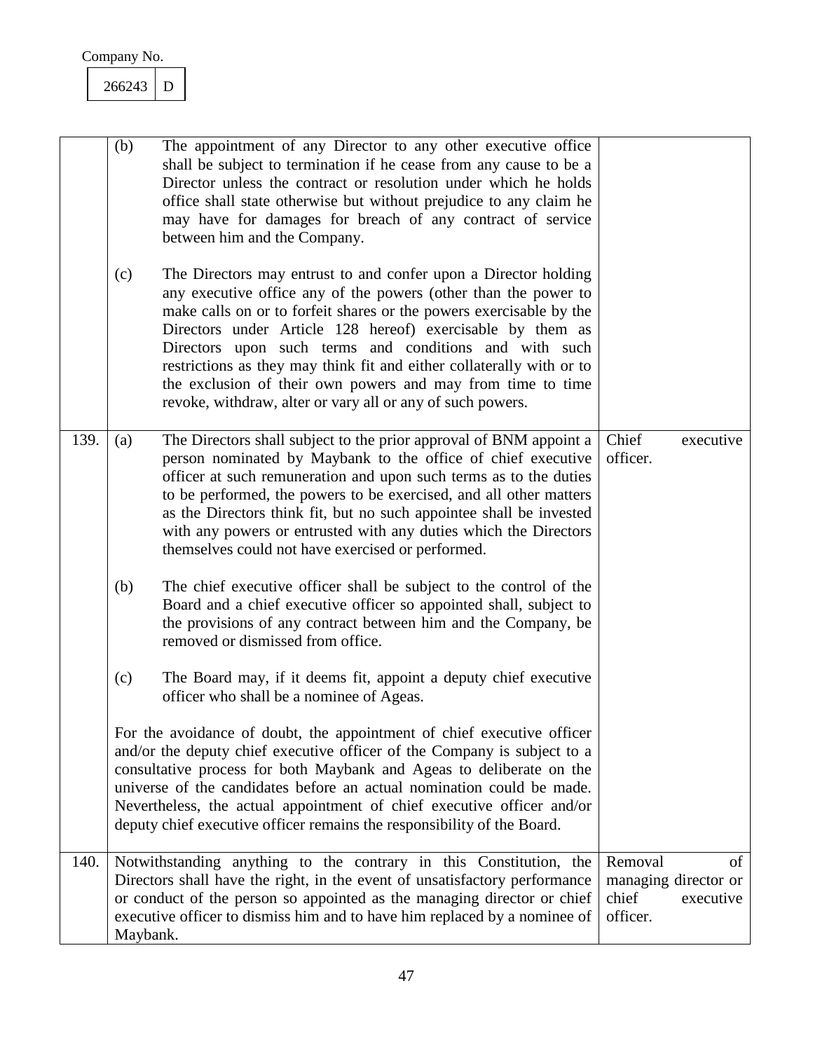| | | |
|---|---|---|
| | (b) The appointment of any Director to any other executive office shall be subject to termination if he cease from any cause to be a Director unless the contract or resolution under which he holds office shall state otherwise but without prejudice to any claim he may have for damages for breach of any contract of service between him and the Company.<br><br>(c) The Directors may entrust to and confer upon a Director holding any executive office any of the powers (other than the power to make calls on or to forfeit shares or the powers exercisable by the Directors under Article 128 hereof) exercisable by them as Directors upon such terms and conditions and with such restrictions as they may think fit and either collaterally with or to the exclusion of their own powers and may from time to time revoke, withdraw, alter or vary all or any of such powers. | |
| 139. | (a) The Directors shall subject to the prior approval of BNM appoint a person nominated by Maybank to the office of chief executive officer at such remuneration and upon such terms as to the duties to be performed, the powers to be exercised, and all other matters as the Directors think fit, but no such appointee shall be invested with any powers or entrusted with any duties which the Directors themselves could not have exercised or performed.<br><br>(b) The chief executive officer shall be subject to the control of the Board and a chief executive officer so appointed shall, subject to the provisions of any contract between him and the Company, be removed or dismissed from office.<br><br>(c) The Board may, if it deems fit, appoint a deputy chief executive officer who shall be a nominee of Ageas.<br><br>For the avoidance of doubt, the appointment of chief executive officer and/or the deputy chief executive officer of the Company is subject to a consultative process for both Maybank and Ageas to deliberate on the universe of the candidates before an actual nomination could be made. Nevertheless, the actual appointment of chief executive officer and/or deputy chief executive officer remains the responsibility of the Board. | Chief executive officer. |
| 140. | Notwithstanding anything to the contrary in this Constitution, the Directors shall have the right, in the event of unsatisfactory performance or conduct of the person so appointed as the managing director or chief executive officer to dismiss him and to have him replaced by a nominee of Maybank. | Removal of managing director or chief executive officer. |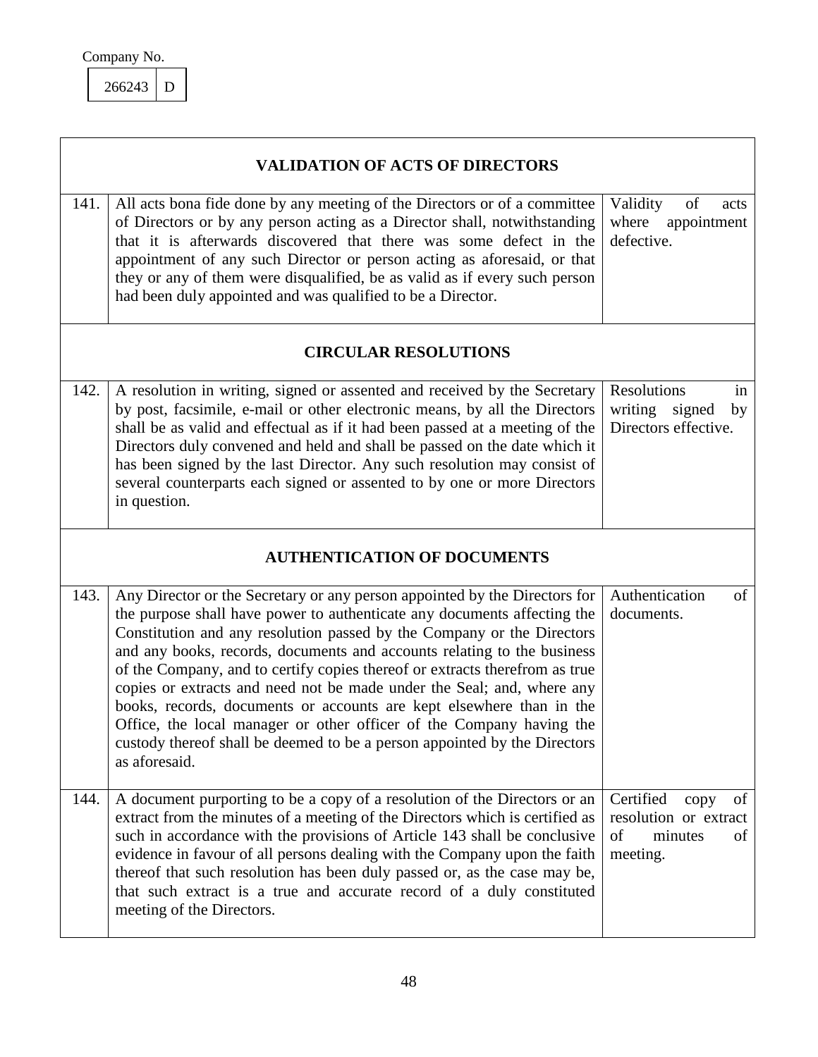Company No.

| 266243 | D |
|---|---|

| | **VALIDATION OF ACTS OF DIRECTORS** | |
|---|---|---|
| 141. | All acts bona fide done by any meeting of the Directors or of a committee of Directors or by any person acting as a Director shall, notwithstanding that it is afterwards discovered that there was some defect in the appointment of any such Director or person acting as aforesaid, or that they or any of them were disqualified, be as valid as if every such person had been duly appointed and was qualified to be a Director. | Validity of acts where appointment defective. |
| | **CIRCULAR RESOLUTIONS** | |
| 142. | A resolution in writing, signed or assented and received by the Secretary by post, facsimile, e-mail or other electronic means, by all the Directors shall be as valid and effectual as if it had been passed at a meeting of the Directors duly convened and held and shall be passed on the date which it has been signed by the last Director. Any such resolution may consist of several counterparts each signed or assented to by one or more Directors in question. | Resolutions in writing signed by Directors effective. |
| | **AUTHENTICATION OF DOCUMENTS** | |
| 143. | Any Director or the Secretary or any person appointed by the Directors for the purpose shall have power to authenticate any documents affecting the Constitution and any resolution passed by the Company or the Directors and any books, records, documents and accounts relating to the business of the Company, and to certify copies thereof or extracts therefrom as true copies or extracts and need not be made under the Seal; and, where any books, records, documents or accounts are kept elsewhere than in the Office, the local manager or other officer of the Company having the custody thereof shall be deemed to be a person appointed by the Directors as aforesaid. | Authentication of documents. |
| 144. | A document purporting to be a copy of a resolution of the Directors or an extract from the minutes of a meeting of the Directors which is certified as such in accordance with the provisions of Article 143 shall be conclusive evidence in favour of all persons dealing with the Company upon the faith thereof that such resolution has been duly passed or, as the case may be, that such extract is a true and accurate record of a duly constituted meeting of the Directors. | Certified copy of resolution or extract of minutes of meeting. |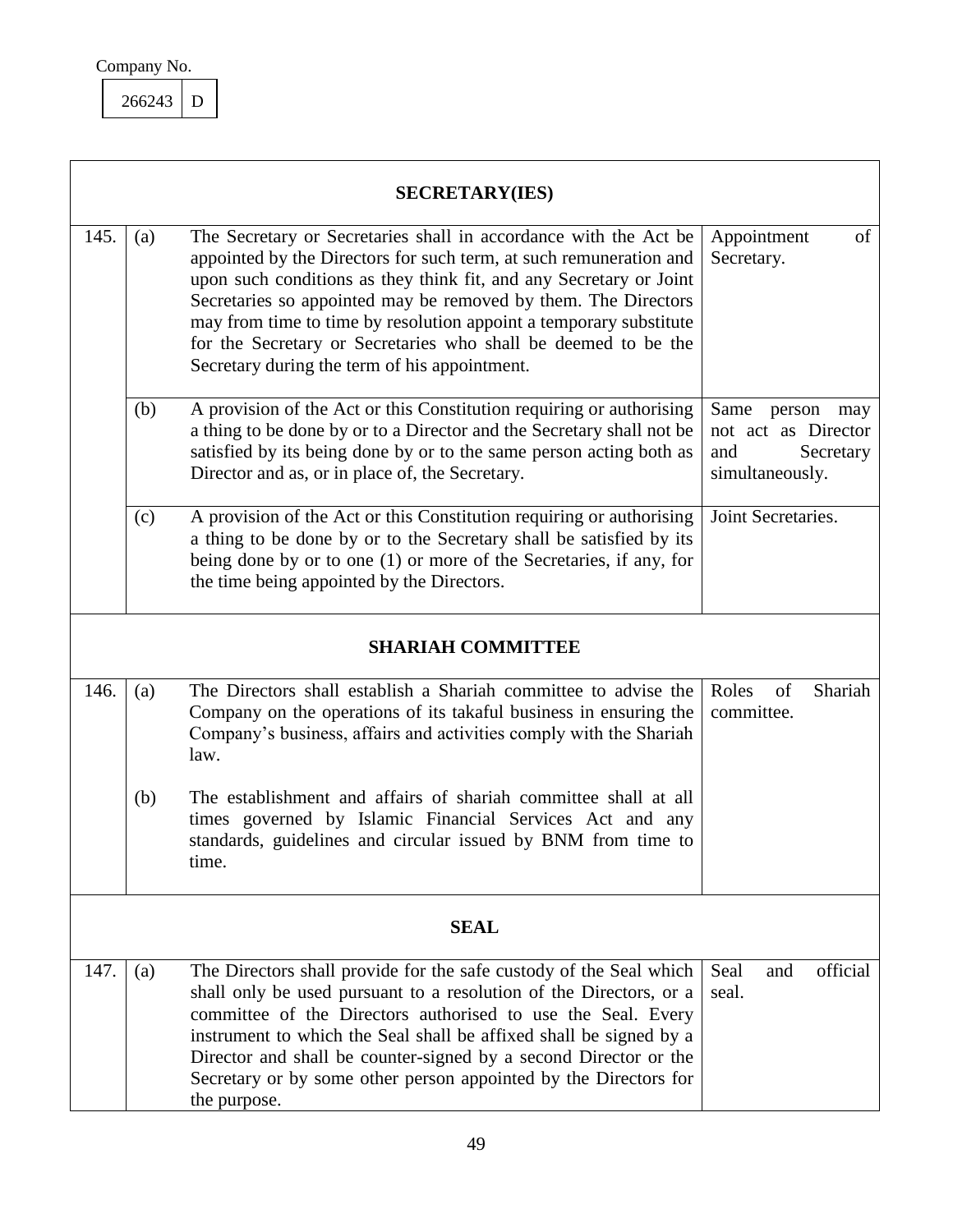Company No.

| 266243 | D |
|---|---|

| SECRETARY(IES) | | | |
|---|---|---|---|
| 145. | (a) | The Secretary or Secretaries shall in accordance with the Act be appointed by the Directors for such term, at such remuneration and upon such conditions as they think fit, and any Secretary or Joint Secretaries so appointed may be removed by them. The Directors may from time to time by resolution appoint a temporary substitute for the Secretary or Secretaries who shall be deemed to be the Secretary during the term of his appointment. | Appointment of Secretary. |
| | (b) | A provision of the Act or this Constitution requiring or authorising a thing to be done by or to a Director and the Secretary shall not be satisfied by its being done by or to the same person acting both as Director and as, or in place of, the Secretary. | Same person may not act as Director and Secretary simultaneously. |
| | (c) | A provision of the Act or this Constitution requiring or authorising a thing to be done by or to the Secretary shall be satisfied by its being done by or to one (1) or more of the Secretaries, if any, for the time being appointed by the Directors. | Joint Secretaries. |
| **SHARIAH COMMITTEE** | | | |
| 146. | (a) | The Directors shall establish a Shariah committee to advise the Company on the operations of its takaful business in ensuring the Company's business, affairs and activities comply with the Shariah law. | Roles of Shariah committee. |
| | (b) | The establishment and affairs of shariah committee shall at all times governed by Islamic Financial Services Act and any standards, guidelines and circular issued by BNM from time to time. | |
| **SEAL** | | | |
| 147. | (a) | The Directors shall provide for the safe custody of the Seal which shall only be used pursuant to a resolution of the Directors, or a committee of the Directors authorised to use the Seal. Every instrument to which the Seal shall be affixed shall be signed by a Director and shall be counter-signed by a second Director or the Secretary or by some other person appointed by the Directors for the purpose. | Seal and official seal. |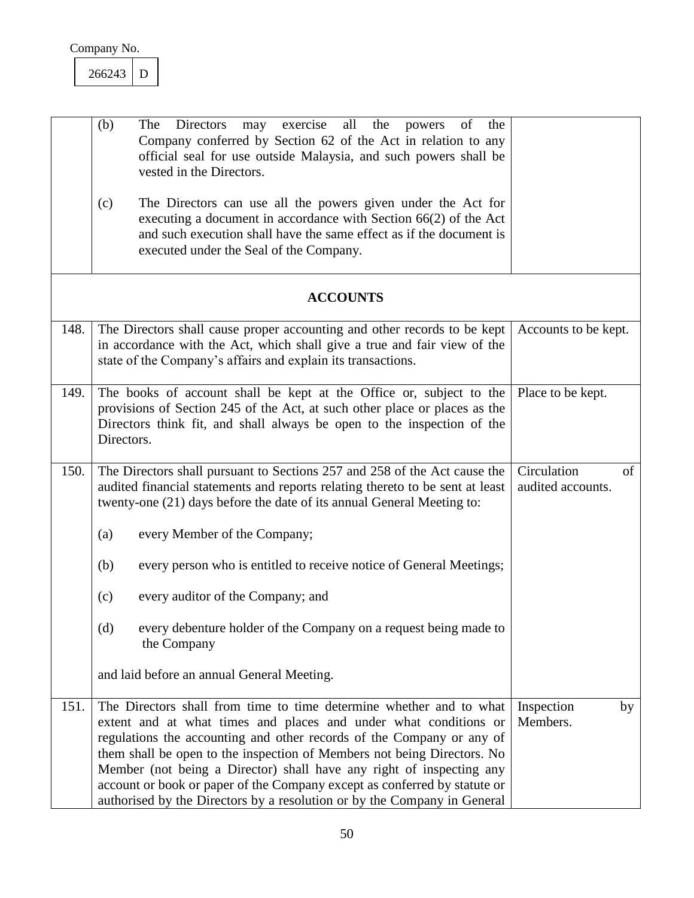Company No.

| 266243 | D |
|---|---|

| | | |
|---|---|---|
| | (b) The Directors may exercise all the powers of the Company conferred by Section 62 of the Act in relation to any official seal for use outside Malaysia, and such powers shall be vested in the Directors.<br><br>(c) The Directors can use all the powers given under the Act for executing a document in accordance with Section 66(2) of the Act and such execution shall have the same effect as if the document is executed under the Seal of the Company. | |

## ACCOUNTS

| | | |
|---|---|---|
| 148. | The Directors shall cause proper accounting and other records to be kept in accordance with the Act, which shall give a true and fair view of the state of the Company's affairs and explain its transactions. | Accounts to be kept. |
| 149. | The books of account shall be kept at the Office or, subject to the provisions of Section 245 of the Act, at such other place or places as the Directors think fit, and shall always be open to the inspection of the Directors. | Place to be kept. |
| 150. | The Directors shall pursuant to Sections 257 and 258 of the Act cause the audited financial statements and reports relating thereto to be sent at least twenty-one (21) days before the date of its annual General Meeting to:<br><br>(a) every Member of the Company;<br><br>(b) every person who is entitled to receive notice of General Meetings;<br><br>(c) every auditor of the Company; and<br><br>(d) every debenture holder of the Company on a request being made to the Company<br><br>and laid before an annual General Meeting. | Circulation of audited accounts. |
| 151. | The Directors shall from time to time determine whether and to what extent and at what times and places and under what conditions or regulations the accounting and other records of the Company or any of them shall be open to the inspection of Members not being Directors. No Member (not being a Director) shall have any right of inspecting any account or book or paper of the Company except as conferred by statute or authorised by the Directors by a resolution or by the Company in General | Inspection by Members. |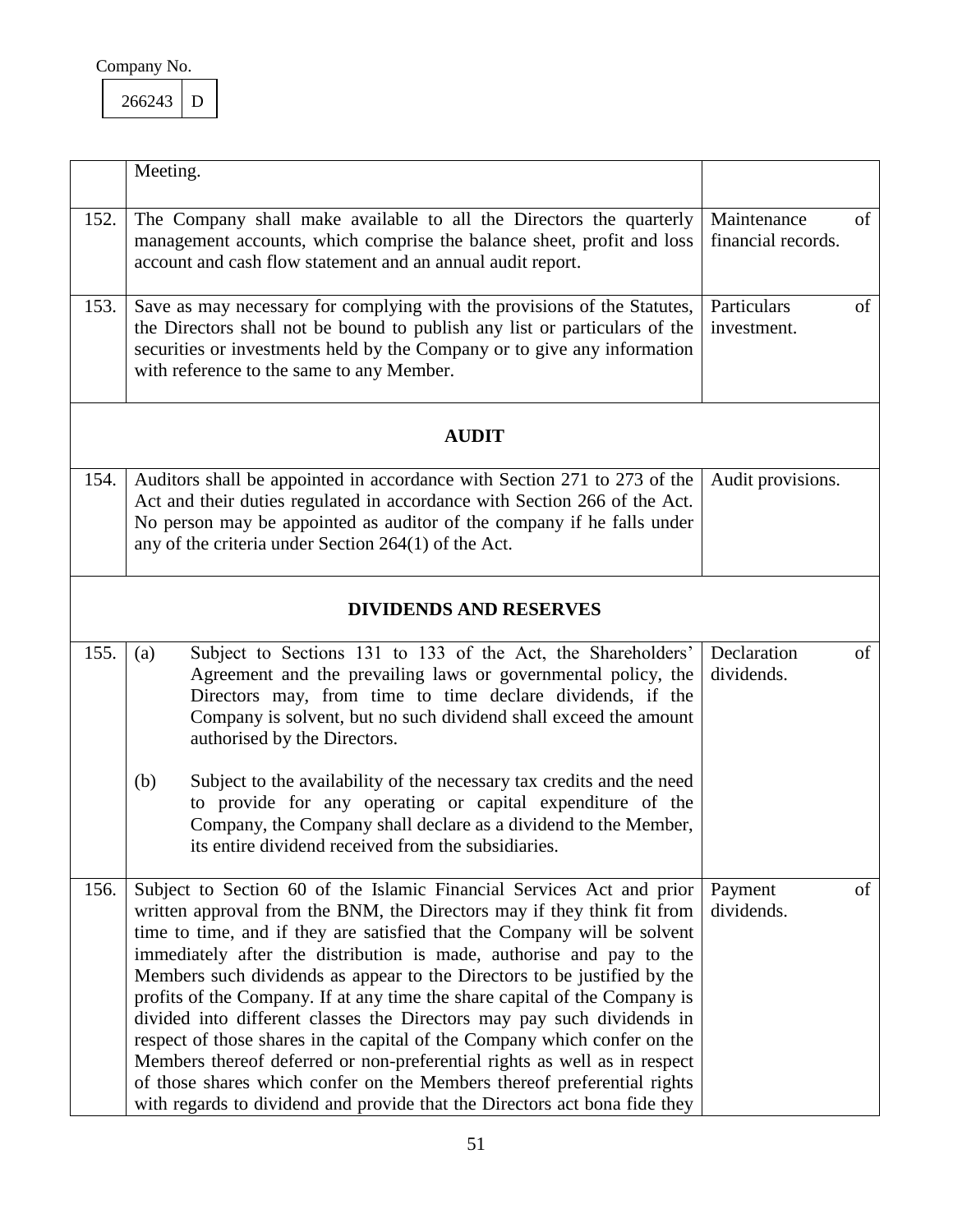Company No.

| 266243 | D |
|---|---|

| | | |
|---|---|---|
| | Meeting. | |
| 152. | The Company shall make available to all the Directors the quarterly management accounts, which comprise the balance sheet, profit and loss account and cash flow statement and an annual audit report. | Maintenance of financial records. |
| 153. | Save as may necessary for complying with the provisions of the Statutes, the Directors shall not be bound to publish any list or particulars of the securities or investments held by the Company or to give any information with reference to the same to any Member. | Particulars of investment. |
| | **AUDIT** | |
| 154. | Auditors shall be appointed in accordance with Section 271 to 273 of the Act and their duties regulated in accordance with Section 266 of the Act. No person may be appointed as auditor of the company if he falls under any of the criteria under Section 264(1) of the Act. | Audit provisions. |
| | **DIVIDENDS AND RESERVES** | |
| 155. | (a) Subject to Sections 131 to 133 of the Act, the Shareholders' Agreement and the prevailing laws or governmental policy, the Directors may, from time to time declare dividends, if the Company is solvent, but no such dividend shall exceed the amount authorised by the Directors.<br><br>(b) Subject to the availability of the necessary tax credits and the need to provide for any operating or capital expenditure of the Company, the Company shall declare as a dividend to the Member, its entire dividend received from the subsidiaries. | Declaration of dividends. |
| 156. | Subject to Section 60 of the Islamic Financial Services Act and prior written approval from the BNM, the Directors may if they think fit from time to time, and if they are satisfied that the Company will be solvent immediately after the distribution is made, authorise and pay to the Members such dividends as appear to the Directors to be justified by the profits of the Company. If at any time the share capital of the Company is divided into different classes the Directors may pay such dividends in respect of those shares in the capital of the Company which confer on the Members thereof deferred or non-preferential rights as well as in respect of those shares which confer on the Members thereof preferential rights with regards to dividend and provide that the Directors act bona fide they | Payment of dividends. |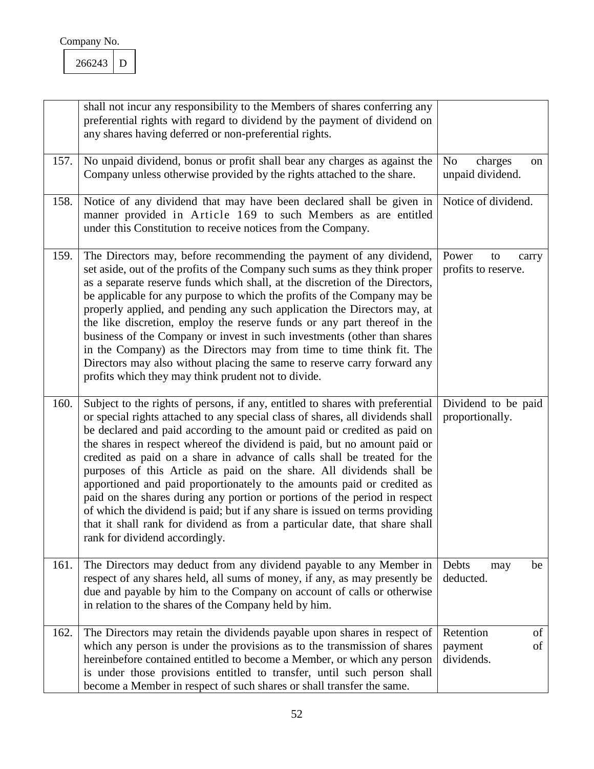Company No.

| 266243 | D |
|---|---|

| | | |
|---|---|---|
| | shall not incur any responsibility to the Members of shares conferring any preferential rights with regard to dividend by the payment of dividend on any shares having deferred or non-preferential rights. | |
| 157. | No unpaid dividend, bonus or profit shall bear any charges as against the Company unless otherwise provided by the rights attached to the share. | No charges on unpaid dividend. |
| 158. | Notice of any dividend that may have been declared shall be given in manner provided in Article 169 to such Members as are entitled under this Constitution to receive notices from the Company. | Notice of dividend. |
| 159. | The Directors may, before recommending the payment of any dividend, set aside, out of the profits of the Company such sums as they think proper as a separate reserve funds which shall, at the discretion of the Directors, be applicable for any purpose to which the profits of the Company may be properly applied, and pending any such application the Directors may, at the like discretion, employ the reserve funds or any part thereof in the business of the Company or invest in such investments (other than shares in the Company) as the Directors may from time to time think fit. The Directors may also without placing the same to reserve carry forward any profits which they may think prudent not to divide. | Power to carry profits to reserve. |
| 160. | Subject to the rights of persons, if any, entitled to shares with preferential or special rights attached to any special class of shares, all dividends shall be declared and paid according to the amount paid or credited as paid on the shares in respect whereof the dividend is paid, but no amount paid or credited as paid on a share in advance of calls shall be treated for the purposes of this Article as paid on the share. All dividends shall be apportioned and paid proportionately to the amounts paid or credited as paid on the shares during any portion or portions of the period in respect of which the dividend is paid; but if any share is issued on terms providing that it shall rank for dividend as from a particular date, that share shall rank for dividend accordingly. | Dividend to be paid proportionally. |
| 161. | The Directors may deduct from any dividend payable to any Member in respect of any shares held, all sums of money, if any, as may presently be due and payable by him to the Company on account of calls or otherwise in relation to the shares of the Company held by him. | Debts may be deducted. |
| 162. | The Directors may retain the dividends payable upon shares in respect of which any person is under the provisions as to the transmission of shares hereinbefore contained entitled to become a Member, or which any person is under those provisions entitled to transfer, until such person shall become a Member in respect of such shares or shall transfer the same. | Retention of payment of dividends. |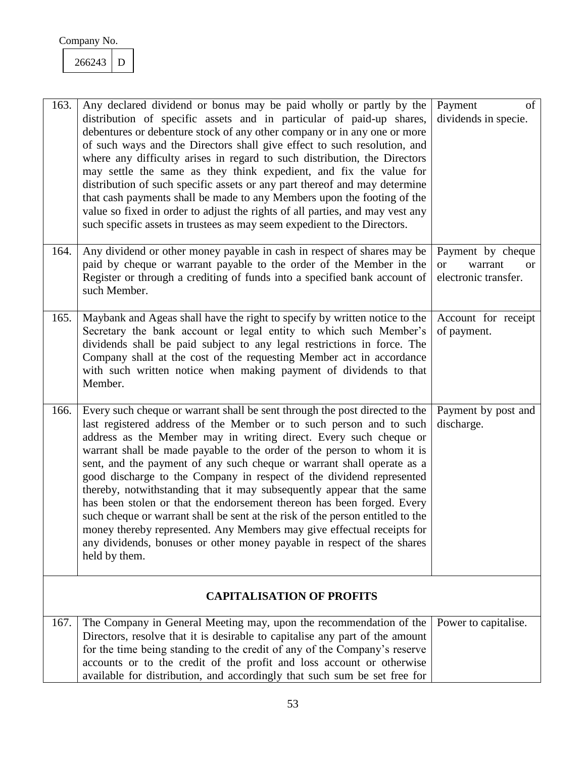Company No.

| 266243 | D |
|---|---|

| | | |
|---|---|---|
| 163. | Any declared dividend or bonus may be paid wholly or partly by the distribution of specific assets and in particular of paid-up shares, debentures or debenture stock of any other company or in any one or more of such ways and the Directors shall give effect to such resolution, and where any difficulty arises in regard to such distribution, the Directors may settle the same as they think expedient, and fix the value for distribution of such specific assets or any part thereof and may determine that cash payments shall be made to any Members upon the footing of the value so fixed in order to adjust the rights of all parties, and may vest any such specific assets in trustees as may seem expedient to the Directors. | Payment of dividends in specie. |
| 164. | Any dividend or other money payable in cash in respect of shares may be paid by cheque or warrant payable to the order of the Member in the Register or through a crediting of funds into a specified bank account of such Member. | Payment by cheque or warrant or electronic transfer. |
| 165. | Maybank and Ageas shall have the right to specify by written notice to the Secretary the bank account or legal entity to which such Member's dividends shall be paid subject to any legal restrictions in force. The Company shall at the cost of the requesting Member act in accordance with such written notice when making payment of dividends to that Member. | Account for receipt of payment. |
| 166. | Every such cheque or warrant shall be sent through the post directed to the last registered address of the Member or to such person and to such address as the Member may in writing direct. Every such cheque or warrant shall be made payable to the order of the person to whom it is sent, and the payment of any such cheque or warrant shall operate as a good discharge to the Company in respect of the dividend represented thereby, notwithstanding that it may subsequently appear that the same has been stolen or that the endorsement thereon has been forged. Every such cheque or warrant shall be sent at the risk of the person entitled to the money thereby represented. Any Members may give effectual receipts for any dividends, bonuses or other money payable in respect of the shares held by them. | Payment by post and discharge. |
| | **CAPITALISATION OF PROFITS** | |
| 167. | The Company in General Meeting may, upon the recommendation of the Directors, resolve that it is desirable to capitalise any part of the amount for the time being standing to the credit of any of the Company's reserve accounts or to the credit of the profit and loss account or otherwise available for distribution, and accordingly that such sum be set free for | Power to capitalise. |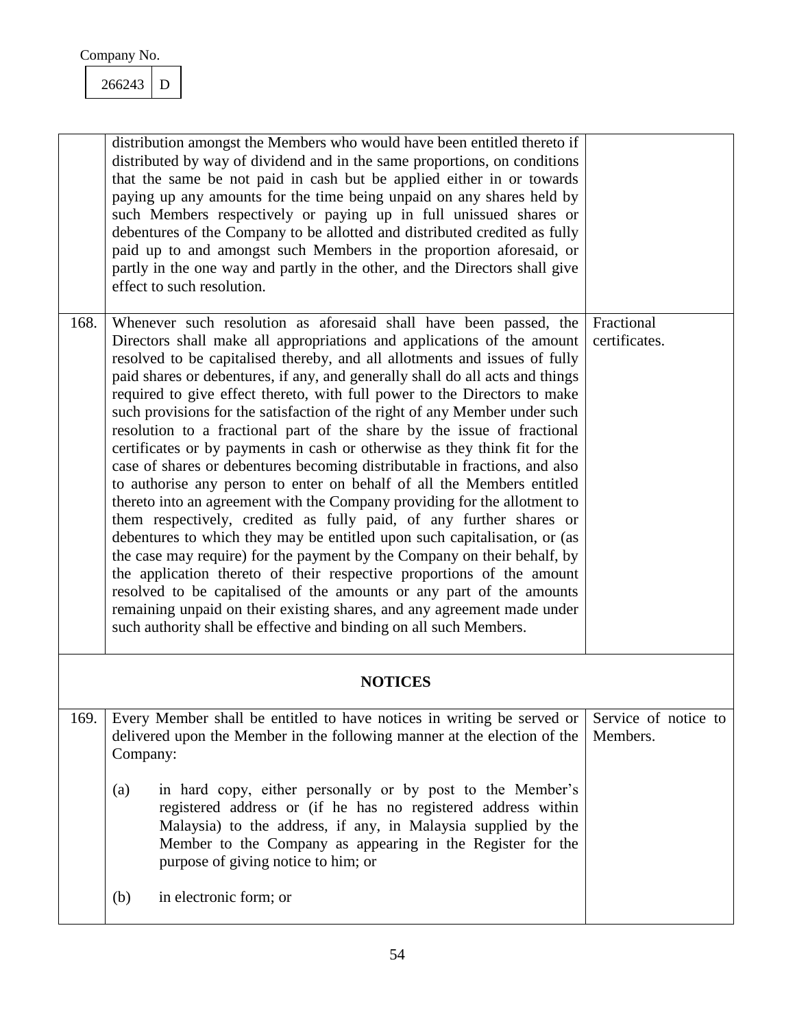Company No.

| 266243 | D |
|---|---|

| | | |
|---|---|---|
| | distribution amongst the Members who would have been entitled thereto if distributed by way of dividend and in the same proportions, on conditions that the same be not paid in cash but be applied either in or towards paying up any amounts for the time being unpaid on any shares held by such Members respectively or paying up in full unissued shares or debentures of the Company to be allotted and distributed credited as fully paid up to and amongst such Members in the proportion aforesaid, or partly in the one way and partly in the other, and the Directors shall give effect to such resolution. | |
| 168. | Whenever such resolution as aforesaid shall have been passed, the Directors shall make all appropriations and applications of the amount resolved to be capitalised thereby, and all allotments and issues of fully paid shares or debentures, if any, and generally shall do all acts and things required to give effect thereto, with full power to the Directors to make such provisions for the satisfaction of the right of any Member under such resolution to a fractional part of the share by the issue of fractional certificates or by payments in cash or otherwise as they think fit for the case of shares or debentures becoming distributable in fractions, and also to authorise any person to enter on behalf of all the Members entitled thereto into an agreement with the Company providing for the allotment to them respectively, credited as fully paid, of any further shares or debentures to which they may be entitled upon such capitalisation, or (as the case may require) for the payment by the Company on their behalf, by the application thereto of their respective proportions of the amount resolved to be capitalised of the amounts or any part of the amounts remaining unpaid on their existing shares, and any agreement made under such authority shall be effective and binding on all such Members. | Fractional certificates. |
| | **NOTICES** | |
| 169. | Every Member shall be entitled to have notices in writing be served or delivered upon the Member in the following manner at the election of the Company:<br><br>(a) in hard copy, either personally or by post to the Member's registered address or (if he has no registered address within Malaysia) to the address, if any, in Malaysia supplied by the Member to the Company as appearing in the Register for the purpose of giving notice to him; or<br><br>(b) in electronic form; or | Service of notice to Members. |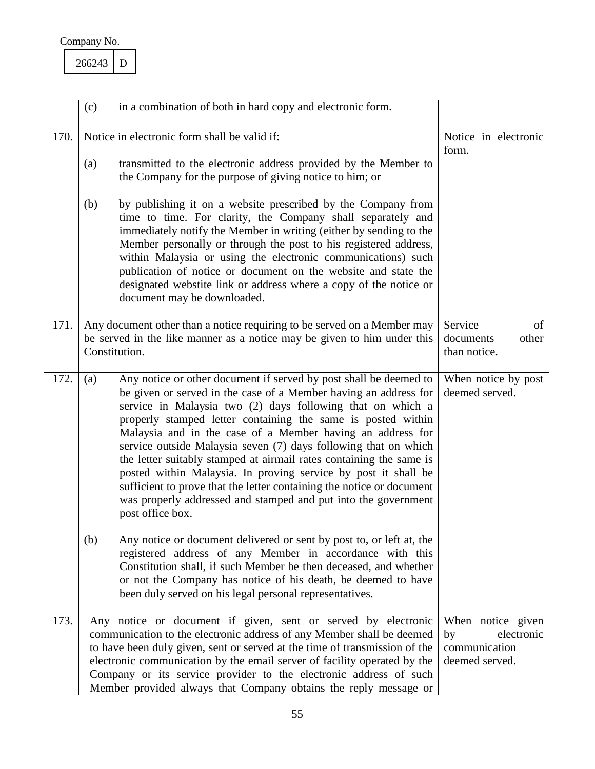Company No.

| 266243 | D |
|---|---|

| | | |
|---|---|---|
| | (c) in a combination of both in hard copy and electronic form. | |
| 170. | Notice in electronic form shall be valid if:<br><br>(a) transmitted to the electronic address provided by the Member to the Company for the purpose of giving notice to him; or<br><br>(b) by publishing it on a website prescribed by the Company from time to time. For clarity, the Company shall separately and immediately notify the Member in writing (either by sending to the Member personally or through the post to his registered address, within Malaysia or using the electronic communications) such publication of notice or document on the website and state the designated webstite link or address where a copy of the notice or document may be downloaded. | Notice in electronic form. |
| 171. | Any document other than a notice requiring to be served on a Member may be served in the like manner as a notice may be given to him under this Constitution. | Service of documents other than notice. |
| 172. | (a) Any notice or other document if served by post shall be deemed to be given or served in the case of a Member having an address for service in Malaysia two (2) days following that on which a properly stamped letter containing the same is posted within Malaysia and in the case of a Member having an address for service outside Malaysia seven (7) days following that on which the letter suitably stamped at airmail rates containing the same is posted within Malaysia. In proving service by post it shall be sufficient to prove that the letter containing the notice or document was properly addressed and stamped and put into the government post office box.<br><br>(b) Any notice or document delivered or sent by post to, or left at, the registered address of any Member in accordance with this Constitution shall, if such Member be then deceased, and whether or not the Company has notice of his death, be deemed to have been duly served on his legal personal representatives. | When notice by post deemed served. |
| 173. | Any notice or document if given, sent or served by electronic communication to the electronic address of any Member shall be deemed to have been duly given, sent or served at the time of transmission of the electronic communication by the email server of facility operated by the Company or its service provider to the electronic address of such Member provided always that Company obtains the reply message or | When notice given by electronic communication deemed served. |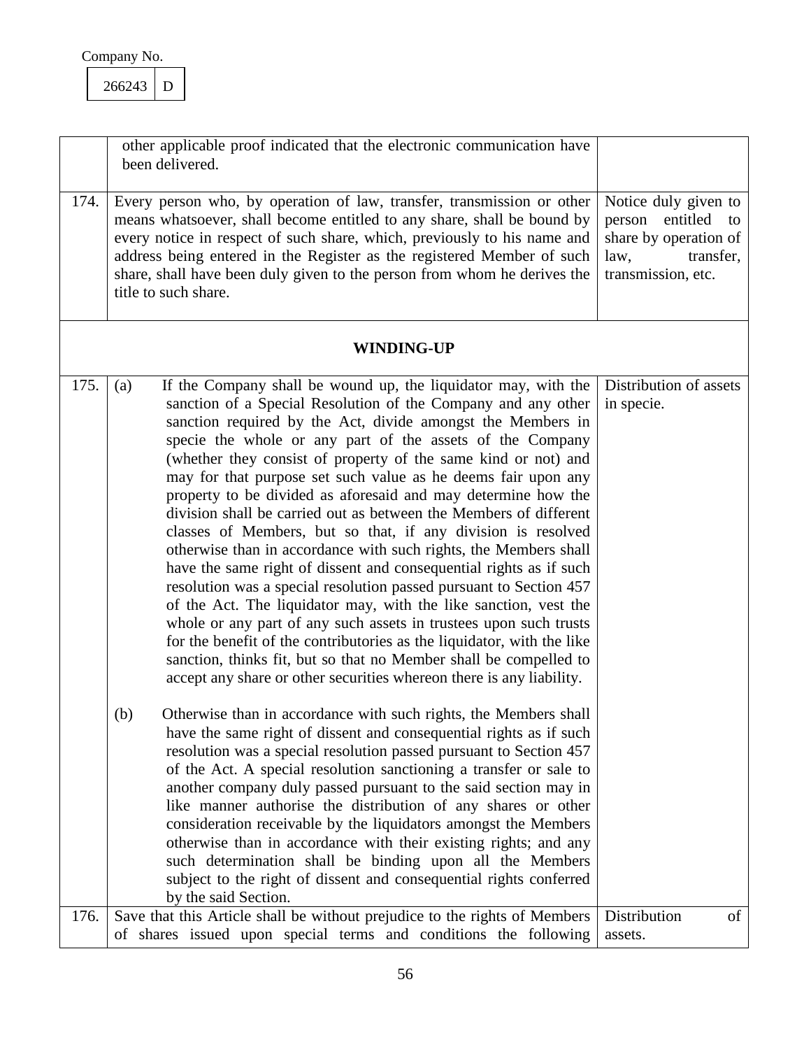Company No.

| 266243 | D |
|---|---|

| | | |
|---|---|---|
| | other applicable proof indicated that the electronic communication have been delivered. | |
| 174. | Every person who, by operation of law, transfer, transmission or other means whatsoever, shall become entitled to any share, shall be bound by every notice in respect of such share, which, previously to his name and address being entered in the Register as the registered Member of such share, shall have been duly given to the person from whom he derives the title to such share. | Notice duly given to person entitled to share by operation of law, transfer, transmission, etc. |
| | **WINDING-UP** | |
| 175. | (a) If the Company shall be wound up, the liquidator may, with the sanction of a Special Resolution of the Company and any other sanction required by the Act, divide amongst the Members in specie the whole or any part of the assets of the Company (whether they consist of property of the same kind or not) and may for that purpose set such value as he deems fair upon any property to be divided as aforesaid and may determine how the division shall be carried out as between the Members of different classes of Members, but so that, if any division is resolved otherwise than in accordance with such rights, the Members shall have the same right of dissent and consequential rights as if such resolution was a special resolution passed pursuant to Section 457 of the Act. The liquidator may, with the like sanction, vest the whole or any part of any such assets in trustees upon such trusts for the benefit of the contributories as the liquidator, with the like sanction, thinks fit, but so that no Member shall be compelled to accept any share or other securities whereon there is any liability.<br><br>(b) Otherwise than in accordance with such rights, the Members shall have the same right of dissent and consequential rights as if such resolution was a special resolution passed pursuant to Section 457 of the Act. A special resolution sanctioning a transfer or sale to another company duly passed pursuant to the said section may in like manner authorise the distribution of any shares or other consideration receivable by the liquidators amongst the Members otherwise than in accordance with their existing rights; and any such determination shall be binding upon all the Members subject to the right of dissent and consequential rights conferred by the said Section. | Distribution of assets in specie. |
| 176. | Save that this Article shall be without prejudice to the rights of Members of shares issued upon special terms and conditions the following | Distribution of assets. |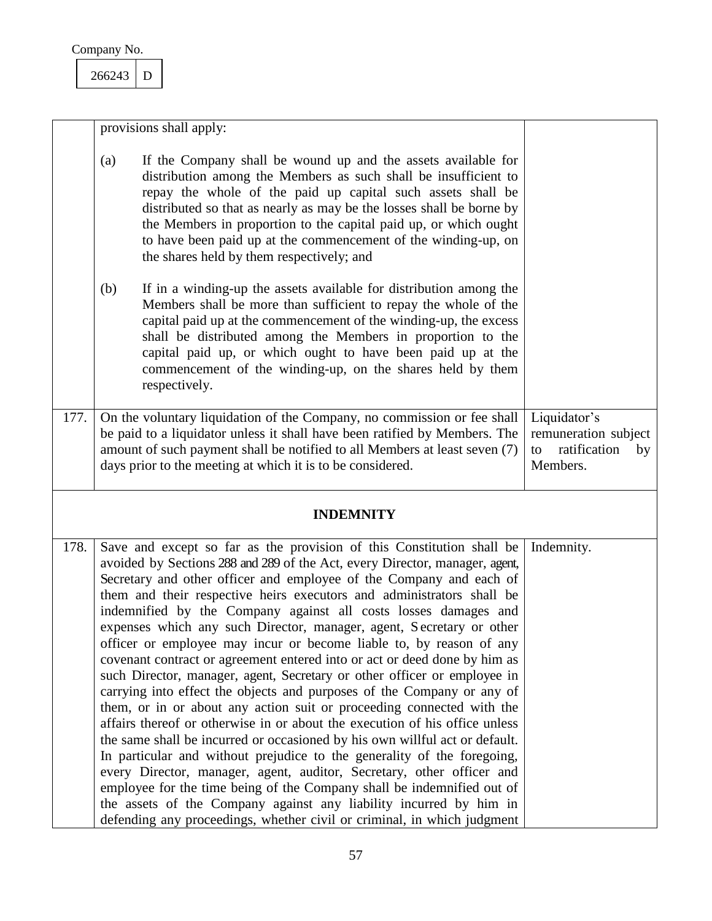Company No.

| 266243 | D |
|---|---|

| | | |
|---|---|---|
| | provisions shall apply:<br><br>(a) If the Company shall be wound up and the assets available for distribution among the Members as such shall be insufficient to repay the whole of the paid up capital such assets shall be distributed so that as nearly as may be the losses shall be borne by the Members in proportion to the capital paid up, or which ought to have been paid up at the commencement of the winding-up, on the shares held by them respectively; and<br><br>(b) If in a winding-up the assets available for distribution among the Members shall be more than sufficient to repay the whole of the capital paid up at the commencement of the winding-up, the excess shall be distributed among the Members in proportion to the capital paid up, or which ought to have been paid up at the commencement of the winding-up, on the shares held by them respectively. | |
| 177. | On the voluntary liquidation of the Company, no commission or fee shall be paid to a liquidator unless it shall have been ratified by Members. The amount of such payment shall be notified to all Members at least seven (7) days prior to the meeting at which it is to be considered. | Liquidator's remuneration subject to ratification by Members. |
| | **INDEMNITY** | |
| 178. | Save and except so far as the provision of this Constitution shall be avoided by Sections 288 and 289 of the Act, every Director, manager, agent, Secretary and other officer and employee of the Company and each of them and their respective heirs executors and administrators shall be indemnified by the Company against all costs losses damages and expenses which any such Director, manager, agent, Secretary or other officer or employee may incur or become liable to, by reason of any covenant contract or agreement entered into or act or deed done by him as such Director, manager, agent, Secretary or other officer or employee in carrying into effect the objects and purposes of the Company or any of them, or in or about any action suit or proceeding connected with the affairs thereof or otherwise in or about the execution of his office unless the same shall be incurred or occasioned by his own willful act or default. In particular and without prejudice to the generality of the foregoing, every Director, manager, agent, auditor, Secretary, other officer and employee for the time being of the Company shall be indemnified out of the assets of the Company against any liability incurred by him in defending any proceedings, whether civil or criminal, in which judgment | Indemnity. |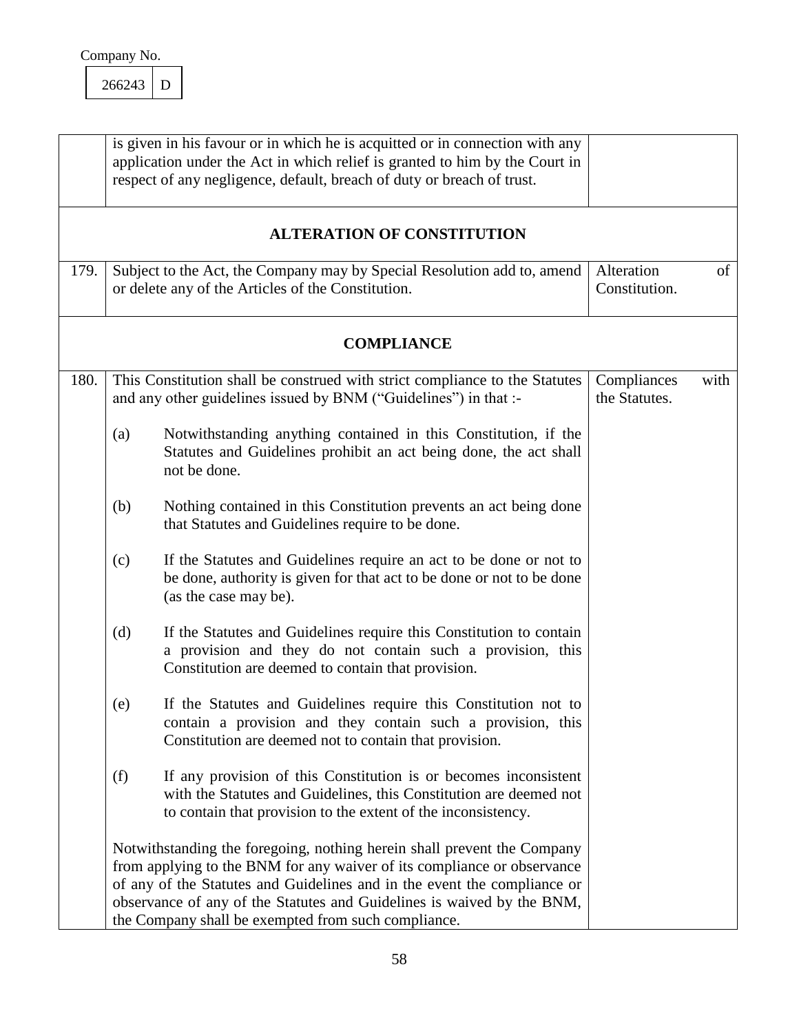Company No.

| 266243 | D |
|---|---|

| | | |
|---|---|---|
| | is given in his favour or in which he is acquitted or in connection with any application under the Act in which relief is granted to him by the Court in respect of any negligence, default, breach of duty or breach of trust. | |

## ALTERATION OF CONSTITUTION

| | | |
|---|---|---|
| 179. | Subject to the Act, the Company may by Special Resolution add to, amend or delete any of the Articles of the Constitution. | Alteration of Constitution. |

## COMPLIANCE

| | | |
|---|---|---|
| 180. | This Constitution shall be construed with strict compliance to the Statutes and any other guidelines issued by BNM ("Guidelines") in that :-<br><br>(a) Notwithstanding anything contained in this Constitution, if the Statutes and Guidelines prohibit an act being done, the act shall not be done.<br><br>(b) Nothing contained in this Constitution prevents an act being done that Statutes and Guidelines require to be done.<br><br>(c) If the Statutes and Guidelines require an act to be done or not to be done, authority is given for that act to be done or not to be done (as the case may be).<br><br>(d) If the Statutes and Guidelines require this Constitution to contain a provision and they do not contain such a provision, this Constitution are deemed to contain that provision.<br><br>(e) If the Statutes and Guidelines require this Constitution not to contain a provision and they contain such a provision, this Constitution are deemed not to contain that provision.<br><br>(f) If any provision of this Constitution is or becomes inconsistent with the Statutes and Guidelines, this Constitution are deemed not to contain that provision to the extent of the inconsistency.<br><br>Notwithstanding the foregoing, nothing herein shall prevent the Company from applying to the BNM for any waiver of its compliance or observance of any of the Statutes and Guidelines and in the event the compliance or observance of any of the Statutes and Guidelines is waived by the BNM, the Company shall be exempted from such compliance. | Compliances with the Statutes. |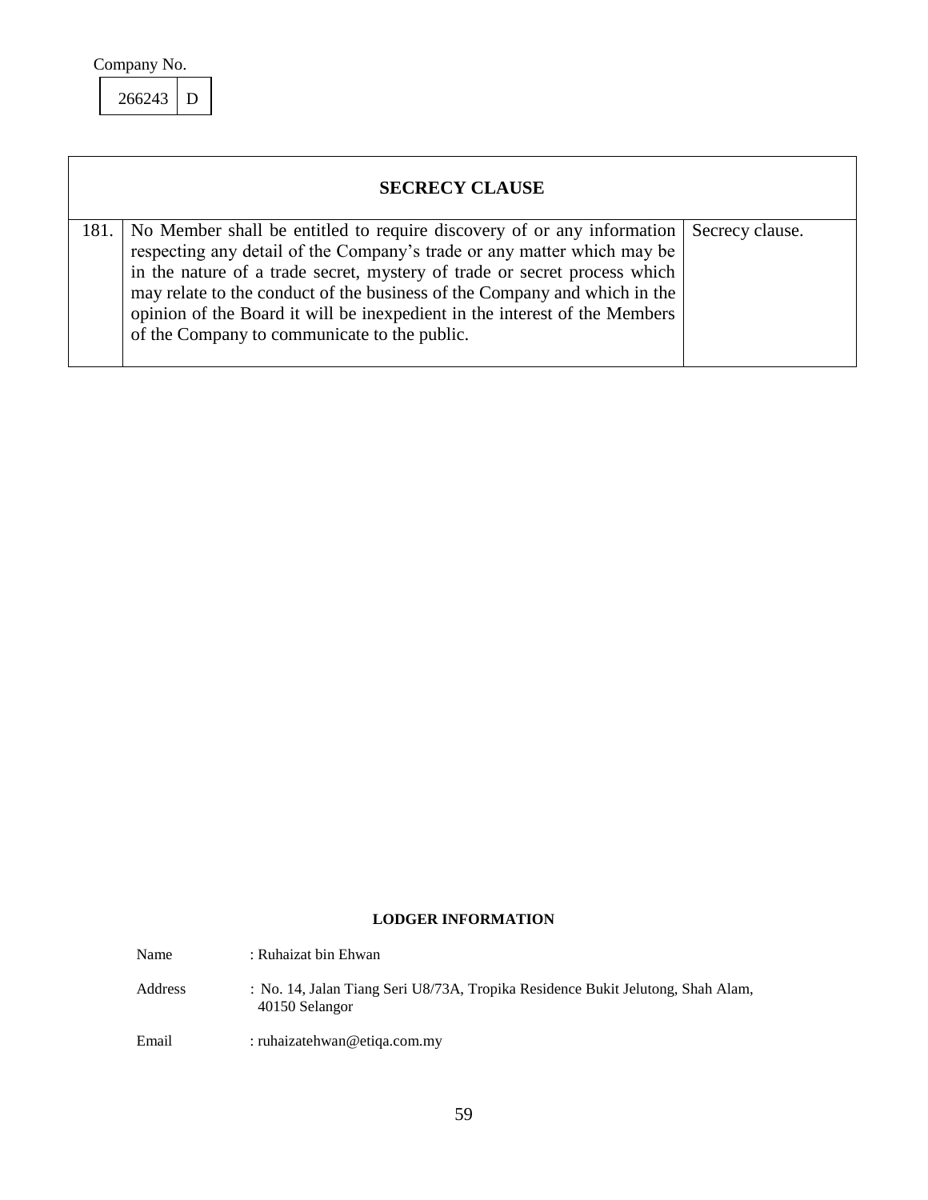Company No.

| 266243 | D |
|---|---|

| | | |
|---|---|---|
| **SECRECY CLAUSE** | | |
| 181. | No Member shall be entitled to require discovery of or any information respecting any detail of the Company's trade or any matter which may be in the nature of a trade secret, mystery of trade or secret process which may relate to the conduct of the business of the Company and which in the opinion of the Board it will be inexpedient in the interest of the Members of the Company to communicate to the public. | Secrecy clause. |

**LODGER INFORMATION**

Name : Ruhaizat bin Ehwan

Address : No. 14, Jalan Tiang Seri U8/73A, Tropika Residence Bukit Jelutong, Shah Alam, 40150 Selangor

Email : ruhaizatehwan@etiqa.com.my